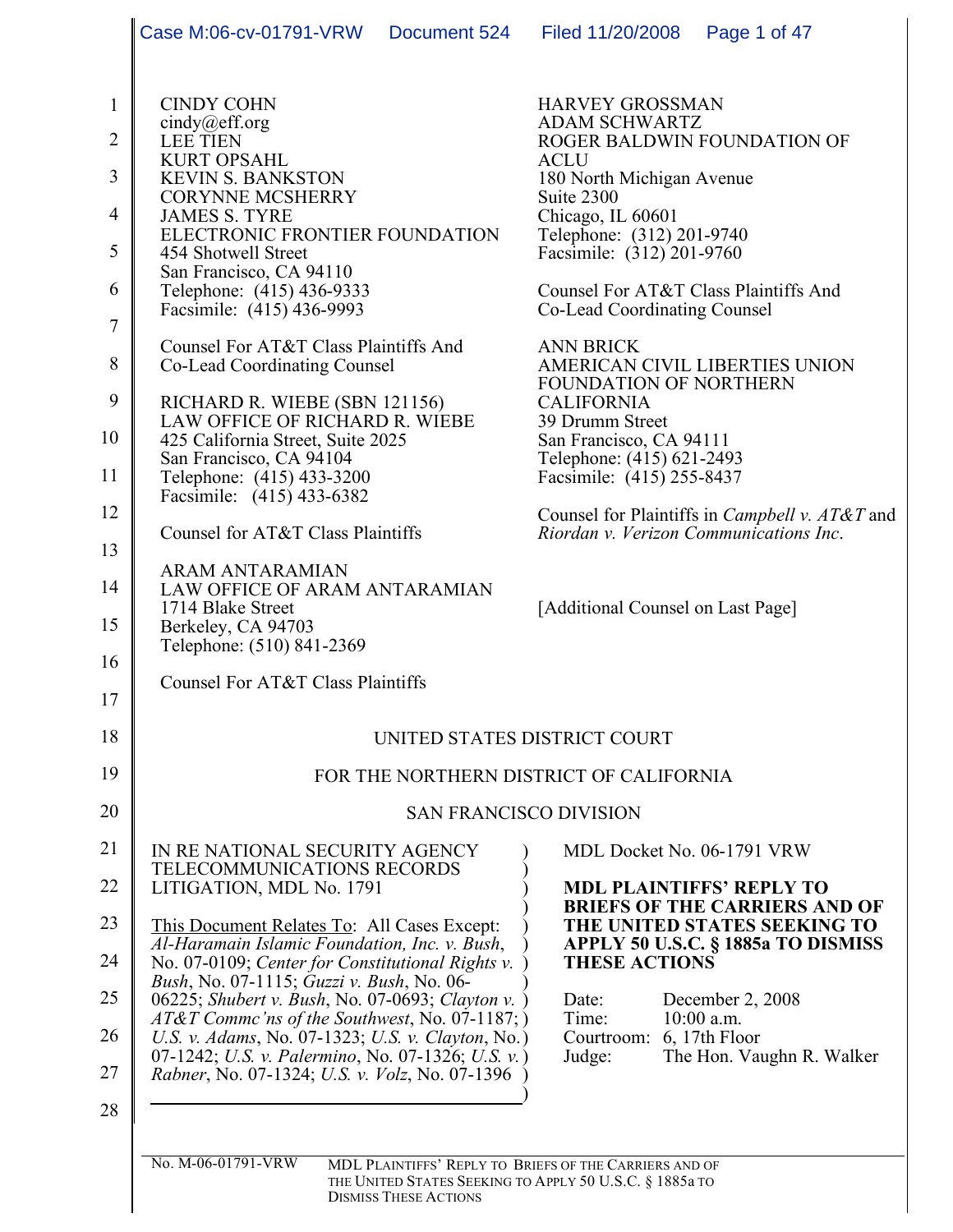CINDY COHN
cindy@eff.org
LEE TIEN
KURT OPSAHL
KEVIN S. BANKSTON
CORYNNE MCSHERRY
JAMES S. TYRE
ELECTRONIC FRONTIER FOUNDATION
454 Shotwell Street
San Francisco, CA 94110
Telephone: (415) 436-9333
Facsimile: (415) 436-9993

Counsel For AT&T Class Plaintiffs And
Co-Lead Coordinating Counsel

RICHARD R. WIEBE (SBN 121156)
LAW OFFICE OF RICHARD R. WIEBE
425 California Street, Suite 2025
San Francisco, CA 94104
Telephone: (415) 433-3200
Facsimile: (415) 433-6382

Counsel for AT&T Class Plaintiffs

ARAM ANTARAMIAN
LAW OFFICE OF ARAM ANTARAMIAN
1714 Blake Street
Berkeley, CA 94703
Telephone: (510) 841-2369

Counsel For AT&T Class Plaintiffs

HARVEY GROSSMAN
ADAM SCHWARTZ
ROGER BALDWIN FOUNDATION OF ACLU
180 North Michigan Avenue
Suite 2300
Chicago, IL 60601
Telephone: (312) 201-9740
Facsimile: (312) 201-9760

Counsel For AT&T Class Plaintiffs And
Co-Lead Coordinating Counsel

ANN BRICK
AMERICAN CIVIL LIBERTIES UNION FOUNDATION OF NORTHERN CALIFORNIA
39 Drumm Street
San Francisco, CA 94111
Telephone: (415) 621-2493
Facsimile: (415) 255-8437

Counsel for Plaintiffs in *Campbell v. AT&T* and *Riordan v. Verizon Communications Inc*.

[Additional Counsel on Last Page]

UNITED STATES DISTRICT COURT

FOR THE NORTHERN DISTRICT OF CALIFORNIA

SAN FRANCISCO DIVISION

IN RE NATIONAL SECURITY AGENCY TELECOMMUNICATIONS RECORDS LITIGATION, MDL No. 1791

This Document Relates To: All Cases Except: *Al-Haramain Islamic Foundation, Inc. v. Bush*, No. 07-0109; *Center for Constitutional Rights v. Bush*, No. 07-1115; *Guzzi v. Bush*, No. 06-06225; *Shubert v. Bush*, No. 07-0693; *Clayton v. AT&T Commc'ns of the Southwest*, No. 07-1187; *U.S. v. Adams*, No. 07-1323; *U.S. v. Clayton*, No. 07-1242; *U.S. v. Palermino*, No. 07-1326; *U.S. v. Rabner*, No. 07-1324; *U.S. v. Volz*, No. 07-1396

MDL Docket No. 06-1791 VRW

**MDL PLAINTIFFS' REPLY TO BRIEFS OF THE CARRIERS AND OF THE UNITED STATES SEEKING TO APPLY 50 U.S.C. § 1885a TO DISMISS THESE ACTIONS**

Date: December 2, 2008
Time: 10:00 a.m.
Courtroom: 6, 17th Floor
Judge: The Hon. Vaughn R. Walker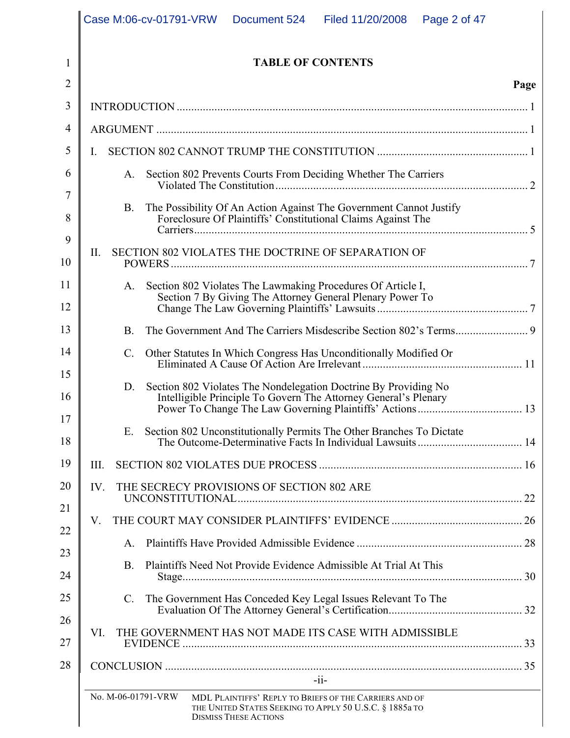# TABLE OF CONTENTS

| | Page |
|---|---|
| INTRODUCTION | 1 |
| ARGUMENT | 1 |
| I. SECTION 802 CANNOT TRUMP THE CONSTITUTION | 1 |
| A. Section 802 Prevents Courts From Deciding Whether The Carriers Violated The Constitution | 2 |
| B. The Possibility Of An Action Against The Government Cannot Justify Foreclosure Of Plaintiffs' Constitutional Claims Against The Carriers | 5 |
| II. SECTION 802 VIOLATES THE DOCTRINE OF SEPARATION OF POWERS | 7 |
| A. Section 802 Violates The Lawmaking Procedures Of Article I, Section 7 By Giving The Attorney General Plenary Power To Change The Law Governing Plaintiffs' Lawsuits | 7 |
| B. The Government And The Carriers Misdescribe Section 802's Terms | 9 |
| C. Other Statutes In Which Congress Has Unconditionally Modified Or Eliminated A Cause Of Action Are Irrelevant | 11 |
| D. Section 802 Violates The Nondelegation Doctrine By Providing No Intelligible Principle To Govern The Attorney General's Plenary Power To Change The Law Governing Plaintiffs' Actions | 13 |
| E. Section 802 Unconstitutionally Permits The Other Branches To Dictate The Outcome-Determinative Facts In Individual Lawsuits | 14 |
| III. SECTION 802 VIOLATES DUE PROCESS | 16 |
| IV. THE SECRECY PROVISIONS OF SECTION 802 ARE UNCONSTITUTIONAL | 22 |
| V. THE COURT MAY CONSIDER PLAINTIFFS' EVIDENCE | 26 |
| A. Plaintiffs Have Provided Admissible Evidence | 28 |
| B. Plaintiffs Need Not Provide Evidence Admissible At Trial At This Stage | 30 |
| C. The Government Has Conceded Key Legal Issues Relevant To The Evaluation Of The Attorney General's Certification | 32 |
| VI. THE GOVERNMENT HAS NOT MADE ITS CASE WITH ADMISSIBLE EVIDENCE | 33 |
| CONCLUSION | 35 |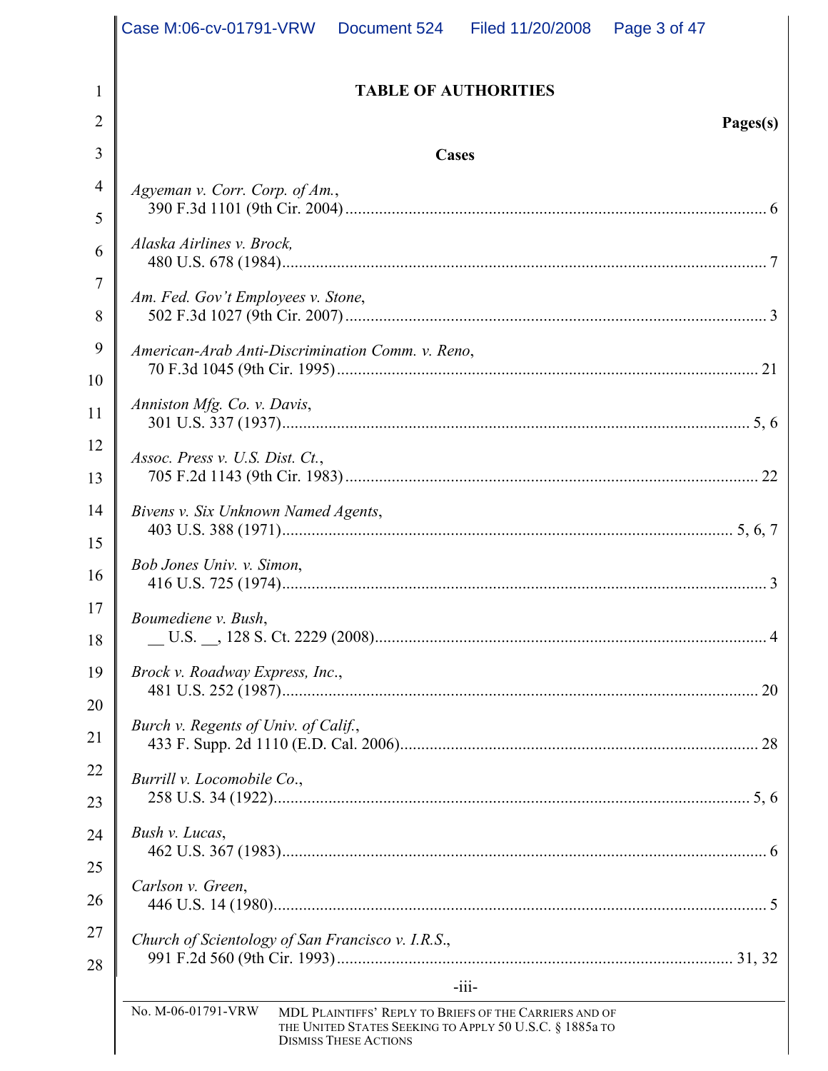# TABLE OF AUTHORITIES

**Pages(s)**

## Cases

*Agyeman v. Corr. Corp. of Am.*,
390 F.3d 1101 (9th Cir. 2004) .......... 6

*Alaska Airlines v. Brock,*
480 U.S. 678 (1984) .......... 7

*Am. Fed. Gov't Employees v. Stone*,
502 F.3d 1027 (9th Cir. 2007) .......... 3

*American-Arab Anti-Discrimination Comm. v. Reno*,
70 F.3d 1045 (9th Cir. 1995) .......... 21

*Anniston Mfg. Co. v. Davis*,
301 U.S. 337 (1937) .......... 5, 6

*Assoc. Press v. U.S. Dist. Ct.*,
705 F.2d 1143 (9th Cir. 1983) .......... 22

*Bivens v. Six Unknown Named Agents*,
403 U.S. 388 (1971) .......... 5, 6, 7

*Bob Jones Univ. v. Simon*,
416 U.S. 725 (1974) .......... 3

*Boumediene v. Bush*,
__ U.S. __, 128 S. Ct. 2229 (2008) .......... 4

*Brock v. Roadway Express, Inc.*,
481 U.S. 252 (1987) .......... 20

*Burch v. Regents of Univ. of Calif.*,
433 F. Supp. 2d 1110 (E.D. Cal. 2006) .......... 28

*Burrill v. Locomobile Co.*,
258 U.S. 34 (1922) .......... 5, 6

*Bush v. Lucas*,
462 U.S. 367 (1983) .......... 6

*Carlson v. Green*,
446 U.S. 14 (1980) .......... 5

*Church of Scientology of San Francisco v. I.R.S.*,
991 F.2d 560 (9th Cir. 1993) .......... 31, 32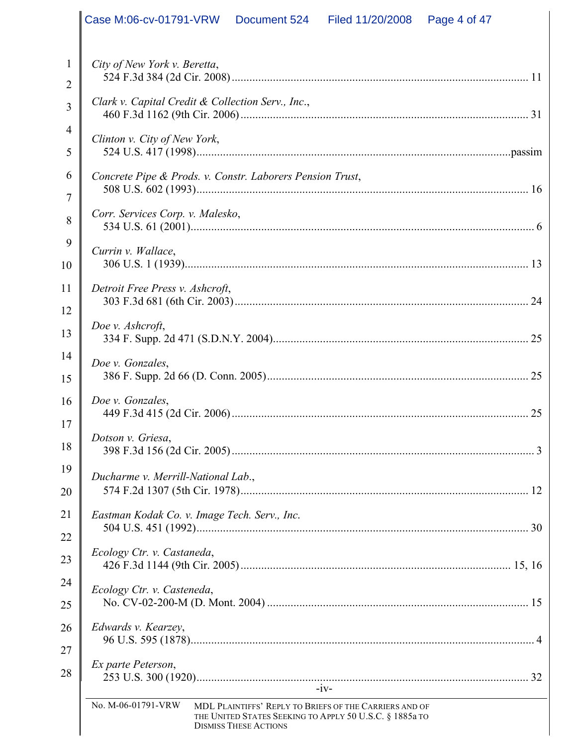*City of New York v. Beretta*,
524 F.3d 384 (2d Cir. 2008) .......... 11

*Clark v. Capital Credit & Collection Serv., Inc.*,
460 F.3d 1162 (9th Cir. 2006) .......... 31

*Clinton v. City of New York*,
524 U.S. 417 (1998) .......... passim

*Concrete Pipe & Prods. v. Constr. Laborers Pension Trust*,
508 U.S. 602 (1993) .......... 16

*Corr. Services Corp. v. Malesko*,
534 U.S. 61 (2001) .......... 6

*Currin v. Wallace*,
306 U.S. 1 (1939) .......... 13

*Detroit Free Press v. Ashcroft*,
303 F.3d 681 (6th Cir. 2003) .......... 24

*Doe v. Ashcroft*,
334 F. Supp. 2d 471 (S.D.N.Y. 2004) .......... 25

*Doe v. Gonzales*,
386 F. Supp. 2d 66 (D. Conn. 2005) .......... 25

*Doe v. Gonzales*,
449 F.3d 415 (2d Cir. 2006) .......... 25

*Dotson v. Griesa*,
398 F.3d 156 (2d Cir. 2005) .......... 3

*Ducharme v. Merrill-National Lab.*,
574 F.2d 1307 (5th Cir. 1978) .......... 12

*Eastman Kodak Co. v. Image Tech. Serv., Inc.*
504 U.S. 451 (1992) .......... 30

*Ecology Ctr. v. Castaneda*,
426 F.3d 1144 (9th Cir. 2005) .......... 15, 16

*Ecology Ctr. v. Casteneda*,
No. CV-02-200-M (D. Mont. 2004) .......... 15

*Edwards v. Kearzey*,
96 U.S. 595 (1878) .......... 4

*Ex parte Peterson*,
253 U.S. 300 (1920) .......... 32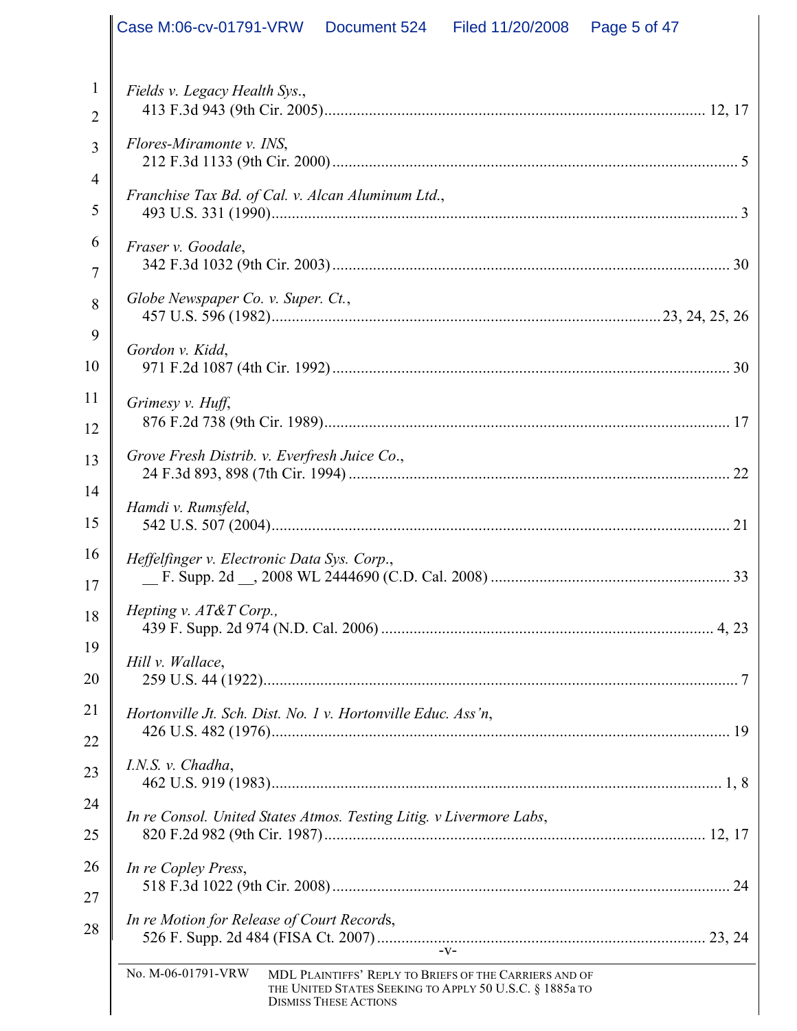*Fields v. Legacy Health Sys.*,
413 F.3d 943 (9th Cir. 2005) ........................................................................................ 12, 17

*Flores-Miramonte v. INS*,
212 F.3d 1133 (9th Cir. 2000) ............................................................................................. 5

*Franchise Tax Bd. of Cal. v. Alcan Aluminum Ltd.*,
493 U.S. 331 (1990) ............................................................................................................ 3

*Fraser v. Goodale*,
342 F.3d 1032 (9th Cir. 2003) ........................................................................................... 30

*Globe Newspaper Co. v. Super. Ct.*,
457 U.S. 596 (1982) ........................................................................................ 23, 24, 25, 26

*Gordon v. Kidd*,
971 F.2d 1087 (4th Cir. 1992) ........................................................................................... 30

*Grimesy v. Huff*,
876 F.2d 738 (9th Cir. 1989) ............................................................................................. 17

*Grove Fresh Distrib. v. Everfresh Juice Co.*,
24 F.3d 893, 898 (7th Cir. 1994) ....................................................................................... 22

*Hamdi v. Rumsfeld*,
542 U.S. 507 (2004) .......................................................................................................... 21

*Heffelfinger v. Electronic Data Sys. Corp.*,
__ F. Supp. 2d __, 2008 WL 2444690 (C.D. Cal. 2008) .................................................. 33

*Hepting v. AT&T Corp.,*
439 F. Supp. 2d 974 (N.D. Cal. 2006) ........................................................................... 4, 23

*Hill v. Wallace*,
259 U.S. 44 (1922) .............................................................................................................. 7

*Hortonville Jt. Sch. Dist. No. 1 v. Hortonville Educ. Ass'n*,
426 U.S. 482 (1976) .......................................................................................................... 19

*I.N.S. v. Chadha*,
462 U.S. 919 (1983) ........................................................................................................ 1, 8

*In re Consol. United States Atmos. Testing Litig. v Livermore Labs*,
820 F.2d 982 (9th Cir. 1987) ........................................................................................ 12, 17

*In re Copley Press*,
518 F.3d 1022 (9th Cir. 2008) ........................................................................................... 24

*In re Motion for Release of Court Record*s,
526 F. Supp. 2d 484 (FISA Ct. 2007) ........................................................................... 23, 24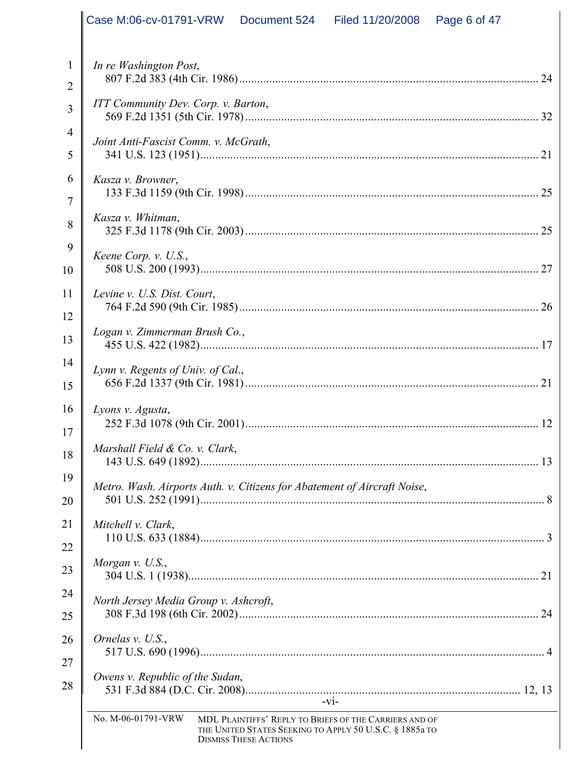*In re Washington Post*,
807 F.2d 383 (4th Cir. 1986) .................................................................................................... 24

*ITT Community Dev. Corp. v. Barton*,
569 F.2d 1351 (5th Cir. 1978) .................................................................................................. 32

*Joint Anti-Fascist Comm. v. McGrath*,
341 U.S. 123 (1951) ................................................................................................................... 21

*Kasza v. Browner*,
133 F.3d 1159 (9th Cir. 1998) .................................................................................................. 25

*Kasza v. Whitman*,
325 F.3d 1178 (9th Cir. 2003) .................................................................................................. 25

*Keene Corp. v. U.S.*,
508 U.S. 200 (1993) ................................................................................................................... 27

*Levine v. U.S. Dist. Court*,
764 F.2d 590 (9th Cir. 1985) .................................................................................................... 26

*Logan v. Zimmerman Brush Co.*,
455 U.S. 422 (1982) ................................................................................................................... 17

*Lynn v. Regents of Univ. of Cal*.,
656 F.2d 1337 (9th Cir. 1981) .................................................................................................. 21

*Lyons v. Agusta*,
252 F.3d 1078 (9th Cir. 2001) .................................................................................................. 12

*Marshall Field & Co. v. Clark*,
143 U.S. 649 (1892) ................................................................................................................... 13

*Metro. Wash. Airports Auth. v. Citizens for Abatement of Aircraft Noise*,
501 U.S. 252 (1991) ..................................................................................................................... 8

*Mitchell v. Clark*,
110 U.S. 633 (1884) ..................................................................................................................... 3

*Morgan v. U.S.*,
304 U.S. 1 (1938) ....................................................................................................................... 21

*North Jersey Media Group v. Ashcroft*,
308 F.3d 198 (6th Cir. 2002) .................................................................................................... 24

*Ornelas v. U.S.*,
517 U.S. 690 (1996) ..................................................................................................................... 4

*Owens v. Republic of the Sudan*,
531 F.3d 884 (D.C. Cir. 2008) ............................................................................................ 12, 13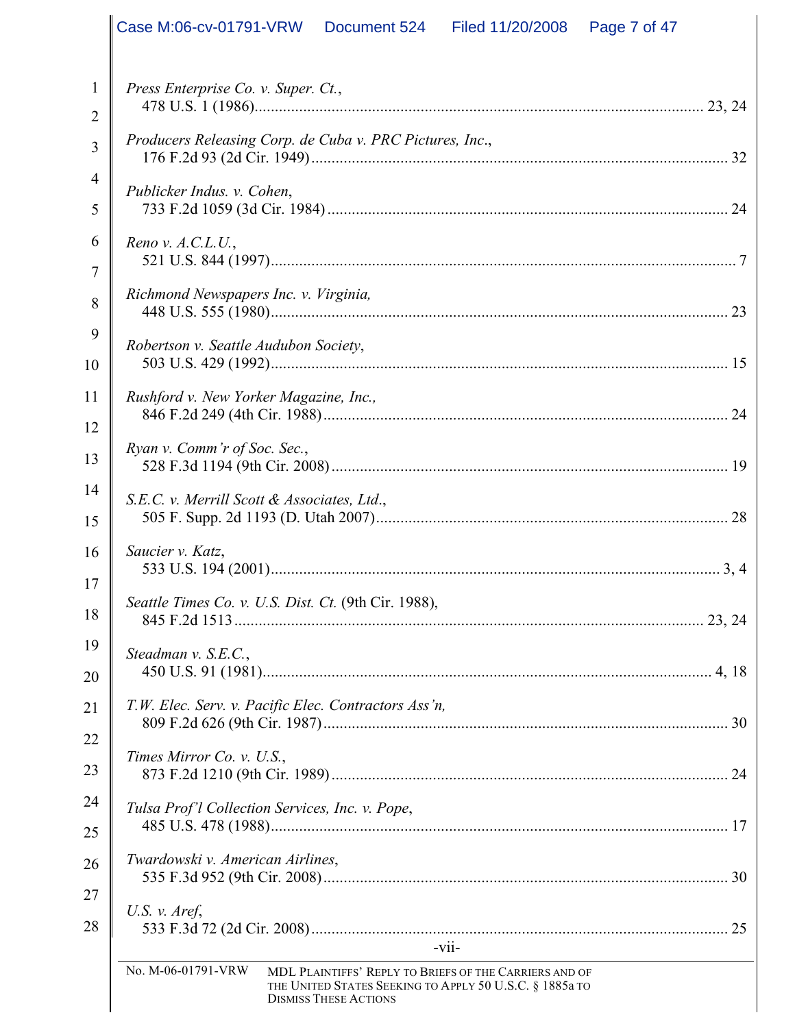*Press Enterprise Co. v. Super. Ct.*,
478 U.S. 1 (1986)............................................................................................................. 23, 24

*Producers Releasing Corp. de Cuba v. PRC Pictures, Inc.*,
176 F.2d 93 (2d Cir. 1949)...................................................................................................... 32

*Publicker Indus. v. Cohen*,
733 F.2d 1059 (3d Cir. 1984) ................................................................................................. 24

*Reno v. A.C.L.U.*,
521 U.S. 844 (1997)................................................................................................................. 7

*Richmond Newspapers Inc. v. Virginia,*
448 U.S. 555 (1980)............................................................................................................... 23

*Robertson v. Seattle Audubon Society*,
503 U.S. 429 (1992)............................................................................................................... 15

*Rushford v. New Yorker Magazine, Inc.,*
846 F.2d 249 (4th Cir. 1988).................................................................................................. 24

*Ryan v. Comm'r of Soc. Sec.*,
528 F.3d 1194 (9th Cir. 2008) ................................................................................................ 19

*S.E.C. v. Merrill Scott & Associates, Ltd*.,
505 F. Supp. 2d 1193 (D. Utah 2007)..................................................................................... 28

*Saucier v. Katz*,
533 U.S. 194 (2001)............................................................................................................. 3, 4

*Seattle Times Co. v. U.S. Dist. Ct.* (9th Cir. 1988),
845 F.2d 1513.................................................................................................................. 23, 24

*Steadman v. S.E.C.*,
450 U.S. 91 (1981)............................................................................................................. 4, 18

*T.W. Elec. Serv. v. Pacific Elec. Contractors Ass'n,*
809 F.2d 626 (9th Cir. 1987).................................................................................................. 30

*Times Mirror Co. v. U.S.*,
873 F.2d 1210 (9th Cir. 1989) ................................................................................................ 24

*Tulsa Prof'l Collection Services, Inc. v. Pope*,
485 U.S. 478 (1988)............................................................................................................... 17

*Twardowski v. American Airlines*,
535 F.3d 952 (9th Cir. 2008).................................................................................................. 30

*U.S. v. Aref*,
533 F.3d 72 (2d Cir. 2008)..................................................................................................... 25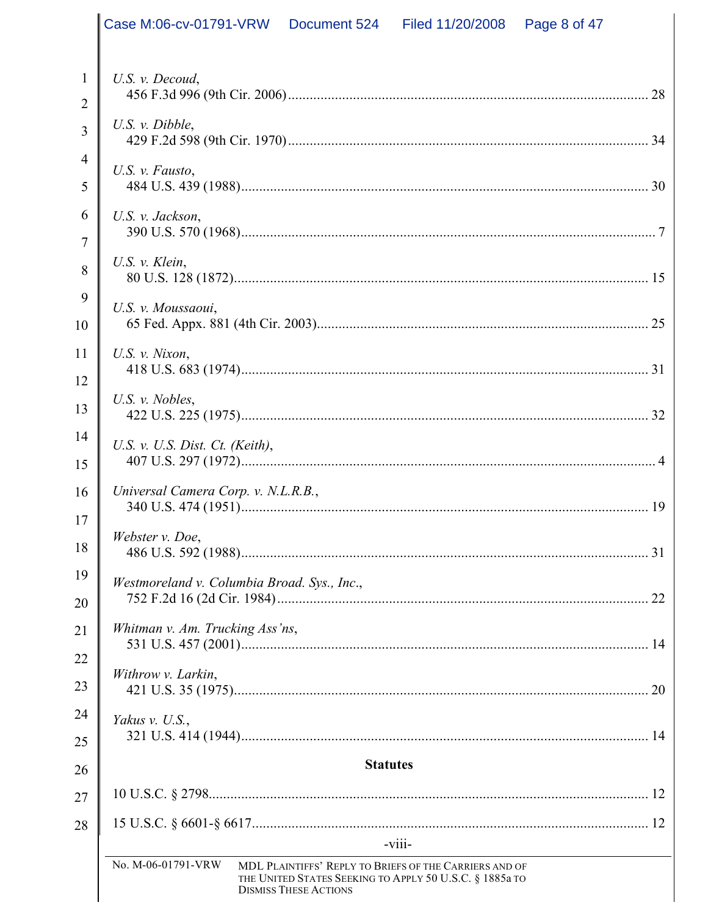*U.S. v. Decoud*,
456 F.3d 996 (9th Cir. 2006) .................................................................................................... 28

*U.S. v. Dibble*,
429 F.2d 598 (9th Cir. 1970) .................................................................................................... 34

*U.S. v. Fausto*,
484 U.S. 439 (1988) .................................................................................................................. 30

*U.S. v. Jackson*,
390 U.S. 570 (1968) .................................................................................................................... 7

*U.S. v. Klein*,
80 U.S. 128 (1872) .................................................................................................................... 15

*U.S. v. Moussaoui*,
65 Fed. Appx. 881 (4th Cir. 2003) ............................................................................................ 25

*U.S. v. Nixon*,
418 U.S. 683 (1974) .................................................................................................................. 31

*U.S. v. Nobles*,
422 U.S. 225 (1975) .................................................................................................................. 32

*U.S. v. U.S. Dist. Ct. (Keith)*,
407 U.S. 297 (1972) .................................................................................................................... 4

*Universal Camera Corp. v. N.L.R.B.*,
340 U.S. 474 (1951) .................................................................................................................. 19

*Webster v. Doe*,
486 U.S. 592 (1988) .................................................................................................................. 31

*Westmoreland v. Columbia Broad. Sys., Inc*.,
752 F.2d 16 (2d Cir. 1984) ........................................................................................................ 22

*Whitman v. Am. Trucking Ass'ns*,
531 U.S. 457 (2001) .................................................................................................................. 14

*Withrow v. Larkin*,
421 U.S. 35 (1975) .................................................................................................................... 20

*Yakus v. U.S.*,
321 U.S. 414 (1944) .................................................................................................................. 14

**Statutes**

10 U.S.C. § 2798......................................................................................................................... 12

15 U.S.C. § 6601-§ 6617............................................................................................................ 12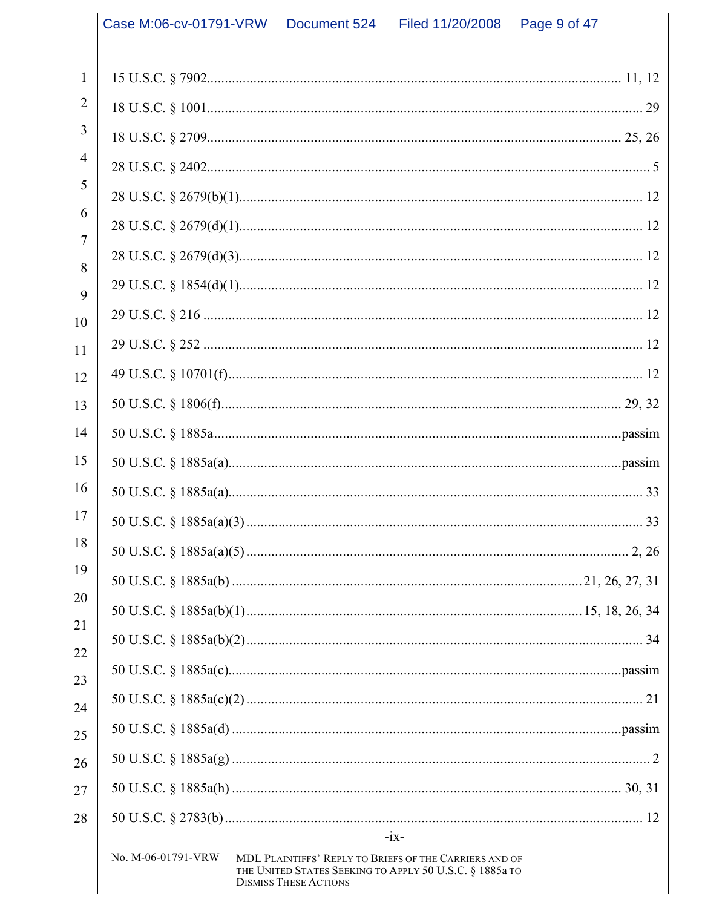15 U.S.C. § 7902 .......... 11, 12

18 U.S.C. § 1001 .......... 29

18 U.S.C. § 2709 .......... 25, 26

28 U.S.C. § 2402 .......... 5

28 U.S.C. § 2679(b)(1) .......... 12

28 U.S.C. § 2679(d)(1) .......... 12

28 U.S.C. § 2679(d)(3) .......... 12

29 U.S.C. § 1854(d)(1) .......... 12

29 U.S.C. § 216 .......... 12

29 U.S.C. § 252 .......... 12

49 U.S.C. § 10701(f) .......... 12

50 U.S.C. § 1806(f) .......... 29, 32

50 U.S.C. § 1885a .......... passim

50 U.S.C. § 1885a(a) .......... passim

50 U.S.C. § 1885a(a) .......... 33

50 U.S.C. § 1885a(a)(3) .......... 33

50 U.S.C. § 1885a(a)(5) .......... 2, 26

50 U.S.C. § 1885a(b) .......... 21, 26, 27, 31

50 U.S.C. § 1885a(b)(1) .......... 15, 18, 26, 34

50 U.S.C. § 1885a(b)(2) .......... 34

50 U.S.C. § 1885a(c) .......... passim

50 U.S.C. § 1885a(c)(2) .......... 21

50 U.S.C. § 1885a(d) .......... passim

50 U.S.C. § 1885a(g) .......... 2

50 U.S.C. § 1885a(h) .......... 30, 31

50 U.S.C. § 2783(b) .......... 12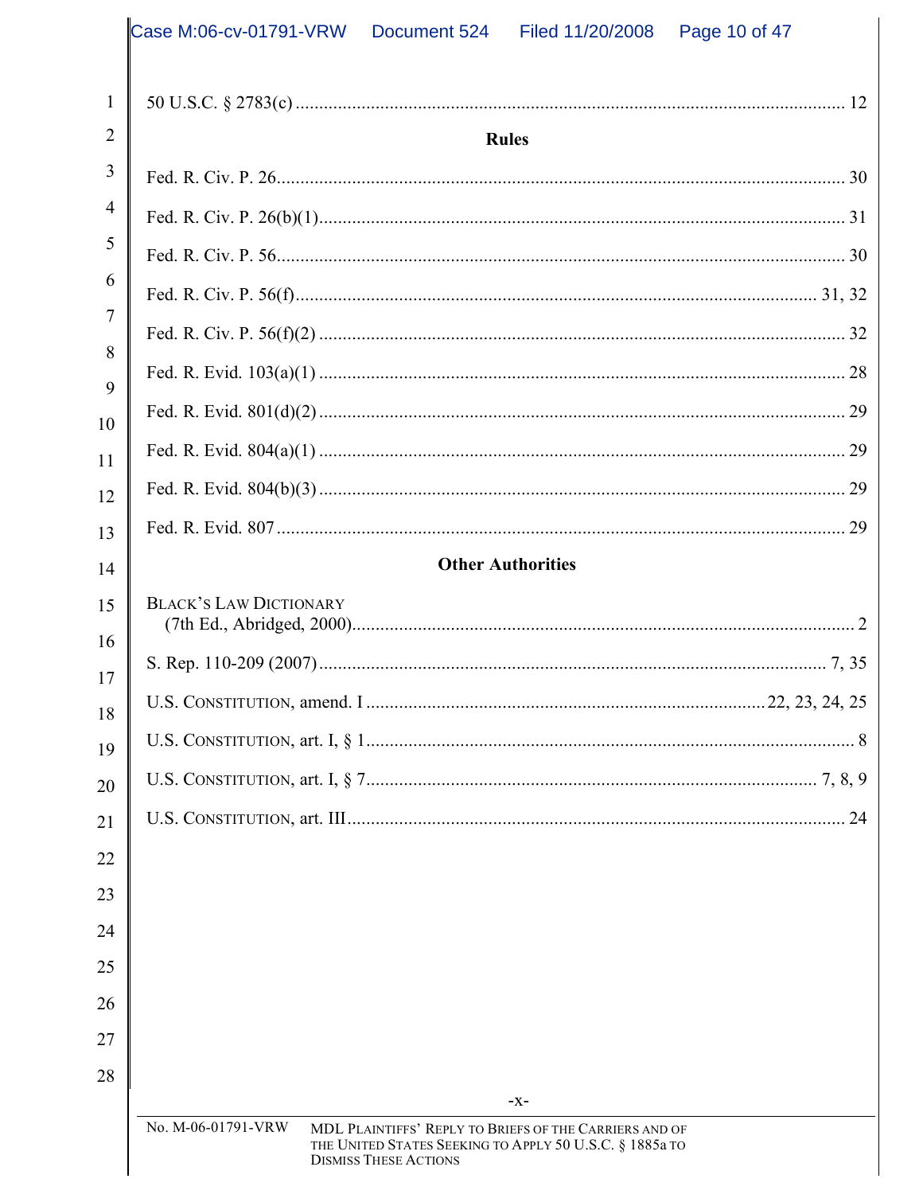50 U.S.C. § 2783(c) .................................................................................................................... 12

## Rules

Fed. R. Civ. P. 26......................................................................................................................... 30

Fed. R. Civ. P. 26(b)(1)................................................................................................................ 31

Fed. R. Civ. P. 56......................................................................................................................... 30

Fed. R. Civ. P. 56(f)............................................................................................................... 31, 32

Fed. R. Civ. P. 56(f)(2) ................................................................................................................ 32

Fed. R. Evid. 103(a)(1) ................................................................................................................ 28

Fed. R. Evid. 801(d)(2) ................................................................................................................ 29

Fed. R. Evid. 804(a)(1) ................................................................................................................ 29

Fed. R. Evid. 804(b)(3) ................................................................................................................ 29

Fed. R. Evid. 807 ......................................................................................................................... 29

## Other Authorities

BLACK'S LAW DICTIONARY
(7th Ed., Abridged, 2000)............................................................................................................. 2

S. Rep. 110-209 (2007) ............................................................................................................ 7, 35

U.S. CONSTITUTION, amend. I ................................................................................... 22, 23, 24, 25

U.S. CONSTITUTION, art. I, § 1....................................................................................................... 8

U.S. CONSTITUTION, art. I, § 7.............................................................................................. 7, 8, 9

U.S. CONSTITUTION, art. III......................................................................................................... 24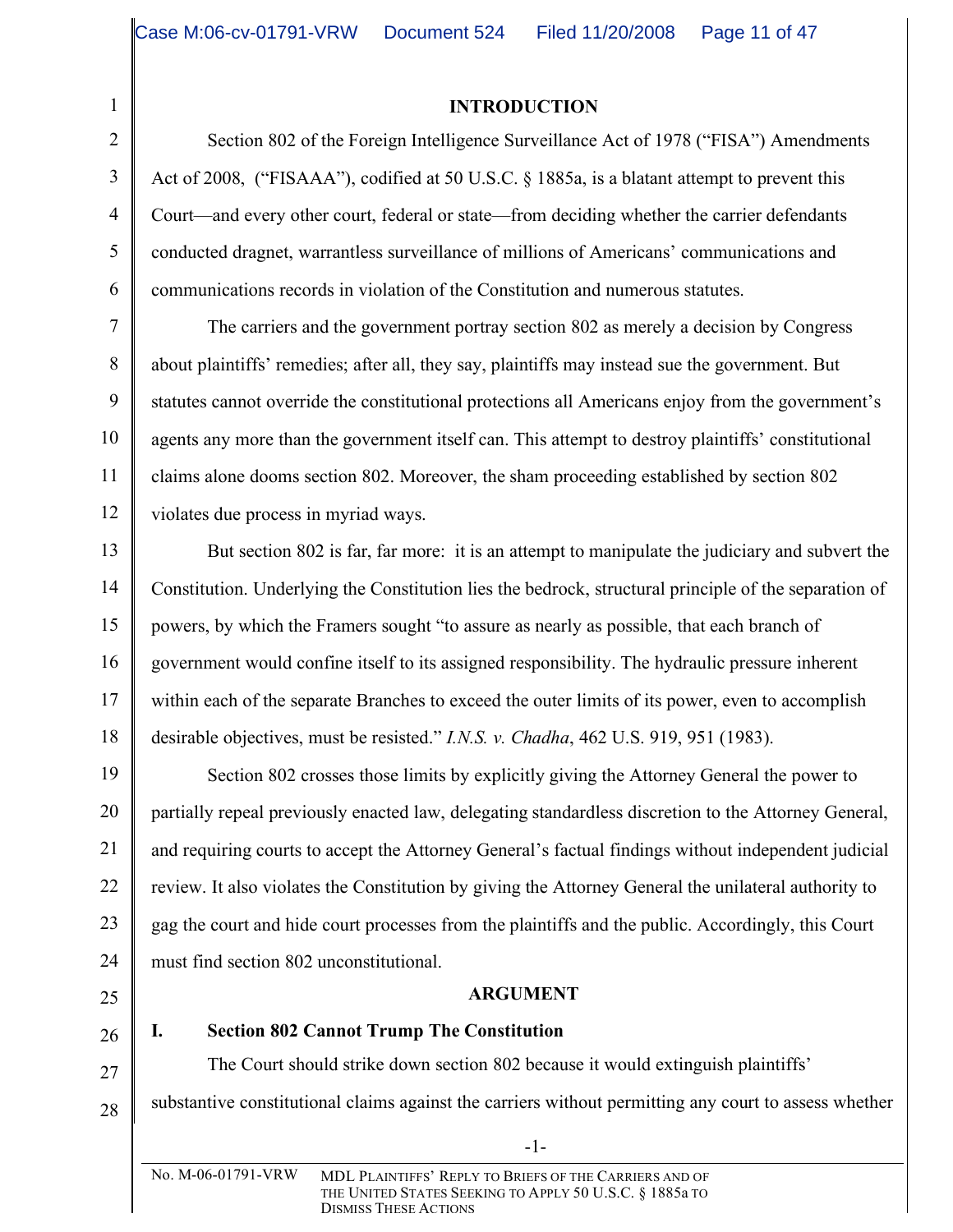## INTRODUCTION

Section 802 of the Foreign Intelligence Surveillance Act of 1978 ("FISA") Amendments Act of 2008, ("FISAAA"), codified at 50 U.S.C. § 1885a, is a blatant attempt to prevent this Court—and every other court, federal or state—from deciding whether the carrier defendants conducted dragnet, warrantless surveillance of millions of Americans' communications and communications records in violation of the Constitution and numerous statutes.

The carriers and the government portray section 802 as merely a decision by Congress about plaintiffs' remedies; after all, they say, plaintiffs may instead sue the government. But statutes cannot override the constitutional protections all Americans enjoy from the government's agents any more than the government itself can. This attempt to destroy plaintiffs' constitutional claims alone dooms section 802. Moreover, the sham proceeding established by section 802 violates due process in myriad ways.

But section 802 is far, far more: it is an attempt to manipulate the judiciary and subvert the Constitution. Underlying the Constitution lies the bedrock, structural principle of the separation of powers, by which the Framers sought "to assure as nearly as possible, that each branch of government would confine itself to its assigned responsibility. The hydraulic pressure inherent within each of the separate Branches to exceed the outer limits of its power, even to accomplish desirable objectives, must be resisted." *I.N.S. v. Chadha*, 462 U.S. 919, 951 (1983).

Section 802 crosses those limits by explicitly giving the Attorney General the power to partially repeal previously enacted law, delegating standardless discretion to the Attorney General, and requiring courts to accept the Attorney General's factual findings without independent judicial review. It also violates the Constitution by giving the Attorney General the unilateral authority to gag the court and hide court processes from the plaintiffs and the public. Accordingly, this Court must find section 802 unconstitutional.

## ARGUMENT

### I. Section 802 Cannot Trump The Constitution

The Court should strike down section 802 because it would extinguish plaintiffs' substantive constitutional claims against the carriers without permitting any court to assess whether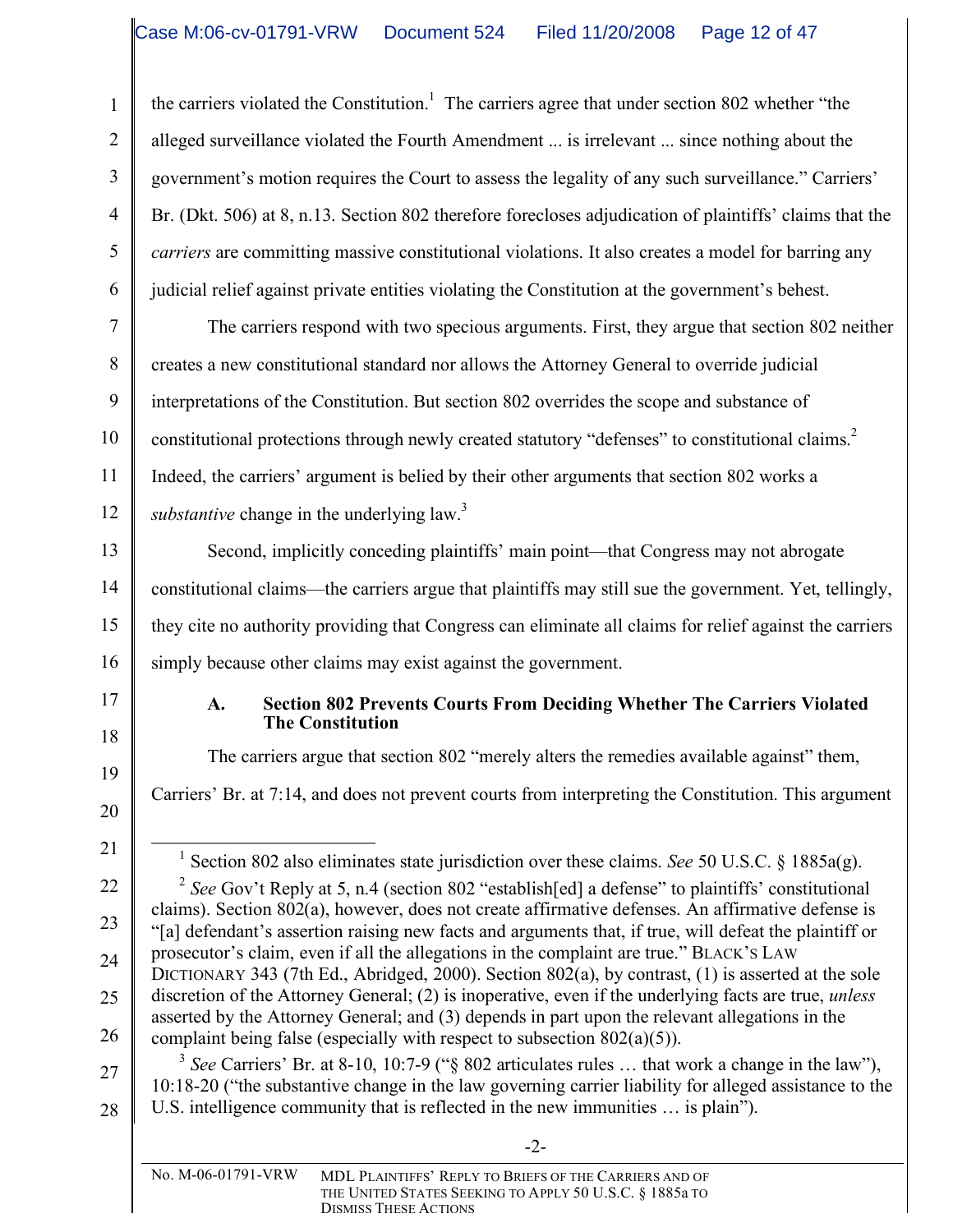the carriers violated the Constitution.[1] The carriers agree that under section 802 whether "the alleged surveillance violated the Fourth Amendment ... is irrelevant ... since nothing about the government's motion requires the Court to assess the legality of any such surveillance." Carriers' Br. (Dkt. 506) at 8, n.13. Section 802 therefore forecloses adjudication of plaintiffs' claims that the *carriers* are committing massive constitutional violations. It also creates a model for barring any judicial relief against private entities violating the Constitution at the government's behest.

The carriers respond with two specious arguments. First, they argue that section 802 neither creates a new constitutional standard nor allows the Attorney General to override judicial interpretations of the Constitution. But section 802 overrides the scope and substance of constitutional protections through newly created statutory "defenses" to constitutional claims.[2] Indeed, the carriers' argument is belied by their other arguments that section 802 works a *substantive* change in the underlying law.[3]

Second, implicitly conceding plaintiffs' main point—that Congress may not abrogate constitutional claims—the carriers argue that plaintiffs may still sue the government. Yet, tellingly, they cite no authority providing that Congress can eliminate all claims for relief against the carriers simply because other claims may exist against the government.

### A. Section 802 Prevents Courts From Deciding Whether The Carriers Violated The Constitution

The carriers argue that section 802 "merely alters the remedies available against" them, Carriers' Br. at 7:14, and does not prevent courts from interpreting the Constitution. This argument

---

[1] Section 802 also eliminates state jurisdiction over these claims. *See* 50 U.S.C. § 1885a(g).

[2] *See* Gov't Reply at 5, n.4 (section 802 "establish[ed] a defense" to plaintiffs' constitutional claims). Section 802(a), however, does not create affirmative defenses. An affirmative defense is "[a] defendant's assertion raising new facts and arguments that, if true, will defeat the plaintiff or prosecutor's claim, even if all the allegations in the complaint are true." BLACK'S LAW DICTIONARY 343 (7th Ed., Abridged, 2000). Section 802(a), by contrast, (1) is asserted at the sole discretion of the Attorney General; (2) is inoperative, even if the underlying facts are true, *unless* asserted by the Attorney General; and (3) depends in part upon the relevant allegations in the complaint being false (especially with respect to subsection 802(a)(5)).

[3] *See* Carriers' Br. at 8-10, 10:7-9 ("§ 802 articulates rules … that work a change in the law"), 10:18-20 ("the substantive change in the law governing carrier liability for alleged assistance to the U.S. intelligence community that is reflected in the new immunities … is plain").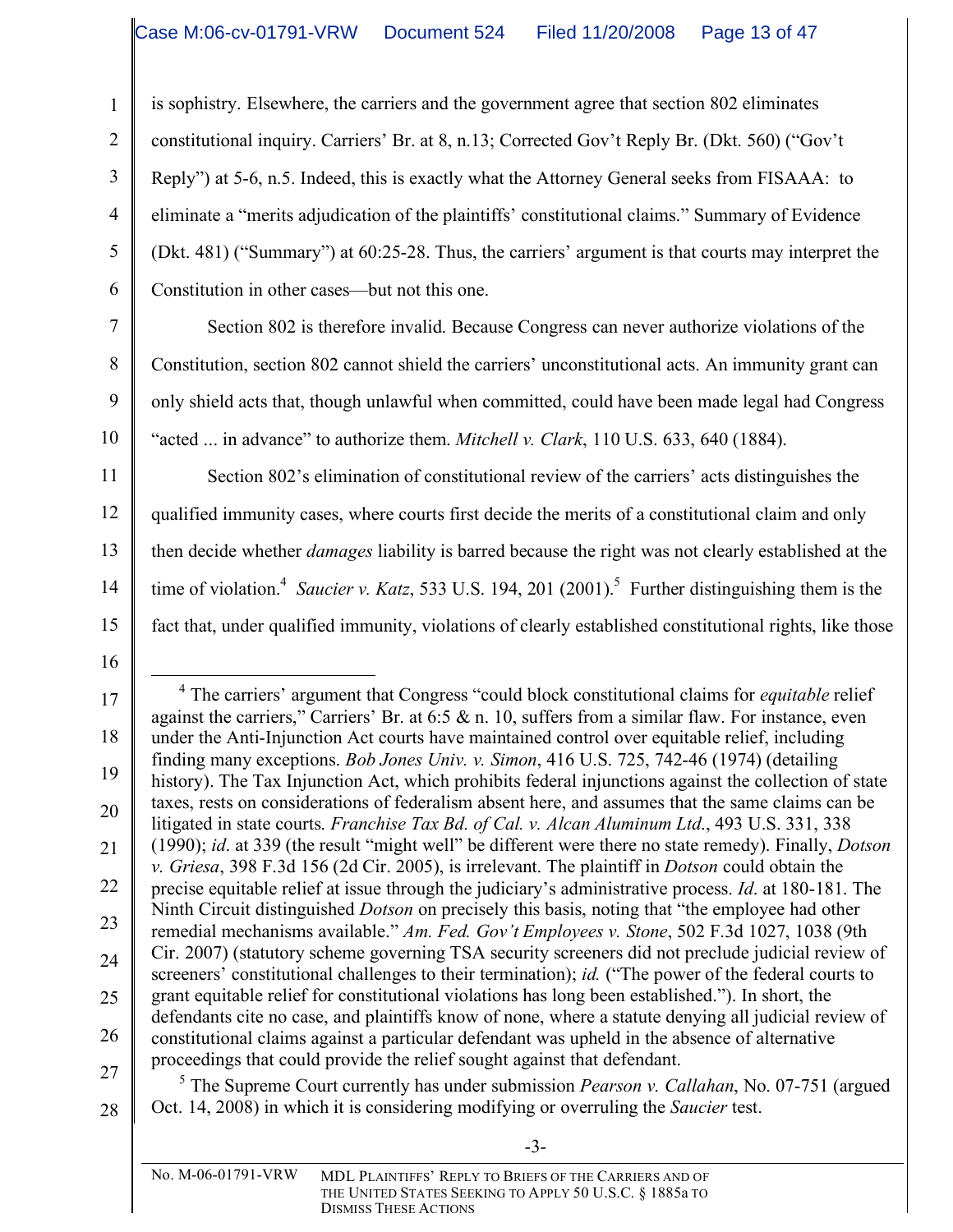is sophistry. Elsewhere, the carriers and the government agree that section 802 eliminates constitutional inquiry. Carriers' Br. at 8, n.13; Corrected Gov't Reply Br. (Dkt. 560) ("Gov't Reply") at 5-6, n.5. Indeed, this is exactly what the Attorney General seeks from FISAAA: to eliminate a "merits adjudication of the plaintiffs' constitutional claims." Summary of Evidence (Dkt. 481) ("Summary") at 60:25-28. Thus, the carriers' argument is that courts may interpret the Constitution in other cases—but not this one.

Section 802 is therefore invalid. Because Congress can never authorize violations of the Constitution, section 802 cannot shield the carriers' unconstitutional acts. An immunity grant can only shield acts that, though unlawful when committed, could have been made legal had Congress "acted ... in advance" to authorize them. *Mitchell v. Clark*, 110 U.S. 633, 640 (1884).

Section 802's elimination of constitutional review of the carriers' acts distinguishes the qualified immunity cases, where courts first decide the merits of a constitutional claim and only then decide whether *damages* liability is barred because the right was not clearly established at the time of violation.[4] *Saucier v. Katz*, 533 U.S. 194, 201 (2001).[5] Further distinguishing them is the fact that, under qualified immunity, violations of clearly established constitutional rights, like those

---

[4] The carriers' argument that Congress "could block constitutional claims for *equitable* relief against the carriers," Carriers' Br. at 6:5 & n. 10, suffers from a similar flaw. For instance, even under the Anti-Injunction Act courts have maintained control over equitable relief, including finding many exceptions. *Bob Jones Univ. v. Simon*, 416 U.S. 725, 742-46 (1974) (detailing history). The Tax Injunction Act, which prohibits federal injunctions against the collection of state taxes, rests on considerations of federalism absent here, and assumes that the same claims can be litigated in state courts. *Franchise Tax Bd. of Cal. v. Alcan Aluminum Ltd.*, 493 U.S. 331, 338 (1990); *id*. at 339 (the result "might well" be different were there no state remedy). Finally, *Dotson v. Griesa*, 398 F.3d 156 (2d Cir. 2005), is irrelevant. The plaintiff in *Dotson* could obtain the precise equitable relief at issue through the judiciary's administrative process. *Id*. at 180-181. The Ninth Circuit distinguished *Dotson* on precisely this basis, noting that "the employee had other remedial mechanisms available." *Am. Fed. Gov't Employees v. Stone*, 502 F.3d 1027, 1038 (9th Cir. 2007) (statutory scheme governing TSA security screeners did not preclude judicial review of screeners' constitutional challenges to their termination); *id.* ("The power of the federal courts to grant equitable relief for constitutional violations has long been established."). In short, the defendants cite no case, and plaintiffs know of none, where a statute denying all judicial review of constitutional claims against a particular defendant was upheld in the absence of alternative proceedings that could provide the relief sought against that defendant.

[5] The Supreme Court currently has under submission *Pearson v. Callahan*, No. 07-751 (argued Oct. 14, 2008) in which it is considering modifying or overruling the *Saucier* test.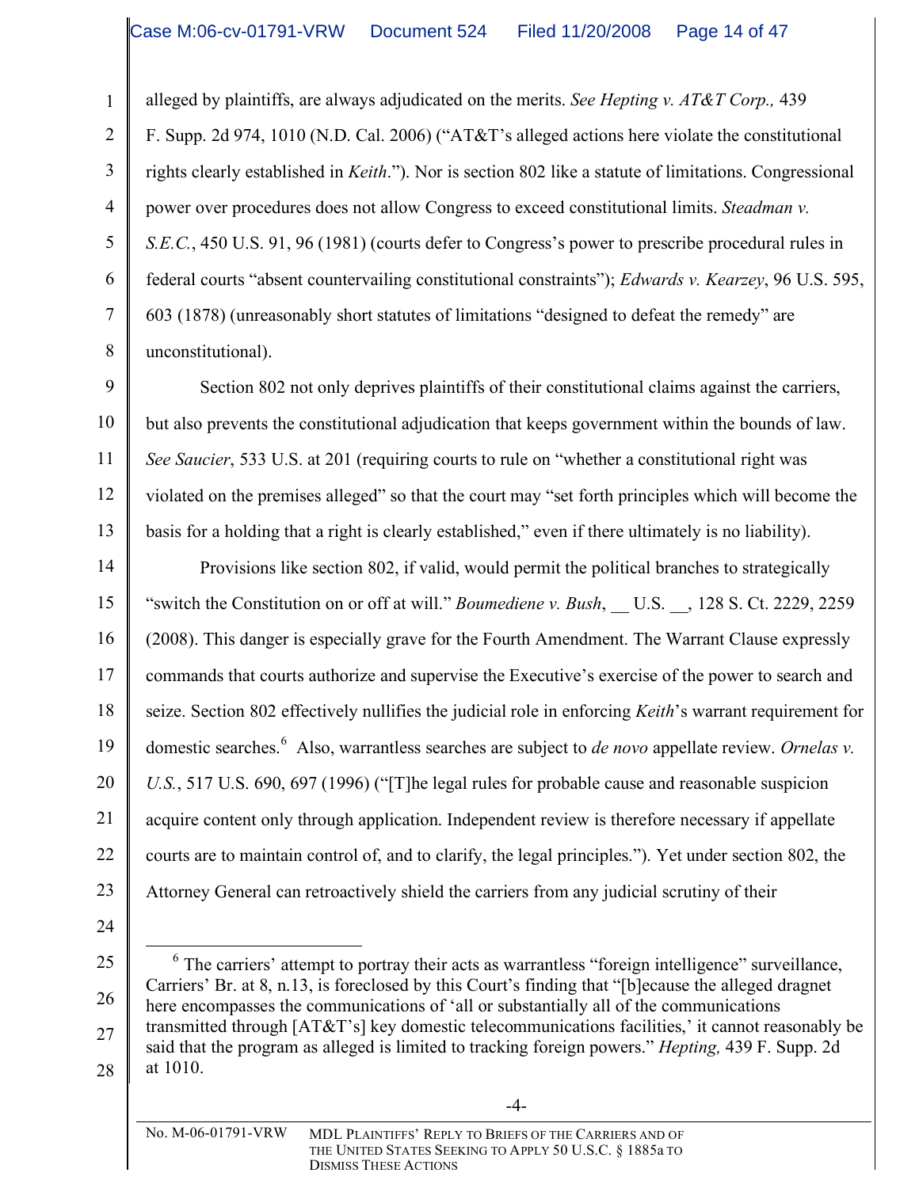alleged by plaintiffs, are always adjudicated on the merits. *See Hepting v. AT&T Corp.,* 439 F. Supp. 2d 974, 1010 (N.D. Cal. 2006) ("AT&T's alleged actions here violate the constitutional rights clearly established in *Keith*."). Nor is section 802 like a statute of limitations. Congressional power over procedures does not allow Congress to exceed constitutional limits. *Steadman v. S.E.C.*, 450 U.S. 91, 96 (1981) (courts defer to Congress's power to prescribe procedural rules in federal courts "absent countervailing constitutional constraints"); *Edwards v. Kearzey*, 96 U.S. 595, 603 (1878) (unreasonably short statutes of limitations "designed to defeat the remedy" are unconstitutional).

Section 802 not only deprives plaintiffs of their constitutional claims against the carriers, but also prevents the constitutional adjudication that keeps government within the bounds of law. *See Saucier*, 533 U.S. at 201 (requiring courts to rule on "whether a constitutional right was violated on the premises alleged" so that the court may "set forth principles which will become the basis for a holding that a right is clearly established," even if there ultimately is no liability).

Provisions like section 802, if valid, would permit the political branches to strategically "switch the Constitution on or off at will." *Boumediene v. Bush*, __ U.S. __, 128 S. Ct. 2229, 2259 (2008). This danger is especially grave for the Fourth Amendment. The Warrant Clause expressly commands that courts authorize and supervise the Executive's exercise of the power to search and seize. Section 802 effectively nullifies the judicial role in enforcing *Keith*'s warrant requirement for domestic searches.[6] Also, warrantless searches are subject to *de novo* appellate review. *Ornelas v. U.S.*, 517 U.S. 690, 697 (1996) ("[T]he legal rules for probable cause and reasonable suspicion acquire content only through application. Independent review is therefore necessary if appellate courts are to maintain control of, and to clarify, the legal principles."). Yet under section 802, the Attorney General can retroactively shield the carriers from any judicial scrutiny of their

---

[6] The carriers' attempt to portray their acts as warrantless "foreign intelligence" surveillance, Carriers' Br. at 8, n.13, is foreclosed by this Court's finding that "[b]ecause the alleged dragnet here encompasses the communications of 'all or substantially all of the communications transmitted through [AT&T's] key domestic telecommunications facilities,' it cannot reasonably be said that the program as alleged is limited to tracking foreign powers." *Hepting,* 439 F. Supp. 2d at 1010.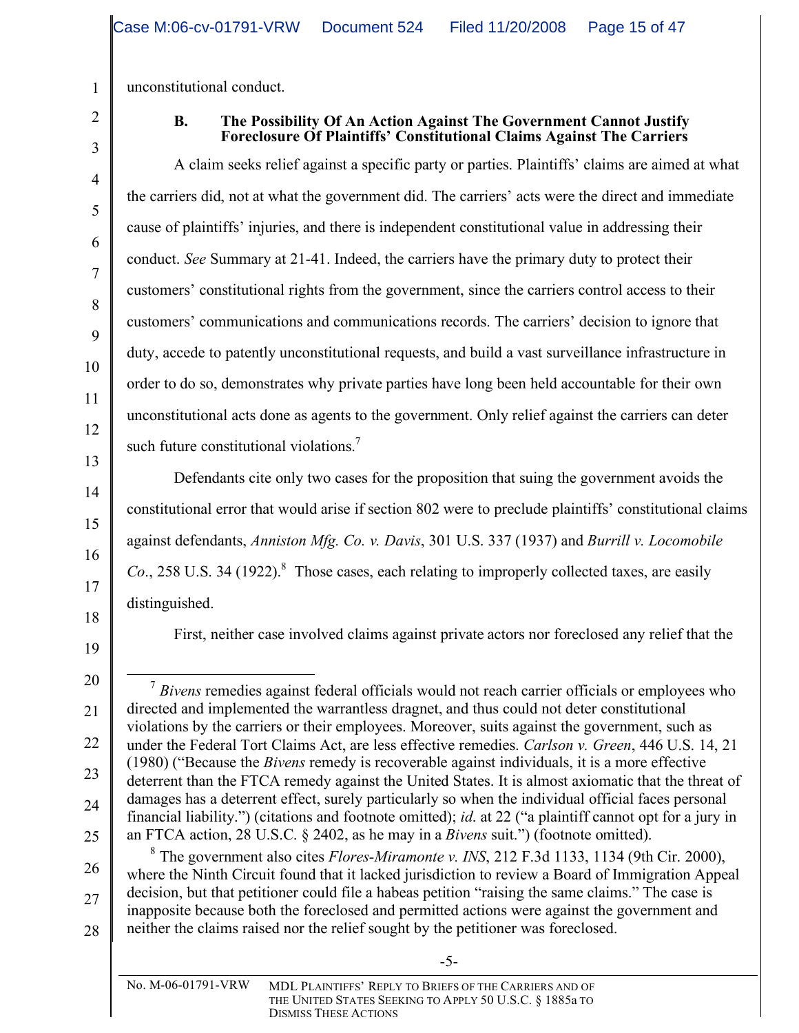unconstitutional conduct.

### B. The Possibility Of An Action Against The Government Cannot Justify Foreclosure Of Plaintiffs' Constitutional Claims Against The Carriers

A claim seeks relief against a specific party or parties. Plaintiffs' claims are aimed at what the carriers did, not at what the government did. The carriers' acts were the direct and immediate cause of plaintiffs' injuries, and there is independent constitutional value in addressing their conduct. *See* Summary at 21-41. Indeed, the carriers have the primary duty to protect their customers' constitutional rights from the government, since the carriers control access to their customers' communications and communications records. The carriers' decision to ignore that duty, accede to patently unconstitutional requests, and build a vast surveillance infrastructure in order to do so, demonstrates why private parties have long been held accountable for their own unconstitutional acts done as agents to the government. Only relief against the carriers can deter such future constitutional violations.[7]

Defendants cite only two cases for the proposition that suing the government avoids the constitutional error that would arise if section 802 were to preclude plaintiffs' constitutional claims against defendants, *Anniston Mfg. Co. v. Davis*, 301 U.S. 337 (1937) and *Burrill v. Locomobile Co.*, 258 U.S. 34 (1922).[8] Those cases, each relating to improperly collected taxes, are easily distinguished.

First, neither case involved claims against private actors nor foreclosed any relief that the

---

[7] *Bivens* remedies against federal officials would not reach carrier officials or employees who directed and implemented the warrantless dragnet, and thus could not deter constitutional violations by the carriers or their employees. Moreover, suits against the government, such as under the Federal Tort Claims Act, are less effective remedies. *Carlson v. Green*, 446 U.S. 14, 21 (1980) ("Because the *Bivens* remedy is recoverable against individuals, it is a more effective deterrent than the FTCA remedy against the United States. It is almost axiomatic that the threat of damages has a deterrent effect, surely particularly so when the individual official faces personal financial liability.") (citations and footnote omitted); *id.* at 22 ("a plaintiff cannot opt for a jury in an FTCA action, 28 U.S.C. § 2402, as he may in a *Bivens* suit.") (footnote omitted).

[8] The government also cites *Flores-Miramonte v. INS*, 212 F.3d 1133, 1134 (9th Cir. 2000), where the Ninth Circuit found that it lacked jurisdiction to review a Board of Immigration Appeal decision, but that petitioner could file a habeas petition "raising the same claims." The case is inapposite because both the foreclosed and permitted actions were against the government and neither the claims raised nor the relief sought by the petitioner was foreclosed.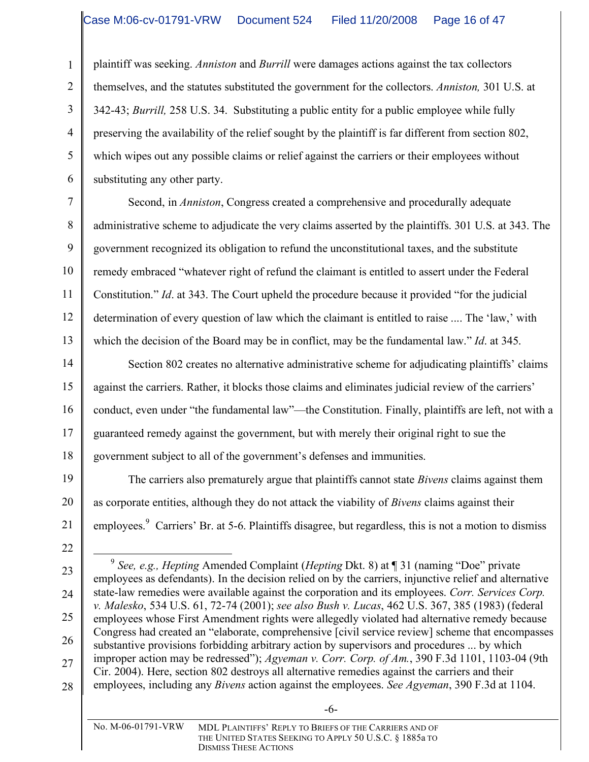plaintiff was seeking. *Anniston* and *Burrill* were damages actions against the tax collectors themselves, and the statutes substituted the government for the collectors. *Anniston,* 301 U.S. at 342-43; *Burrill,* 258 U.S. 34. Substituting a public entity for a public employee while fully preserving the availability of the relief sought by the plaintiff is far different from section 802, which wipes out any possible claims or relief against the carriers or their employees without substituting any other party.

Second, in *Anniston*, Congress created a comprehensive and procedurally adequate administrative scheme to adjudicate the very claims asserted by the plaintiffs. 301 U.S. at 343. The government recognized its obligation to refund the unconstitutional taxes, and the substitute remedy embraced "whatever right of refund the claimant is entitled to assert under the Federal Constitution." *Id*. at 343. The Court upheld the procedure because it provided "for the judicial determination of every question of law which the claimant is entitled to raise .... The 'law,' with which the decision of the Board may be in conflict, may be the fundamental law." *Id*. at 345.

Section 802 creates no alternative administrative scheme for adjudicating plaintiffs' claims against the carriers. Rather, it blocks those claims and eliminates judicial review of the carriers' conduct, even under "the fundamental law"—the Constitution. Finally, plaintiffs are left, not with a guaranteed remedy against the government, but with merely their original right to sue the government subject to all of the government's defenses and immunities.

The carriers also prematurely argue that plaintiffs cannot state *Bivens* claims against them as corporate entities, although they do not attack the viability of *Bivens* claims against their employees.[9] Carriers' Br. at 5-6. Plaintiffs disagree, but regardless, this is not a motion to dismiss

---

[9] *See, e.g., Hepting* Amended Complaint (*Hepting* Dkt. 8) at ¶ 31 (naming "Doe" private employees as defendants). In the decision relied on by the carriers, injunctive relief and alternative state-law remedies were available against the corporation and its employees. *Corr. Services Corp. v. Malesko*, 534 U.S. 61, 72-74 (2001); *see also Bush v. Lucas*, 462 U.S. 367, 385 (1983) (federal employees whose First Amendment rights were allegedly violated had alternative remedy because Congress had created an "elaborate, comprehensive [civil service review] scheme that encompasses substantive provisions forbidding arbitrary action by supervisors and procedures ... by which improper action may be redressed"); *Agyeman v. Corr. Corp. of Am.*, 390 F.3d 1101, 1103-04 (9th Cir. 2004). Here, section 802 destroys all alternative remedies against the carriers and their employees, including any *Bivens* action against the employees. *See Agyeman*, 390 F.3d at 1104.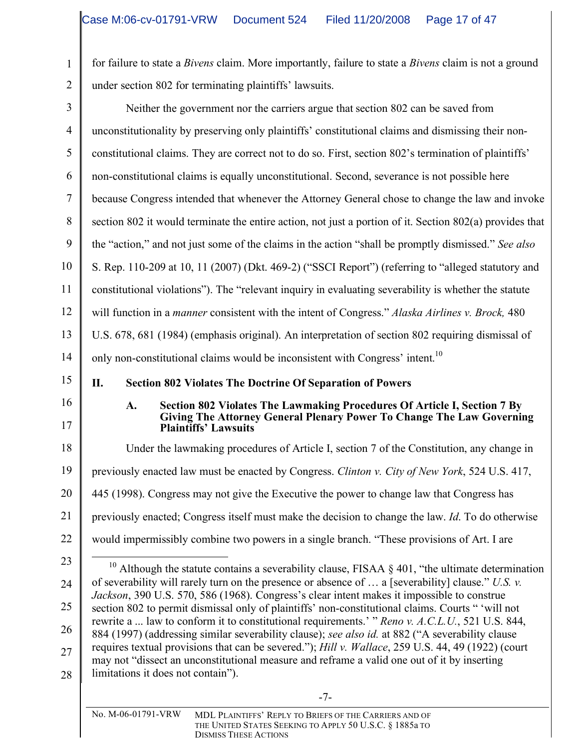for failure to state a *Bivens* claim. More importantly, failure to state a *Bivens* claim is not a ground under section 802 for terminating plaintiffs' lawsuits.

Neither the government nor the carriers argue that section 802 can be saved from unconstitutionality by preserving only plaintiffs' constitutional claims and dismissing their non-constitutional claims. They are correct not to do so. First, section 802's termination of plaintiffs' non-constitutional claims is equally unconstitutional. Second, severance is not possible here because Congress intended that whenever the Attorney General chose to change the law and invoke section 802 it would terminate the entire action, not just a portion of it. Section 802(a) provides that the "action," and not just some of the claims in the action "shall be promptly dismissed." *See also* S. Rep. 110-209 at 10, 11 (2007) (Dkt. 469-2) ("SSCI Report") (referring to "alleged statutory and constitutional violations"). The "relevant inquiry in evaluating severability is whether the statute will function in a *manner* consistent with the intent of Congress." *Alaska Airlines v. Brock,* 480 U.S. 678, 681 (1984) (emphasis original). An interpretation of section 802 requiring dismissal of only non-constitutional claims would be inconsistent with Congress' intent.[10]

## II. Section 802 Violates The Doctrine Of Separation of Powers

### A. Section 802 Violates The Lawmaking Procedures Of Article I, Section 7 By Giving The Attorney General Plenary Power To Change The Law Governing Plaintiffs' Lawsuits

Under the lawmaking procedures of Article I, section 7 of the Constitution, any change in previously enacted law must be enacted by Congress. *Clinton v. City of New York*, 524 U.S. 417, 445 (1998). Congress may not give the Executive the power to change law that Congress has previously enacted; Congress itself must make the decision to change the law. *Id*. To do otherwise would impermissibly combine two powers in a single branch. "These provisions of Art. I are

---

[10] Although the statute contains a severability clause, FISAA § 401, "the ultimate determination of severability will rarely turn on the presence or absence of … a [severability] clause." *U.S. v. Jackson*, 390 U.S. 570, 586 (1968). Congress's clear intent makes it impossible to construe section 802 to permit dismissal only of plaintiffs' non-constitutional claims. Courts " 'will not rewrite a ... law to conform it to constitutional requirements.' " *Reno v. A.C.L.U.*, 521 U.S. 844, 884 (1997) (addressing similar severability clause); *see also id.* at 882 ("A severability clause requires textual provisions that can be severed."); *Hill v. Wallace*, 259 U.S. 44, 49 (1922) (court may not "dissect an unconstitutional measure and reframe a valid one out of it by inserting limitations it does not contain").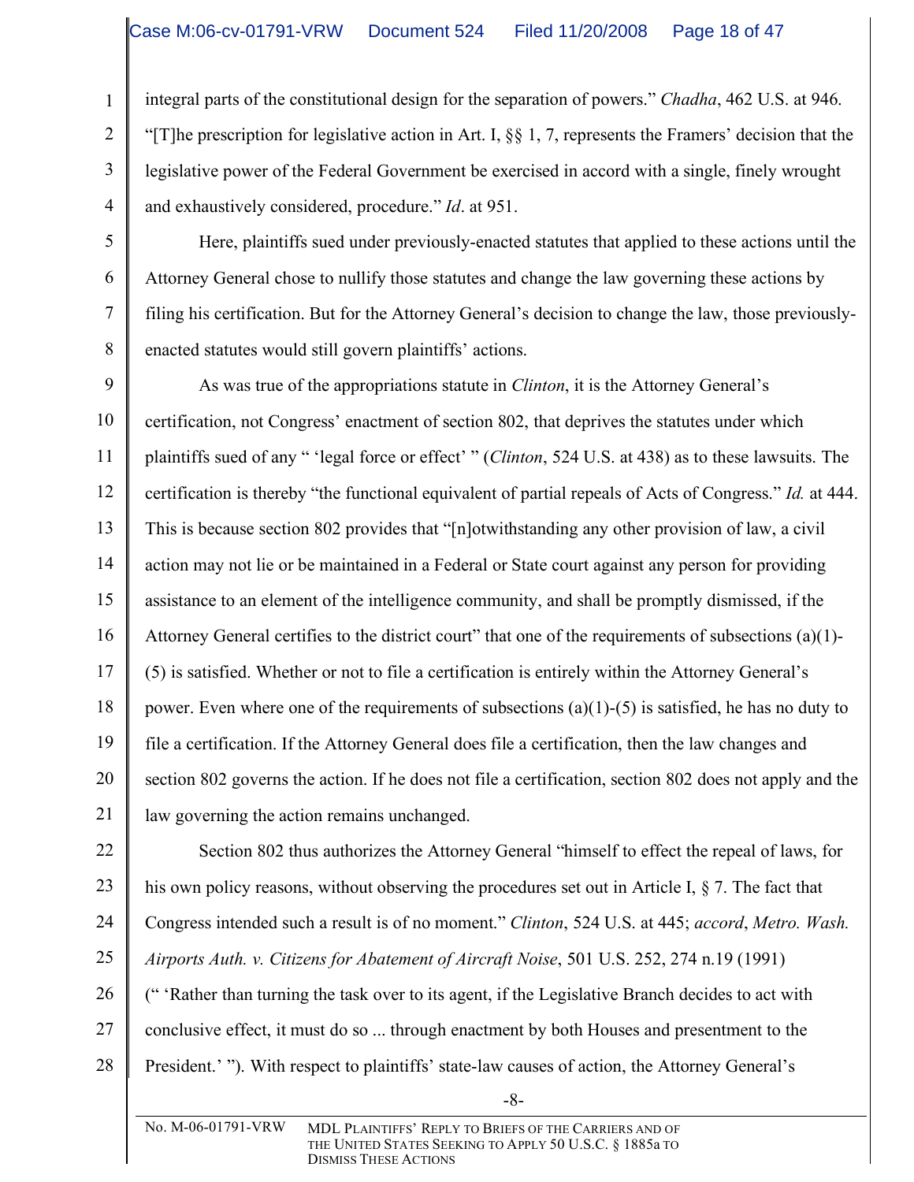integral parts of the constitutional design for the separation of powers." *Chadha*, 462 U.S. at 946. "[T]he prescription for legislative action in Art. I, §§ 1, 7, represents the Framers' decision that the legislative power of the Federal Government be exercised in accord with a single, finely wrought and exhaustively considered, procedure." *Id*. at 951.

Here, plaintiffs sued under previously-enacted statutes that applied to these actions until the Attorney General chose to nullify those statutes and change the law governing these actions by filing his certification. But for the Attorney General's decision to change the law, those previously-enacted statutes would still govern plaintiffs' actions.

As was true of the appropriations statute in *Clinton*, it is the Attorney General's certification, not Congress' enactment of section 802, that deprives the statutes under which plaintiffs sued of any " 'legal force or effect' " (*Clinton*, 524 U.S. at 438) as to these lawsuits. The certification is thereby "the functional equivalent of partial repeals of Acts of Congress." *Id.* at 444. This is because section 802 provides that "[n]otwithstanding any other provision of law, a civil action may not lie or be maintained in a Federal or State court against any person for providing assistance to an element of the intelligence community, and shall be promptly dismissed, if the Attorney General certifies to the district court" that one of the requirements of subsections (a)(1)-(5) is satisfied. Whether or not to file a certification is entirely within the Attorney General's power. Even where one of the requirements of subsections (a)(1)-(5) is satisfied, he has no duty to file a certification. If the Attorney General does file a certification, then the law changes and section 802 governs the action. If he does not file a certification, section 802 does not apply and the law governing the action remains unchanged.

Section 802 thus authorizes the Attorney General "himself to effect the repeal of laws, for his own policy reasons, without observing the procedures set out in Article I, § 7. The fact that Congress intended such a result is of no moment." *Clinton*, 524 U.S. at 445; *accord*, *Metro. Wash. Airports Auth. v. Citizens for Abatement of Aircraft Noise*, 501 U.S. 252, 274 n.19 (1991) (" 'Rather than turning the task over to its agent, if the Legislative Branch decides to act with conclusive effect, it must do so ... through enactment by both Houses and presentment to the President.' "). With respect to plaintiffs' state-law causes of action, the Attorney General's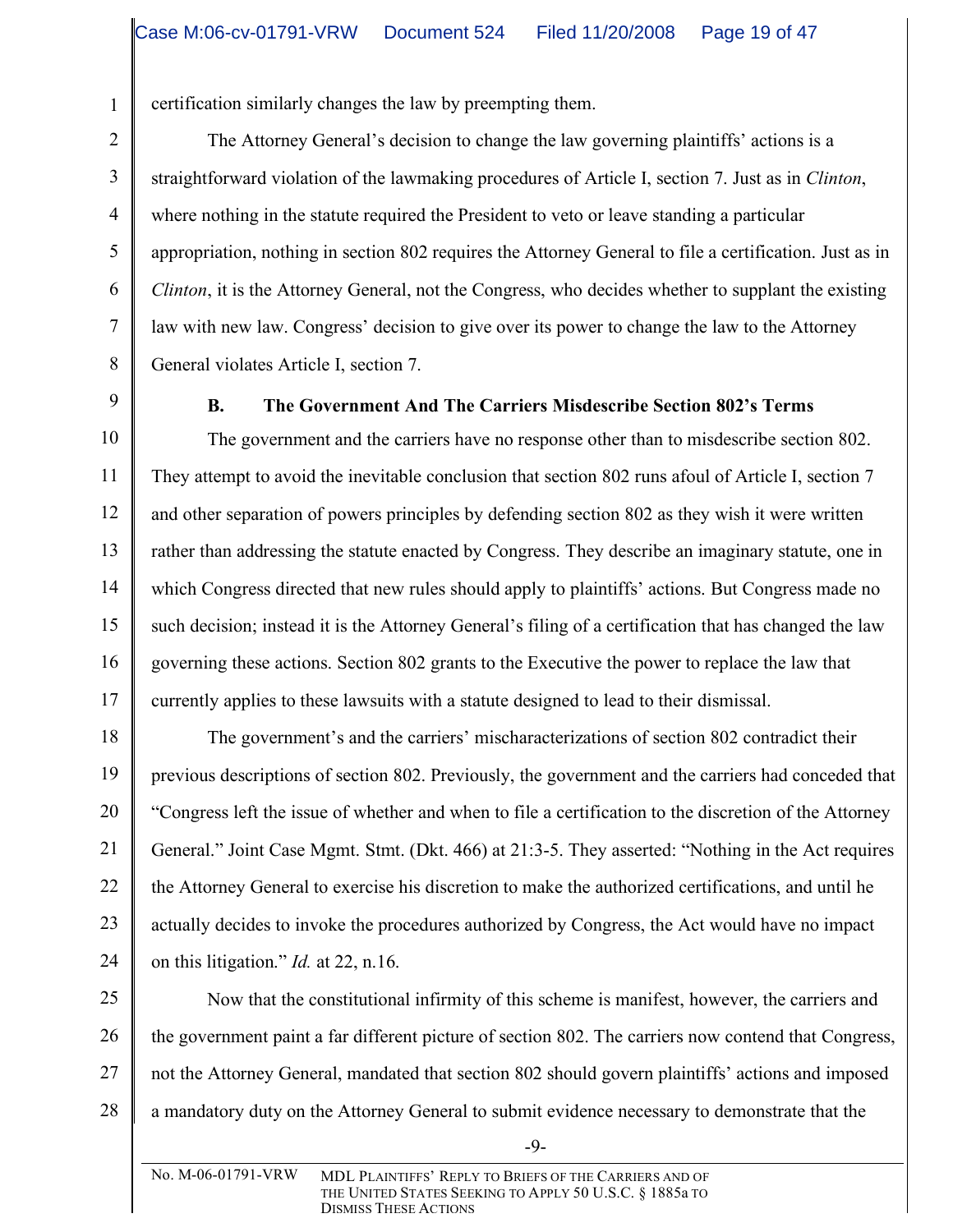certification similarly changes the law by preempting them.

The Attorney General's decision to change the law governing plaintiffs' actions is a straightforward violation of the lawmaking procedures of Article I, section 7. Just as in *Clinton*, where nothing in the statute required the President to veto or leave standing a particular appropriation, nothing in section 802 requires the Attorney General to file a certification. Just as in *Clinton*, it is the Attorney General, not the Congress, who decides whether to supplant the existing law with new law. Congress' decision to give over its power to change the law to the Attorney General violates Article I, section 7.

### B. The Government And The Carriers Misdescribe Section 802's Terms

The government and the carriers have no response other than to misdescribe section 802. They attempt to avoid the inevitable conclusion that section 802 runs afoul of Article I, section 7 and other separation of powers principles by defending section 802 as they wish it were written rather than addressing the statute enacted by Congress. They describe an imaginary statute, one in which Congress directed that new rules should apply to plaintiffs' actions. But Congress made no such decision; instead it is the Attorney General's filing of a certification that has changed the law governing these actions. Section 802 grants to the Executive the power to replace the law that currently applies to these lawsuits with a statute designed to lead to their dismissal.

The government's and the carriers' mischaracterizations of section 802 contradict their previous descriptions of section 802. Previously, the government and the carriers had conceded that "Congress left the issue of whether and when to file a certification to the discretion of the Attorney General." Joint Case Mgmt. Stmt. (Dkt. 466) at 21:3-5. They asserted: "Nothing in the Act requires the Attorney General to exercise his discretion to make the authorized certifications, and until he actually decides to invoke the procedures authorized by Congress, the Act would have no impact on this litigation." *Id.* at 22, n.16.

Now that the constitutional infirmity of this scheme is manifest, however, the carriers and the government paint a far different picture of section 802. The carriers now contend that Congress, not the Attorney General, mandated that section 802 should govern plaintiffs' actions and imposed a mandatory duty on the Attorney General to submit evidence necessary to demonstrate that the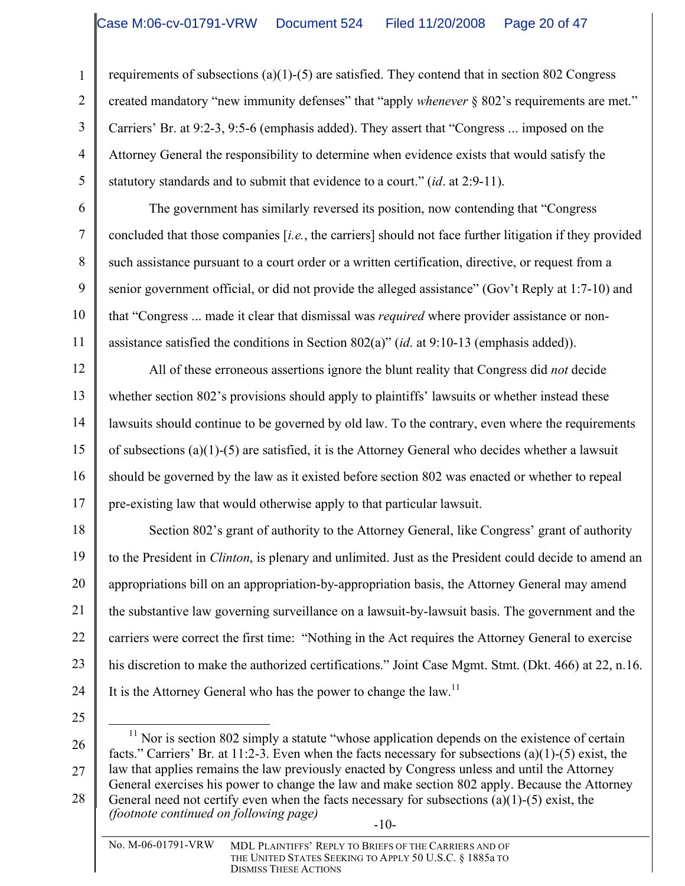requirements of subsections (a)(1)-(5) are satisfied. They contend that in section 802 Congress created mandatory "new immunity defenses" that "apply *whenever* § 802's requirements are met." Carriers' Br. at 9:2-3, 9:5-6 (emphasis added). They assert that "Congress ... imposed on the Attorney General the responsibility to determine when evidence exists that would satisfy the statutory standards and to submit that evidence to a court." (*id*. at 2:9-11).

The government has similarly reversed its position, now contending that "Congress concluded that those companies [*i.e.*, the carriers] should not face further litigation if they provided such assistance pursuant to a court order or a written certification, directive, or request from a senior government official, or did not provide the alleged assistance" (Gov't Reply at 1:7-10) and that "Congress ... made it clear that dismissal was *required* where provider assistance or non-assistance satisfied the conditions in Section 802(a)" (*id*. at 9:10-13 (emphasis added)).

All of these erroneous assertions ignore the blunt reality that Congress did *not* decide whether section 802's provisions should apply to plaintiffs' lawsuits or whether instead these lawsuits should continue to be governed by old law. To the contrary, even where the requirements of subsections (a)(1)-(5) are satisfied, it is the Attorney General who decides whether a lawsuit should be governed by the law as it existed before section 802 was enacted or whether to repeal pre-existing law that would otherwise apply to that particular lawsuit.

Section 802's grant of authority to the Attorney General, like Congress' grant of authority to the President in *Clinton*, is plenary and unlimited. Just as the President could decide to amend an appropriations bill on an appropriation-by-appropriation basis, the Attorney General may amend the substantive law governing surveillance on a lawsuit-by-lawsuit basis. The government and the carriers were correct the first time: "Nothing in the Act requires the Attorney General to exercise his discretion to make the authorized certifications." Joint Case Mgmt. Stmt. (Dkt. 466) at 22, n.16. It is the Attorney General who has the power to change the law.[11]

[11] Nor is section 802 simply a statute "whose application depends on the existence of certain facts." Carriers' Br. at 11:2-3. Even when the facts necessary for subsections (a)(1)-(5) exist, the law that applies remains the law previously enacted by Congress unless and until the Attorney General exercises his power to change the law and make section 802 apply. Because the Attorney General need not certify even when the facts necessary for subsections (a)(1)-(5) exist, the *(footnote continued on following page)*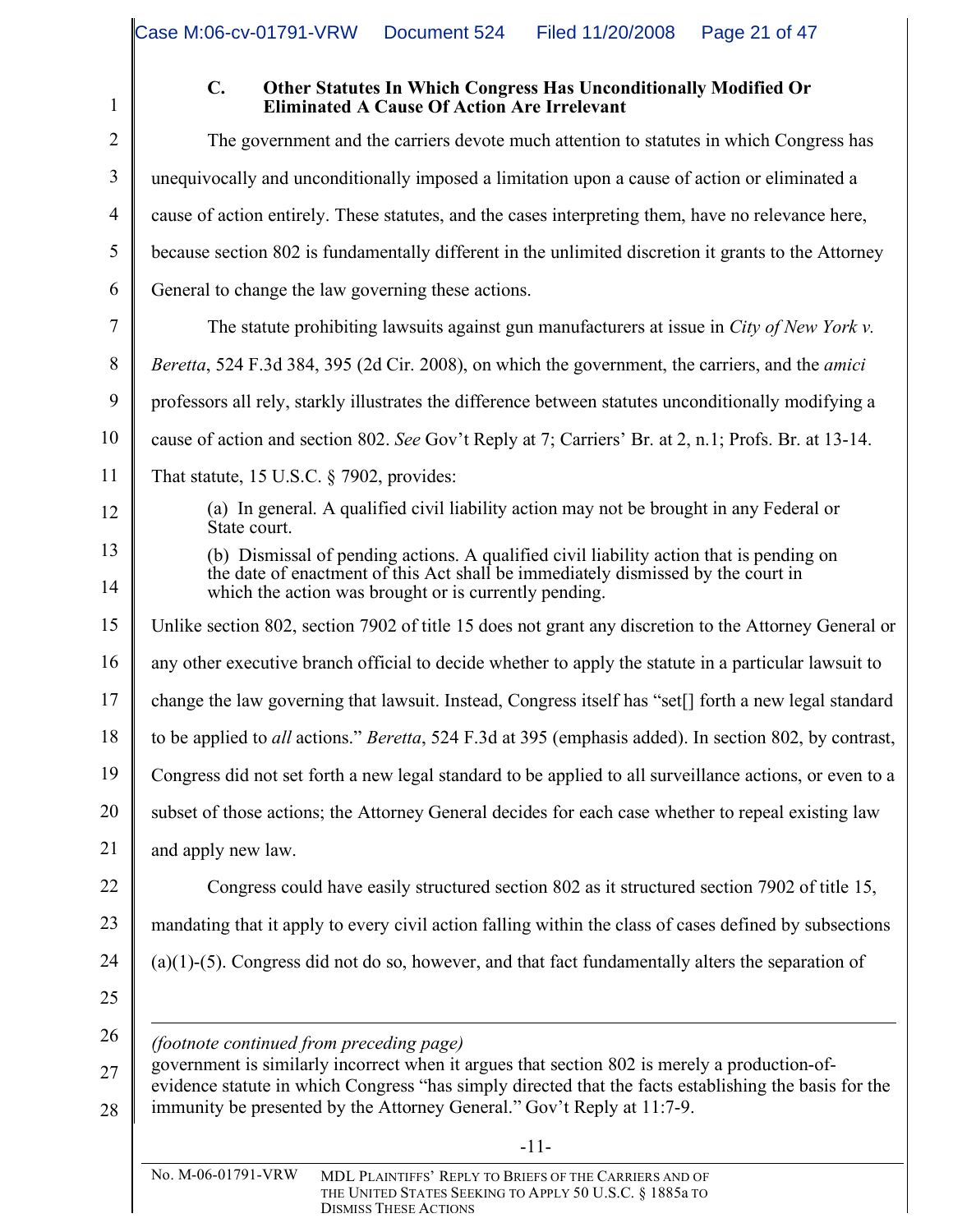### C. Other Statutes In Which Congress Has Unconditionally Modified Or Eliminated A Cause Of Action Are Irrelevant

The government and the carriers devote much attention to statutes in which Congress has unequivocally and unconditionally imposed a limitation upon a cause of action or eliminated a cause of action entirely. These statutes, and the cases interpreting them, have no relevance here, because section 802 is fundamentally different in the unlimited discretion it grants to the Attorney General to change the law governing these actions.

The statute prohibiting lawsuits against gun manufacturers at issue in *City of New York v. Beretta*, 524 F.3d 384, 395 (2d Cir. 2008), on which the government, the carriers, and the *amici* professors all rely, starkly illustrates the difference between statutes unconditionally modifying a cause of action and section 802. *See* Gov't Reply at 7; Carriers' Br. at 2, n.1; Profs. Br. at 13-14. That statute, 15 U.S.C. § 7902, provides:

> (a) In general. A qualified civil liability action may not be brought in any Federal or State court.
>
> (b) Dismissal of pending actions. A qualified civil liability action that is pending on the date of enactment of this Act shall be immediately dismissed by the court in which the action was brought or is currently pending.

Unlike section 802, section 7902 of title 15 does not grant any discretion to the Attorney General or any other executive branch official to decide whether to apply the statute in a particular lawsuit to change the law governing that lawsuit. Instead, Congress itself has "set[] forth a new legal standard to be applied to *all* actions." *Beretta*, 524 F.3d at 395 (emphasis added). In section 802, by contrast, Congress did not set forth a new legal standard to be applied to all surveillance actions, or even to a subset of those actions; the Attorney General decides for each case whether to repeal existing law and apply new law.

Congress could have easily structured section 802 as it structured section 7902 of title 15, mandating that it apply to every civil action falling within the class of cases defined by subsections (a)(1)-(5). Congress did not do so, however, and that fact fundamentally alters the separation of

---

*(footnote continued from preceding page)*
government is similarly incorrect when it argues that section 802 is merely a production-of-evidence statute in which Congress "has simply directed that the facts establishing the basis for the immunity be presented by the Attorney General." Gov't Reply at 11:7-9.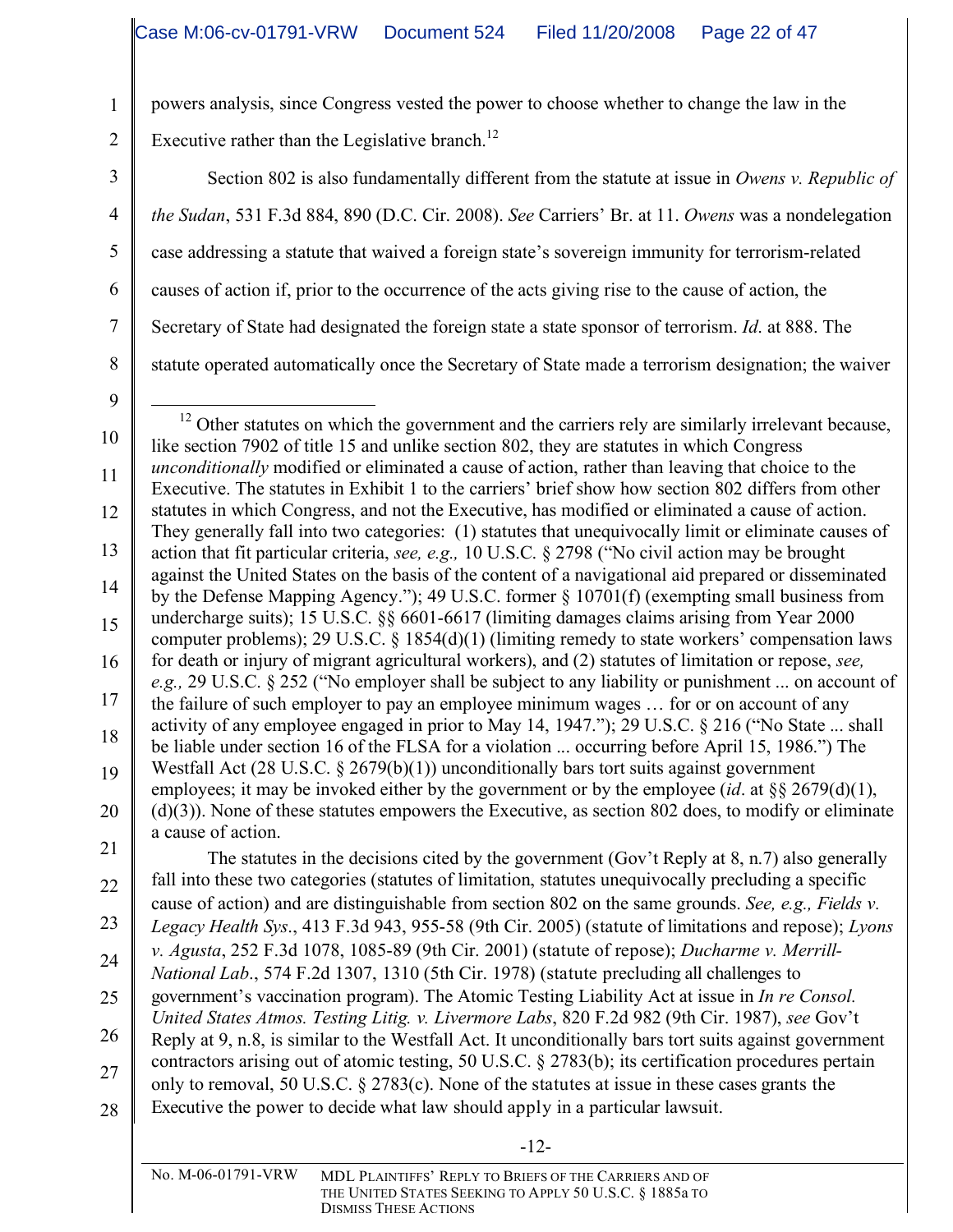powers analysis, since Congress vested the power to choose whether to change the law in the Executive rather than the Legislative branch.[12]

Section 802 is also fundamentally different from the statute at issue in *Owens v. Republic of the Sudan*, 531 F.3d 884, 890 (D.C. Cir. 2008). *See* Carriers' Br. at 11. *Owens* was a nondelegation case addressing a statute that waived a foreign state's sovereign immunity for terrorism-related causes of action if, prior to the occurrence of the acts giving rise to the cause of action, the Secretary of State had designated the foreign state a state sponsor of terrorism. *Id.* at 888. The statute operated automatically once the Secretary of State made a terrorism designation; the waiver

---

[12] Other statutes on which the government and the carriers rely are similarly irrelevant because, like section 7902 of title 15 and unlike section 802, they are statutes in which Congress *unconditionally* modified or eliminated a cause of action, rather than leaving that choice to the Executive. The statutes in Exhibit 1 to the carriers' brief show how section 802 differs from other statutes in which Congress, and not the Executive, has modified or eliminated a cause of action. They generally fall into two categories: (1) statutes that unequivocally limit or eliminate causes of action that fit particular criteria, *see, e.g.,* 10 U.S.C. § 2798 ("No civil action may be brought against the United States on the basis of the content of a navigational aid prepared or disseminated by the Defense Mapping Agency."); 49 U.S.C. former § 10701(f) (exempting small business from undercharge suits); 15 U.S.C. §§ 6601-6617 (limiting damages claims arising from Year 2000 computer problems); 29 U.S.C. § 1854(d)(1) (limiting remedy to state workers' compensation laws for death or injury of migrant agricultural workers), and (2) statutes of limitation or repose, *see, e.g.,* 29 U.S.C. § 252 ("No employer shall be subject to any liability or punishment ... on account of the failure of such employer to pay an employee minimum wages … for or on account of any activity of any employee engaged in prior to May 14, 1947."); 29 U.S.C. § 216 ("No State ... shall be liable under section 16 of the FLSA for a violation ... occurring before April 15, 1986.") The Westfall Act (28 U.S.C. § 2679(b)(1)) unconditionally bars tort suits against government employees; it may be invoked either by the government or by the employee (*id*. at §§ 2679(d)(1), (d)(3)). None of these statutes empowers the Executive, as section 802 does, to modify or eliminate a cause of action.

The statutes in the decisions cited by the government (Gov't Reply at 8, n.7) also generally fall into these two categories (statutes of limitation, statutes unequivocally precluding a specific cause of action) and are distinguishable from section 802 on the same grounds. *See, e.g., Fields v. Legacy Health Sys*., 413 F.3d 943, 955-58 (9th Cir. 2005) (statute of limitations and repose); *Lyons v. Agusta*, 252 F.3d 1078, 1085-89 (9th Cir. 2001) (statute of repose); *Ducharme v. Merrill-National Lab*., 574 F.2d 1307, 1310 (5th Cir. 1978) (statute precluding all challenges to government's vaccination program). The Atomic Testing Liability Act at issue in *In re Consol. United States Atmos. Testing Litig. v. Livermore Labs*, 820 F.2d 982 (9th Cir. 1987), *see* Gov't Reply at 9, n.8, is similar to the Westfall Act. It unconditionally bars tort suits against government contractors arising out of atomic testing, 50 U.S.C. § 2783(b); its certification procedures pertain only to removal, 50 U.S.C. § 2783(c). None of the statutes at issue in these cases grants the Executive the power to decide what law should apply in a particular lawsuit.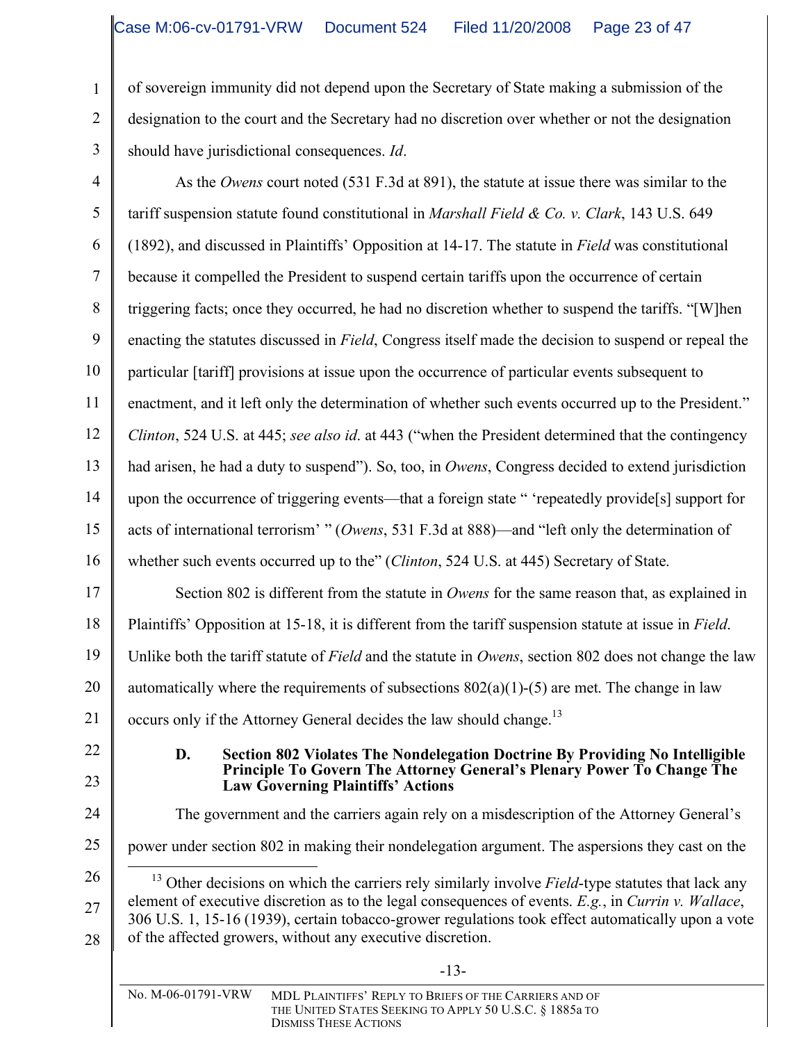of sovereign immunity did not depend upon the Secretary of State making a submission of the designation to the court and the Secretary had no discretion over whether or not the designation should have jurisdictional consequences. *Id*.

As the *Owens* court noted (531 F.3d at 891), the statute at issue there was similar to the tariff suspension statute found constitutional in *Marshall Field & Co. v. Clark*, 143 U.S. 649 (1892), and discussed in Plaintiffs' Opposition at 14-17. The statute in *Field* was constitutional because it compelled the President to suspend certain tariffs upon the occurrence of certain triggering facts; once they occurred, he had no discretion whether to suspend the tariffs. "[W]hen enacting the statutes discussed in *Field*, Congress itself made the decision to suspend or repeal the particular [tariff] provisions at issue upon the occurrence of particular events subsequent to enactment, and it left only the determination of whether such events occurred up to the President." *Clinton*, 524 U.S. at 445; *see also id*. at 443 ("when the President determined that the contingency had arisen, he had a duty to suspend"). So, too, in *Owens*, Congress decided to extend jurisdiction upon the occurrence of triggering events—that a foreign state " 'repeatedly provide[s] support for acts of international terrorism' " (*Owens*, 531 F.3d at 888)—and "left only the determination of whether such events occurred up to the" (*Clinton*, 524 U.S. at 445) Secretary of State.

Section 802 is different from the statute in *Owens* for the same reason that, as explained in Plaintiffs' Opposition at 15-18, it is different from the tariff suspension statute at issue in *Field*. Unlike both the tariff statute of *Field* and the statute in *Owens*, section 802 does not change the law automatically where the requirements of subsections 802(a)(1)-(5) are met. The change in law occurs only if the Attorney General decides the law should change.[13]

### D. Section 802 Violates The Nondelegation Doctrine By Providing No Intelligible Principle To Govern The Attorney General's Plenary Power To Change The Law Governing Plaintiffs' Actions

The government and the carriers again rely on a misdescription of the Attorney General's power under section 802 in making their nondelegation argument. The aspersions they cast on the

[13] Other decisions on which the carriers rely similarly involve *Field*-type statutes that lack any element of executive discretion as to the legal consequences of events. *E.g.*, in *Currin v. Wallace*, 306 U.S. 1, 15-16 (1939), certain tobacco-grower regulations took effect automatically upon a vote of the affected growers, without any executive discretion.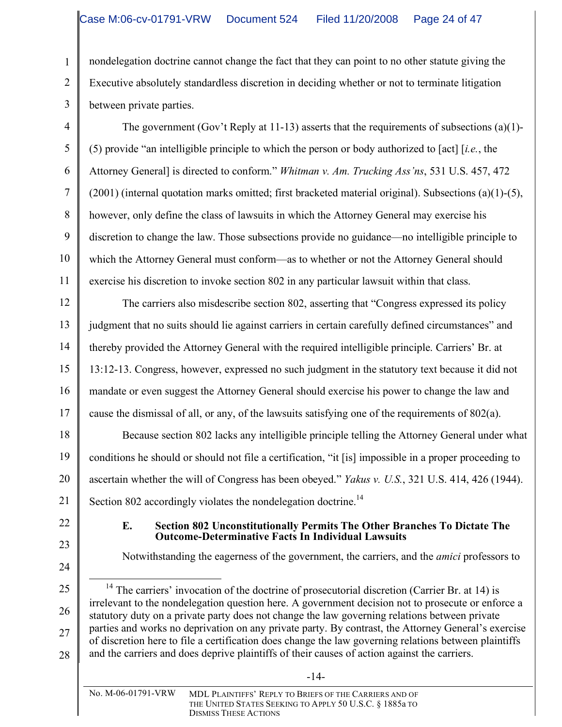nondelegation doctrine cannot change the fact that they can point to no other statute giving the Executive absolutely standardless discretion in deciding whether or not to terminate litigation between private parties.

The government (Gov't Reply at 11-13) asserts that the requirements of subsections (a)(1)-(5) provide "an intelligible principle to which the person or body authorized to [act] [*i.e.*, the Attorney General] is directed to conform." *Whitman v. Am. Trucking Ass'ns*, 531 U.S. 457, 472 (2001) (internal quotation marks omitted; first bracketed material original). Subsections (a)(1)-(5), however, only define the class of lawsuits in which the Attorney General may exercise his discretion to change the law. Those subsections provide no guidance—no intelligible principle to which the Attorney General must conform—as to whether or not the Attorney General should exercise his discretion to invoke section 802 in any particular lawsuit within that class.

The carriers also misdescribe section 802, asserting that "Congress expressed its policy judgment that no suits should lie against carriers in certain carefully defined circumstances" and thereby provided the Attorney General with the required intelligible principle. Carriers' Br. at 13:12-13. Congress, however, expressed no such judgment in the statutory text because it did not mandate or even suggest the Attorney General should exercise his power to change the law and cause the dismissal of all, or any, of the lawsuits satisfying one of the requirements of 802(a).

Because section 802 lacks any intelligible principle telling the Attorney General under what conditions he should or should not file a certification, "it [is] impossible in a proper proceeding to ascertain whether the will of Congress has been obeyed." *Yakus v. U.S.*, 321 U.S. 414, 426 (1944). Section 802 accordingly violates the nondelegation doctrine.[14]

### E. Section 802 Unconstitutionally Permits The Other Branches To Dictate The Outcome-Determinative Facts In Individual Lawsuits

Notwithstanding the eagerness of the government, the carriers, and the *amici* professors to

[14] The carriers' invocation of the doctrine of prosecutorial discretion (Carrier Br. at 14) is irrelevant to the nondelegation question here. A government decision not to prosecute or enforce a statutory duty on a private party does not change the law governing relations between private parties and works no deprivation on any private party. By contrast, the Attorney General's exercise of discretion here to file a certification does change the law governing relations between plaintiffs and the carriers and does deprive plaintiffs of their causes of action against the carriers.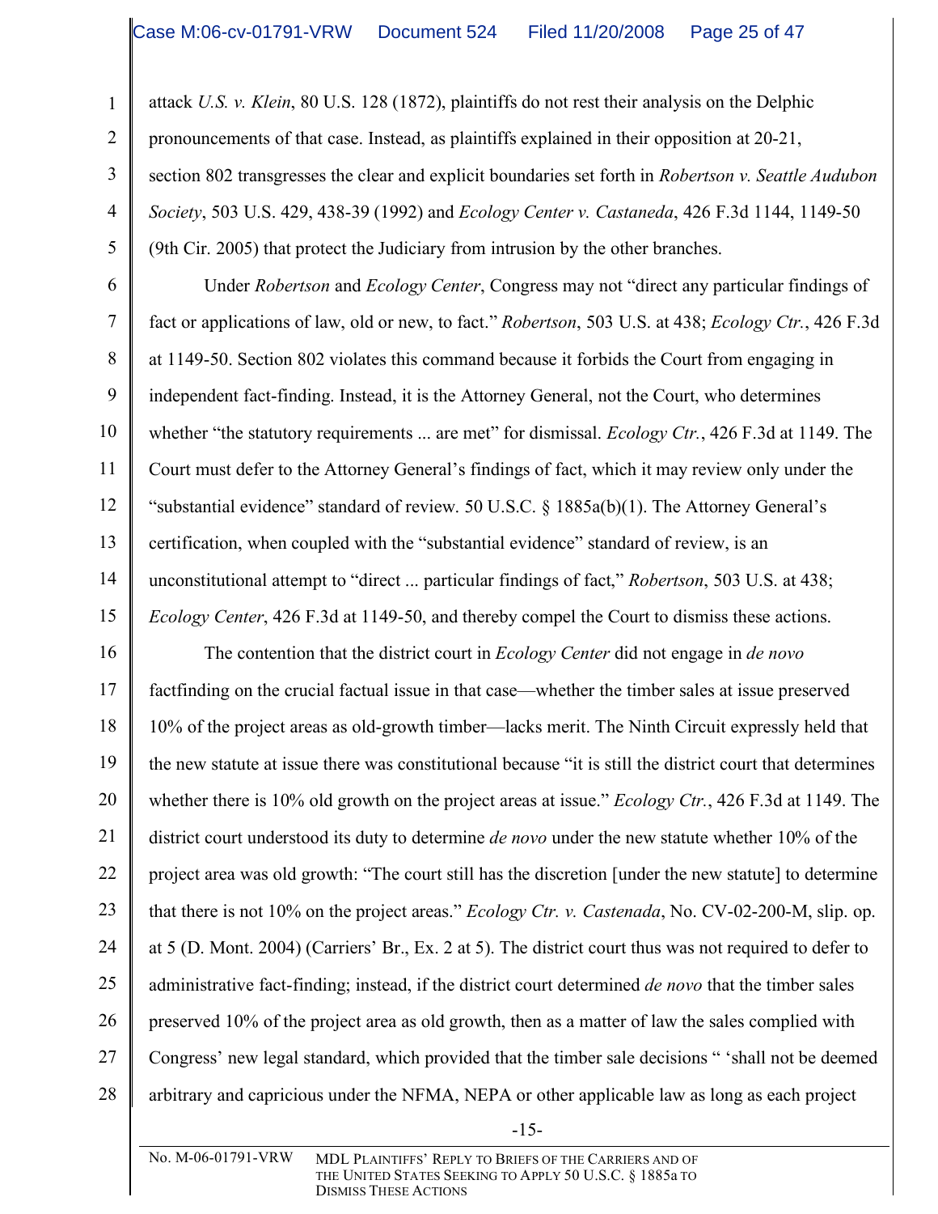attack *U.S. v. Klein*, 80 U.S. 128 (1872), plaintiffs do not rest their analysis on the Delphic pronouncements of that case. Instead, as plaintiffs explained in their opposition at 20-21, section 802 transgresses the clear and explicit boundaries set forth in *Robertson v. Seattle Audubon Society*, 503 U.S. 429, 438-39 (1992) and *Ecology Center v. Castaneda*, 426 F.3d 1144, 1149-50 (9th Cir. 2005) that protect the Judiciary from intrusion by the other branches.

Under *Robertson* and *Ecology Center*, Congress may not "direct any particular findings of fact or applications of law, old or new, to fact." *Robertson*, 503 U.S. at 438; *Ecology Ctr.*, 426 F.3d at 1149-50. Section 802 violates this command because it forbids the Court from engaging in independent fact-finding. Instead, it is the Attorney General, not the Court, who determines whether "the statutory requirements ... are met" for dismissal. *Ecology Ctr.*, 426 F.3d at 1149. The Court must defer to the Attorney General's findings of fact, which it may review only under the "substantial evidence" standard of review. 50 U.S.C. § 1885a(b)(1). The Attorney General's certification, when coupled with the "substantial evidence" standard of review, is an unconstitutional attempt to "direct ... particular findings of fact," *Robertson*, 503 U.S. at 438; *Ecology Center*, 426 F.3d at 1149-50, and thereby compel the Court to dismiss these actions.

The contention that the district court in *Ecology Center* did not engage in *de novo* factfinding on the crucial factual issue in that case—whether the timber sales at issue preserved 10% of the project areas as old-growth timber—lacks merit. The Ninth Circuit expressly held that the new statute at issue there was constitutional because "it is still the district court that determines whether there is 10% old growth on the project areas at issue." *Ecology Ctr.*, 426 F.3d at 1149. The district court understood its duty to determine *de novo* under the new statute whether 10% of the project area was old growth: "The court still has the discretion [under the new statute] to determine that there is not 10% on the project areas." *Ecology Ctr. v. Castenada*, No. CV-02-200-M, slip. op. at 5 (D. Mont. 2004) (Carriers' Br., Ex. 2 at 5). The district court thus was not required to defer to administrative fact-finding; instead, if the district court determined *de novo* that the timber sales preserved 10% of the project area as old growth, then as a matter of law the sales complied with Congress' new legal standard, which provided that the timber sale decisions " 'shall not be deemed arbitrary and capricious under the NFMA, NEPA or other applicable law as long as each project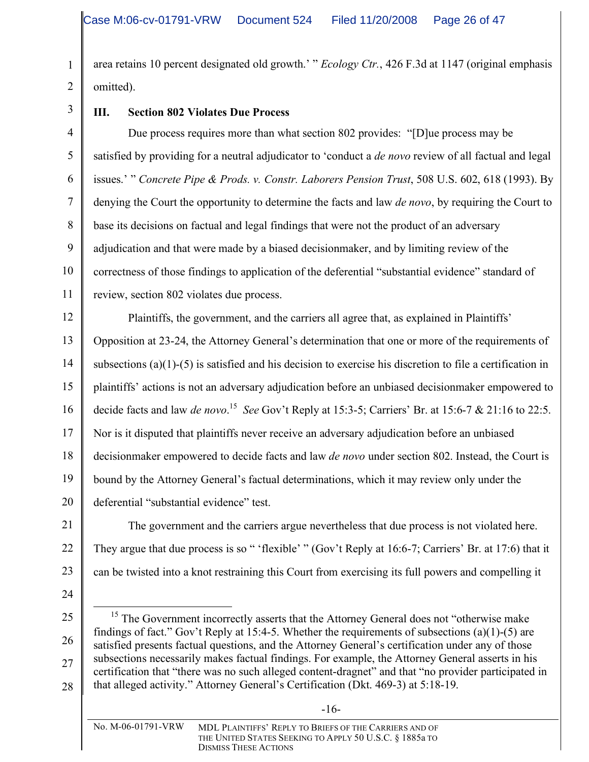area retains 10 percent designated old growth.' " *Ecology Ctr.*, 426 F.3d at 1147 (original emphasis omitted).

### III. Section 802 Violates Due Process

Due process requires more than what section 802 provides: "[D]ue process may be satisfied by providing for a neutral adjudicator to 'conduct a *de novo* review of all factual and legal issues.' " *Concrete Pipe & Prods. v. Constr. Laborers Pension Trust*, 508 U.S. 602, 618 (1993). By denying the Court the opportunity to determine the facts and law *de novo*, by requiring the Court to base its decisions on factual and legal findings that were not the product of an adversary adjudication and that were made by a biased decisionmaker, and by limiting review of the correctness of those findings to application of the deferential "substantial evidence" standard of review, section 802 violates due process.

Plaintiffs, the government, and the carriers all agree that, as explained in Plaintiffs' Opposition at 23-24, the Attorney General's determination that one or more of the requirements of subsections (a)(1)-(5) is satisfied and his decision to exercise his discretion to file a certification in plaintiffs' actions is not an adversary adjudication before an unbiased decisionmaker empowered to decide facts and law *de novo*.[15] *See* Gov't Reply at 15:3-5; Carriers' Br. at 15:6-7 & 21:16 to 22:5. Nor is it disputed that plaintiffs never receive an adversary adjudication before an unbiased decisionmaker empowered to decide facts and law *de novo* under section 802. Instead, the Court is bound by the Attorney General's factual determinations, which it may review only under the deferential "substantial evidence" test.

The government and the carriers argue nevertheless that due process is not violated here. They argue that due process is so " 'flexible' " (Gov't Reply at 16:6-7; Carriers' Br. at 17:6) that it can be twisted into a knot restraining this Court from exercising its full powers and compelling it

---

[15] The Government incorrectly asserts that the Attorney General does not "otherwise make findings of fact." Gov't Reply at 15:4-5. Whether the requirements of subsections (a)(1)-(5) are satisfied presents factual questions, and the Attorney General's certification under any of those subsections necessarily makes factual findings. For example, the Attorney General asserts in his certification that "there was no such alleged content-dragnet" and that "no provider participated in that alleged activity." Attorney General's Certification (Dkt. 469-3) at 5:18-19.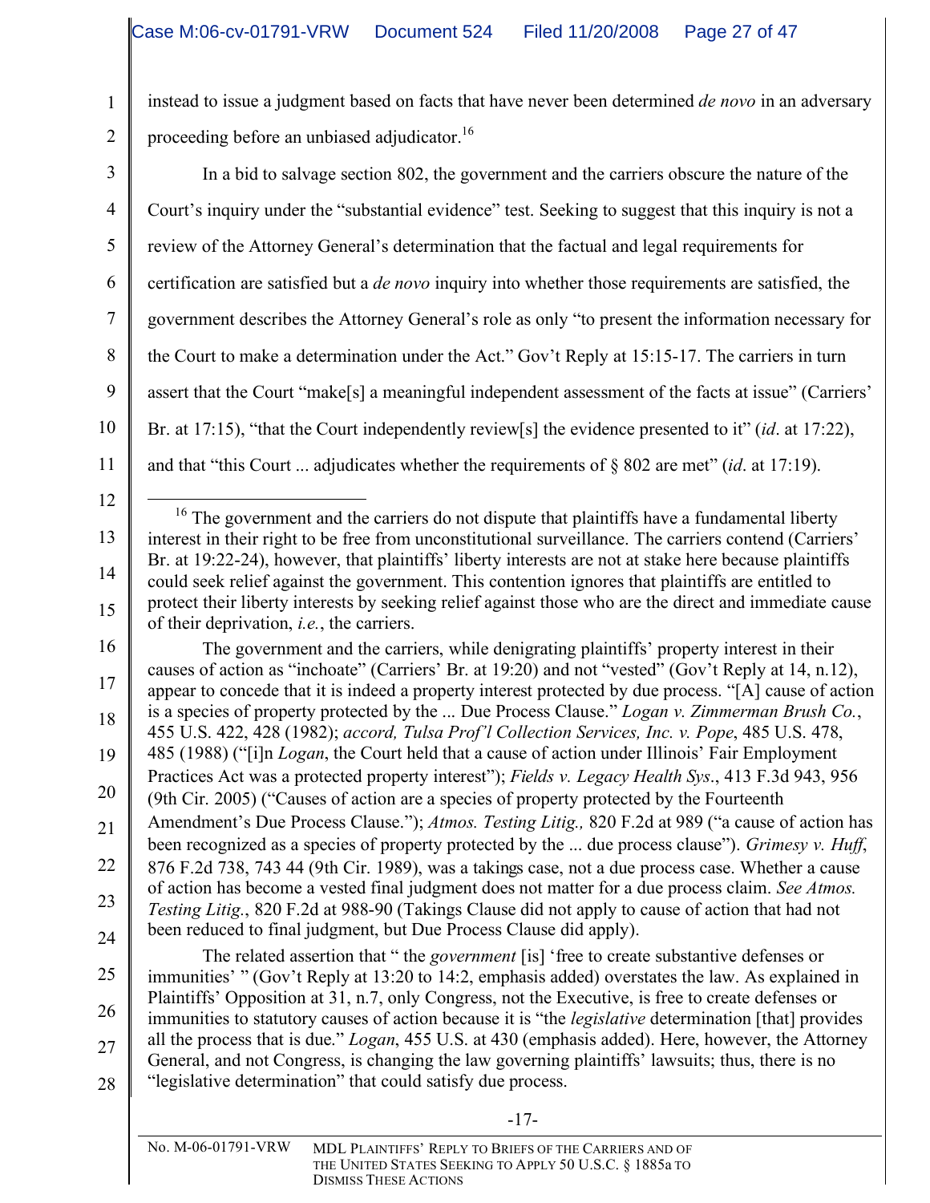instead to issue a judgment based on facts that have never been determined *de novo* in an adversary proceeding before an unbiased adjudicator.[16]

In a bid to salvage section 802, the government and the carriers obscure the nature of the Court's inquiry under the "substantial evidence" test. Seeking to suggest that this inquiry is not a review of the Attorney General's determination that the factual and legal requirements for certification are satisfied but a *de novo* inquiry into whether those requirements are satisfied, the government describes the Attorney General's role as only "to present the information necessary for the Court to make a determination under the Act." Gov't Reply at 15:15-17. The carriers in turn assert that the Court "make[s] a meaningful independent assessment of the facts at issue" (Carriers' Br. at 17:15), "that the Court independently review[s] the evidence presented to it" (*id*. at 17:22), and that "this Court ... adjudicates whether the requirements of § 802 are met" (*id*. at 17:19).

---

[16] The government and the carriers do not dispute that plaintiffs have a fundamental liberty interest in their right to be free from unconstitutional surveillance. The carriers contend (Carriers' Br. at 19:22-24), however, that plaintiffs' liberty interests are not at stake here because plaintiffs could seek relief against the government. This contention ignores that plaintiffs are entitled to protect their liberty interests by seeking relief against those who are the direct and immediate cause of their deprivation, *i.e.*, the carriers.

The government and the carriers, while denigrating plaintiffs' property interest in their causes of action as "inchoate" (Carriers' Br. at 19:20) and not "vested" (Gov't Reply at 14, n.12), appear to concede that it is indeed a property interest protected by due process. "[A] cause of action is a species of property protected by the ... Due Process Clause." *Logan v. Zimmerman Brush Co.*, 455 U.S. 422, 428 (1982); *accord, Tulsa Prof'l Collection Services, Inc. v. Pope*, 485 U.S. 478, 485 (1988) ("[i]n *Logan*, the Court held that a cause of action under Illinois' Fair Employment Practices Act was a protected property interest"); *Fields v. Legacy Health Sys.*, 413 F.3d 943, 956 (9th Cir. 2005) ("Causes of action are a species of property protected by the Fourteenth Amendment's Due Process Clause."); *Atmos. Testing Litig.,* 820 F.2d at 989 ("a cause of action has been recognized as a species of property protected by the ... due process clause"). *Grimesy v. Huff*, 876 F.2d 738, 743 44 (9th Cir. 1989), was a takings case, not a due process case. Whether a cause of action has become a vested final judgment does not matter for a due process claim. *See Atmos. Testing Litig.*, 820 F.2d at 988-90 (Takings Clause did not apply to cause of action that had not been reduced to final judgment, but Due Process Clause did apply).

The related assertion that " the *government* [is] 'free to create substantive defenses or immunities' " (Gov't Reply at 13:20 to 14:2, emphasis added) overstates the law. As explained in Plaintiffs' Opposition at 31, n.7, only Congress, not the Executive, is free to create defenses or immunities to statutory causes of action because it is "the *legislative* determination [that] provides all the process that is due." *Logan*, 455 U.S. at 430 (emphasis added). Here, however, the Attorney General, and not Congress, is changing the law governing plaintiffs' lawsuits; thus, there is no "legislative determination" that could satisfy due process.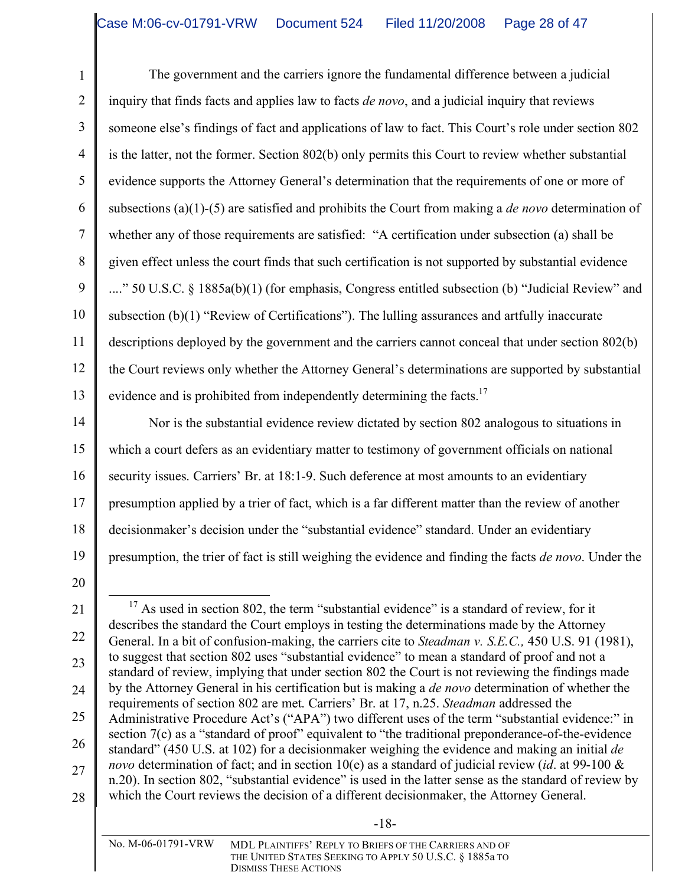The government and the carriers ignore the fundamental difference between a judicial inquiry that finds facts and applies law to facts *de novo*, and a judicial inquiry that reviews someone else's findings of fact and applications of law to fact. This Court's role under section 802 is the latter, not the former. Section 802(b) only permits this Court to review whether substantial evidence supports the Attorney General's determination that the requirements of one or more of subsections (a)(1)-(5) are satisfied and prohibits the Court from making a *de novo* determination of whether any of those requirements are satisfied: "A certification under subsection (a) shall be given effect unless the court finds that such certification is not supported by substantial evidence ...." 50 U.S.C. § 1885a(b)(1) (for emphasis, Congress entitled subsection (b) "Judicial Review" and subsection (b)(1) "Review of Certifications"). The lulling assurances and artfully inaccurate descriptions deployed by the government and the carriers cannot conceal that under section 802(b) the Court reviews only whether the Attorney General's determinations are supported by substantial evidence and is prohibited from independently determining the facts.[17]

Nor is the substantial evidence review dictated by section 802 analogous to situations in which a court defers as an evidentiary matter to testimony of government officials on national security issues. Carriers' Br. at 18:1-9. Such deference at most amounts to an evidentiary presumption applied by a trier of fact, which is a far different matter than the review of another decisionmaker's decision under the "substantial evidence" standard. Under an evidentiary presumption, the trier of fact is still weighing the evidence and finding the facts *de novo*. Under the

---

[17] As used in section 802, the term "substantial evidence" is a standard of review, for it describes the standard the Court employs in testing the determinations made by the Attorney General. In a bit of confusion-making, the carriers cite to *Steadman v. S.E.C.,* 450 U.S. 91 (1981), to suggest that section 802 uses "substantial evidence" to mean a standard of proof and not a standard of review, implying that under section 802 the Court is not reviewing the findings made by the Attorney General in his certification but is making a *de novo* determination of whether the requirements of section 802 are met. Carriers' Br. at 17, n.25. *Steadman* addressed the Administrative Procedure Act's ("APA") two different uses of the term "substantial evidence:" in section 7(c) as a "standard of proof" equivalent to "the traditional preponderance-of-the-evidence standard" (450 U.S. at 102) for a decisionmaker weighing the evidence and making an initial *de novo* determination of fact; and in section 10(e) as a standard of judicial review (*id*. at 99-100 & n.20). In section 802, "substantial evidence" is used in the latter sense as the standard of review by which the Court reviews the decision of a different decisionmaker, the Attorney General.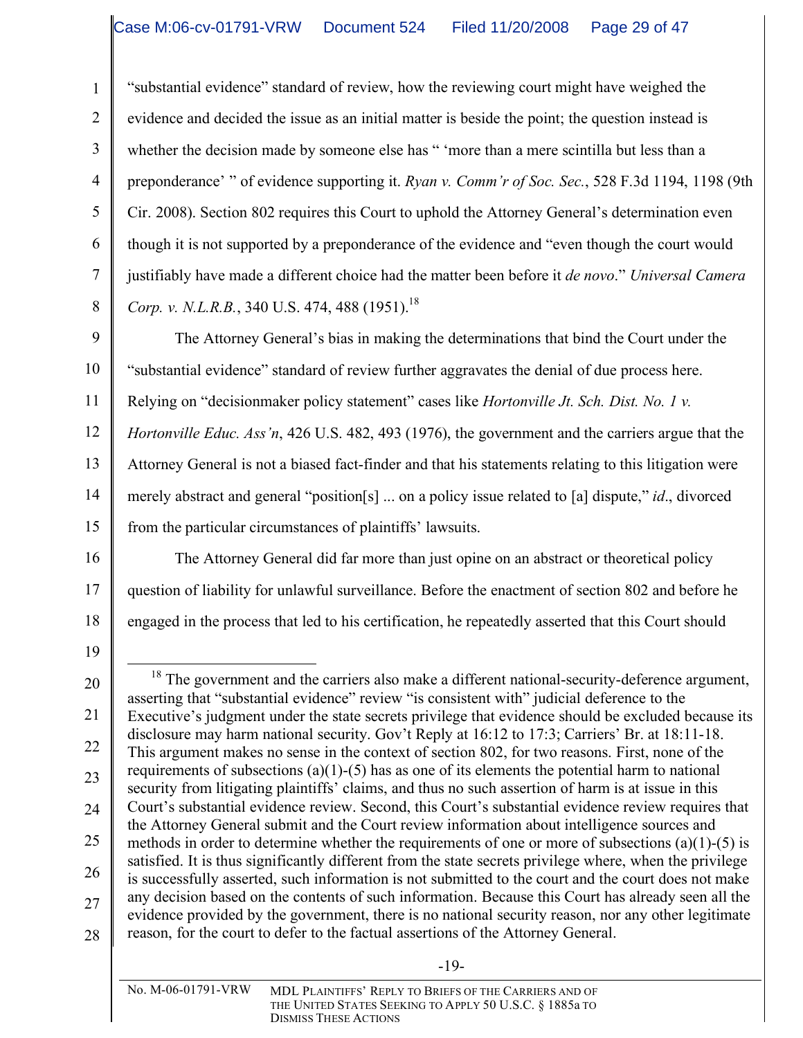"substantial evidence" standard of review, how the reviewing court might have weighed the evidence and decided the issue as an initial matter is beside the point; the question instead is whether the decision made by someone else has " 'more than a mere scintilla but less than a preponderance' " of evidence supporting it. *Ryan v. Comm'r of Soc. Sec.*, 528 F.3d 1194, 1198 (9th Cir. 2008). Section 802 requires this Court to uphold the Attorney General's determination even though it is not supported by a preponderance of the evidence and "even though the court would justifiably have made a different choice had the matter been before it *de novo*." *Universal Camera Corp. v. N.L.R.B.*, 340 U.S. 474, 488 (1951).[18]

The Attorney General's bias in making the determinations that bind the Court under the "substantial evidence" standard of review further aggravates the denial of due process here. Relying on "decisionmaker policy statement" cases like *Hortonville Jt. Sch. Dist. No. 1 v. Hortonville Educ. Ass'n*, 426 U.S. 482, 493 (1976), the government and the carriers argue that the Attorney General is not a biased fact-finder and that his statements relating to this litigation were merely abstract and general "position[s] ... on a policy issue related to [a] dispute," *id*., divorced from the particular circumstances of plaintiffs' lawsuits.

The Attorney General did far more than just opine on an abstract or theoretical policy question of liability for unlawful surveillance. Before the enactment of section 802 and before he engaged in the process that led to his certification, he repeatedly asserted that this Court should

---

[18] The government and the carriers also make a different national-security-deference argument, asserting that "substantial evidence" review "is consistent with" judicial deference to the Executive's judgment under the state secrets privilege that evidence should be excluded because its disclosure may harm national security. Gov't Reply at 16:12 to 17:3; Carriers' Br. at 18:11-18. This argument makes no sense in the context of section 802, for two reasons. First, none of the requirements of subsections (a)(1)-(5) has as one of its elements the potential harm to national security from litigating plaintiffs' claims, and thus no such assertion of harm is at issue in this Court's substantial evidence review. Second, this Court's substantial evidence review requires that the Attorney General submit and the Court review information about intelligence sources and methods in order to determine whether the requirements of one or more of subsections (a)(1)-(5) is satisfied. It is thus significantly different from the state secrets privilege where, when the privilege is successfully asserted, such information is not submitted to the court and the court does not make any decision based on the contents of such information. Because this Court has already seen all the evidence provided by the government, there is no national security reason, nor any other legitimate reason, for the court to defer to the factual assertions of the Attorney General.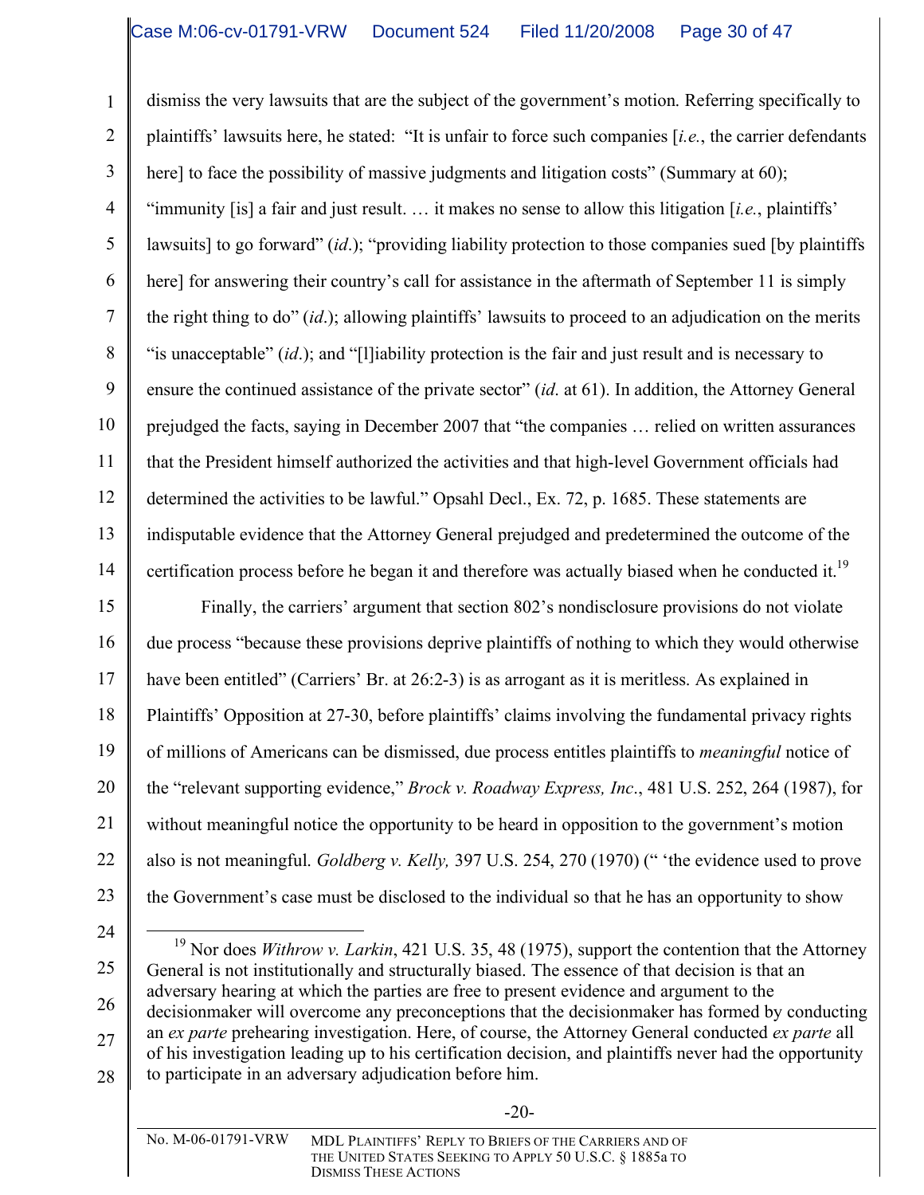dismiss the very lawsuits that are the subject of the government's motion. Referring specifically to plaintiffs' lawsuits here, he stated: "It is unfair to force such companies [*i.e.*, the carrier defendants here] to face the possibility of massive judgments and litigation costs" (Summary at 60); "immunity [is] a fair and just result. … it makes no sense to allow this litigation [*i.e.*, plaintiffs' lawsuits] to go forward" (*id*.); "providing liability protection to those companies sued [by plaintiffs here] for answering their country's call for assistance in the aftermath of September 11 is simply the right thing to do" (*id*.); allowing plaintiffs' lawsuits to proceed to an adjudication on the merits "is unacceptable" (*id*.); and "[l]iability protection is the fair and just result and is necessary to ensure the continued assistance of the private sector" (*id*. at 61). In addition, the Attorney General prejudged the facts, saying in December 2007 that "the companies … relied on written assurances that the President himself authorized the activities and that high-level Government officials had determined the activities to be lawful." Opsahl Decl., Ex. 72, p. 1685. These statements are indisputable evidence that the Attorney General prejudged and predetermined the outcome of the certification process before he began it and therefore was actually biased when he conducted it.[19]

Finally, the carriers' argument that section 802's nondisclosure provisions do not violate due process "because these provisions deprive plaintiffs of nothing to which they would otherwise have been entitled" (Carriers' Br. at 26:2-3) is as arrogant as it is meritless. As explained in Plaintiffs' Opposition at 27-30, before plaintiffs' claims involving the fundamental privacy rights of millions of Americans can be dismissed, due process entitles plaintiffs to *meaningful* notice of the "relevant supporting evidence," *Brock v. Roadway Express, Inc*., 481 U.S. 252, 264 (1987), for without meaningful notice the opportunity to be heard in opposition to the government's motion also is not meaningful. *Goldberg v. Kelly,* 397 U.S. 254, 270 (1970) (" 'the evidence used to prove the Government's case must be disclosed to the individual so that he has an opportunity to show

[19] Nor does *Withrow v. Larkin*, 421 U.S. 35, 48 (1975), support the contention that the Attorney General is not institutionally and structurally biased. The essence of that decision is that an adversary hearing at which the parties are free to present evidence and argument to the decisionmaker will overcome any preconceptions that the decisionmaker has formed by conducting an *ex parte* prehearing investigation. Here, of course, the Attorney General conducted *ex parte* all of his investigation leading up to his certification decision, and plaintiffs never had the opportunity to participate in an adversary adjudication before him.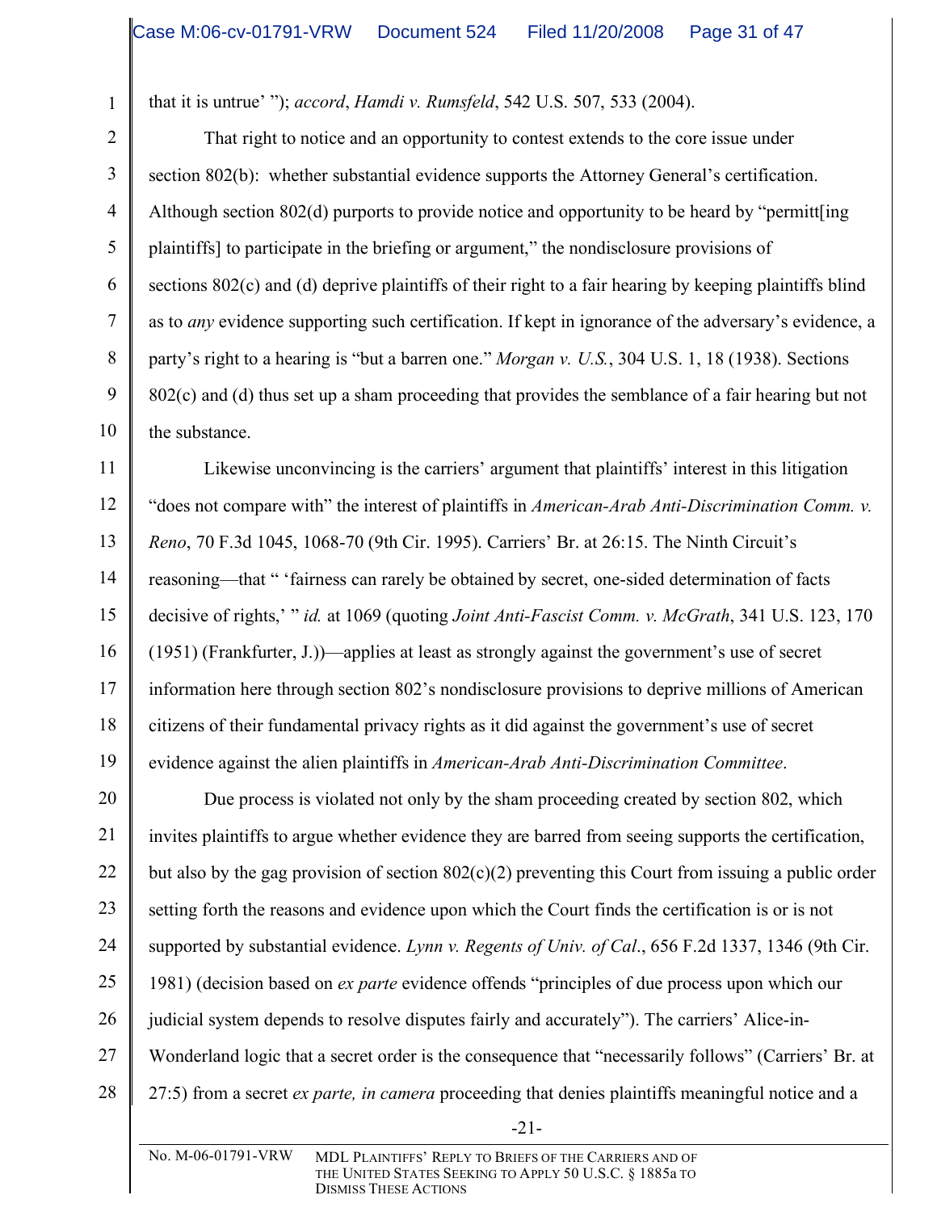that it is untrue' "); *accord*, *Hamdi v. Rumsfeld*, 542 U.S. 507, 533 (2004).

That right to notice and an opportunity to contest extends to the core issue under section 802(b): whether substantial evidence supports the Attorney General's certification. Although section 802(d) purports to provide notice and opportunity to be heard by "permitt[ing plaintiffs] to participate in the briefing or argument," the nondisclosure provisions of sections 802(c) and (d) deprive plaintiffs of their right to a fair hearing by keeping plaintiffs blind as to *any* evidence supporting such certification. If kept in ignorance of the adversary's evidence, a party's right to a hearing is "but a barren one." *Morgan v. U.S.*, 304 U.S. 1, 18 (1938). Sections 802(c) and (d) thus set up a sham proceeding that provides the semblance of a fair hearing but not the substance.

Likewise unconvincing is the carriers' argument that plaintiffs' interest in this litigation "does not compare with" the interest of plaintiffs in *American-Arab Anti-Discrimination Comm. v. Reno*, 70 F.3d 1045, 1068-70 (9th Cir. 1995). Carriers' Br. at 26:15. The Ninth Circuit's reasoning—that " 'fairness can rarely be obtained by secret, one-sided determination of facts decisive of rights,' " *id.* at 1069 (quoting *Joint Anti-Fascist Comm. v. McGrath*, 341 U.S. 123, 170 (1951) (Frankfurter, J.))—applies at least as strongly against the government's use of secret information here through section 802's nondisclosure provisions to deprive millions of American citizens of their fundamental privacy rights as it did against the government's use of secret evidence against the alien plaintiffs in *American-Arab Anti-Discrimination Committee*.

Due process is violated not only by the sham proceeding created by section 802, which invites plaintiffs to argue whether evidence they are barred from seeing supports the certification, but also by the gag provision of section 802(c)(2) preventing this Court from issuing a public order setting forth the reasons and evidence upon which the Court finds the certification is or is not supported by substantial evidence. *Lynn v. Regents of Univ. of Cal*., 656 F.2d 1337, 1346 (9th Cir. 1981) (decision based on *ex parte* evidence offends "principles of due process upon which our judicial system depends to resolve disputes fairly and accurately"). The carriers' Alice-in-Wonderland logic that a secret order is the consequence that "necessarily follows" (Carriers' Br. at 27:5) from a secret *ex parte, in camera* proceeding that denies plaintiffs meaningful notice and a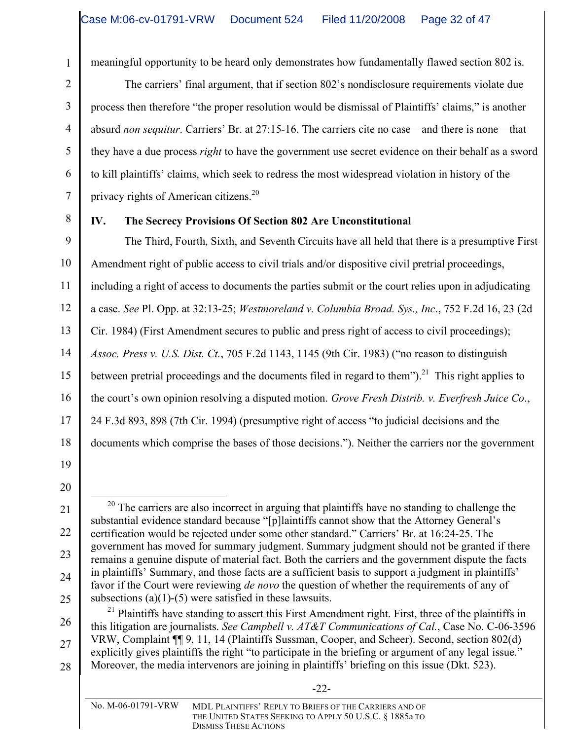meaningful opportunity to be heard only demonstrates how fundamentally flawed section 802 is.

The carriers' final argument, that if section 802's nondisclosure requirements violate due process then therefore "the proper resolution would be dismissal of Plaintiffs' claims," is another absurd *non sequitur*. Carriers' Br. at 27:15-16. The carriers cite no case—and there is none—that they have a due process *right* to have the government use secret evidence on their behalf as a sword to kill plaintiffs' claims, which seek to redress the most widespread violation in history of the privacy rights of American citizens.[20]

## IV. The Secrecy Provisions Of Section 802 Are Unconstitutional

The Third, Fourth, Sixth, and Seventh Circuits have all held that there is a presumptive First Amendment right of public access to civil trials and/or dispositive civil pretrial proceedings, including a right of access to documents the parties submit or the court relies upon in adjudicating a case. *See* Pl. Opp. at 32:13-25; *Westmoreland v. Columbia Broad. Sys., Inc.*, 752 F.2d 16, 23 (2d Cir. 1984) (First Amendment secures to public and press right of access to civil proceedings); *Assoc. Press v. U.S. Dist. Ct.*, 705 F.2d 1143, 1145 (9th Cir. 1983) ("no reason to distinguish between pretrial proceedings and the documents filed in regard to them").[21] This right applies to the court's own opinion resolving a disputed motion. *Grove Fresh Distrib. v. Everfresh Juice Co.*, 24 F.3d 893, 898 (7th Cir. 1994) (presumptive right of access "to judicial decisions and the documents which comprise the bases of those decisions."). Neither the carriers nor the government

---

[20] The carriers are also incorrect in arguing that plaintiffs have no standing to challenge the substantial evidence standard because "[p]laintiffs cannot show that the Attorney General's certification would be rejected under some other standard." Carriers' Br. at 16:24-25. The government has moved for summary judgment. Summary judgment should not be granted if there remains a genuine dispute of material fact. Both the carriers and the government dispute the facts in plaintiffs' Summary, and those facts are a sufficient basis to support a judgment in plaintiffs' favor if the Court were reviewing *de novo* the question of whether the requirements of any of subsections (a)(1)-(5) were satisfied in these lawsuits.

[21] Plaintiffs have standing to assert this First Amendment right. First, three of the plaintiffs in this litigation are journalists. *See Campbell v. AT&T Communications of Cal.*, Case No. C-06-3596 VRW, Complaint ¶¶ 9, 11, 14 (Plaintiffs Sussman, Cooper, and Scheer). Second, section 802(d) explicitly gives plaintiffs the right "to participate in the briefing or argument of any legal issue." Moreover, the media intervenors are joining in plaintiffs' briefing on this issue (Dkt. 523).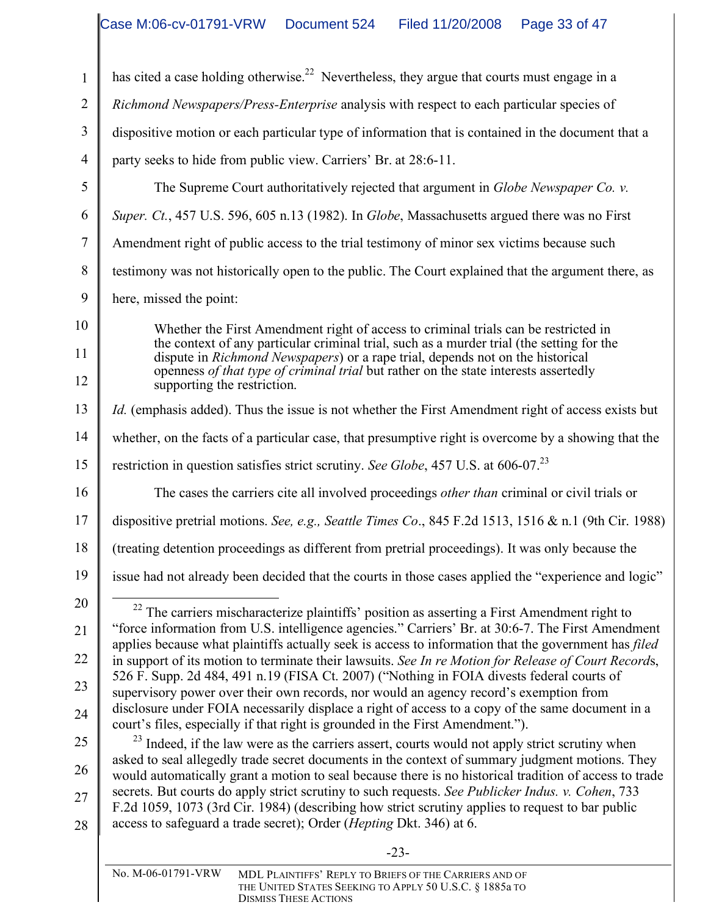has cited a case holding otherwise.[22] Nevertheless, they argue that courts must engage in a *Richmond Newspapers/Press-Enterprise* analysis with respect to each particular species of dispositive motion or each particular type of information that is contained in the document that a party seeks to hide from public view. Carriers' Br. at 28:6-11.

The Supreme Court authoritatively rejected that argument in *Globe Newspaper Co. v. Super. Ct.*, 457 U.S. 596, 605 n.13 (1982). In *Globe*, Massachusetts argued there was no First Amendment right of public access to the trial testimony of minor sex victims because such testimony was not historically open to the public. The Court explained that the argument there, as here, missed the point:

> Whether the First Amendment right of access to criminal trials can be restricted in the context of any particular criminal trial, such as a murder trial (the setting for the dispute in *Richmond Newspapers*) or a rape trial, depends not on the historical openness *of that type of criminal trial* but rather on the state interests assertedly supporting the restriction.

*Id.* (emphasis added). Thus the issue is not whether the First Amendment right of access exists but whether, on the facts of a particular case, that presumptive right is overcome by a showing that the restriction in question satisfies strict scrutiny. *See Globe*, 457 U.S. at 606-07.[23]

The cases the carriers cite all involved proceedings *other than* criminal or civil trials or dispositive pretrial motions. *See, e.g., Seattle Times Co*., 845 F.2d 1513, 1516 & n.1 (9th Cir. 1988) (treating detention proceedings as different from pretrial proceedings). It was only because the issue had not already been decided that the courts in those cases applied the "experience and logic"

---

[22] The carriers mischaracterize plaintiffs' position as asserting a First Amendment right to "force information from U.S. intelligence agencies." Carriers' Br. at 30:6-7. The First Amendment applies because what plaintiffs actually seek is access to information that the government has *filed* in support of its motion to terminate their lawsuits. *See In re Motion for Release of Court Records*, 526 F. Supp. 2d 484, 491 n.19 (FISA Ct. 2007) ("Nothing in FOIA divests federal courts of supervisory power over their own records, nor would an agency record's exemption from disclosure under FOIA necessarily displace a right of access to a copy of the same document in a court's files, especially if that right is grounded in the First Amendment.").

[23] Indeed, if the law were as the carriers assert, courts would not apply strict scrutiny when asked to seal allegedly trade secret documents in the context of summary judgment motions. They would automatically grant a motion to seal because there is no historical tradition of access to trade secrets. But courts do apply strict scrutiny to such requests. *See Publicker Indus. v. Cohen*, 733 F.2d 1059, 1073 (3rd Cir. 1984) (describing how strict scrutiny applies to request to bar public access to safeguard a trade secret); Order (*Hepting* Dkt. 346) at 6.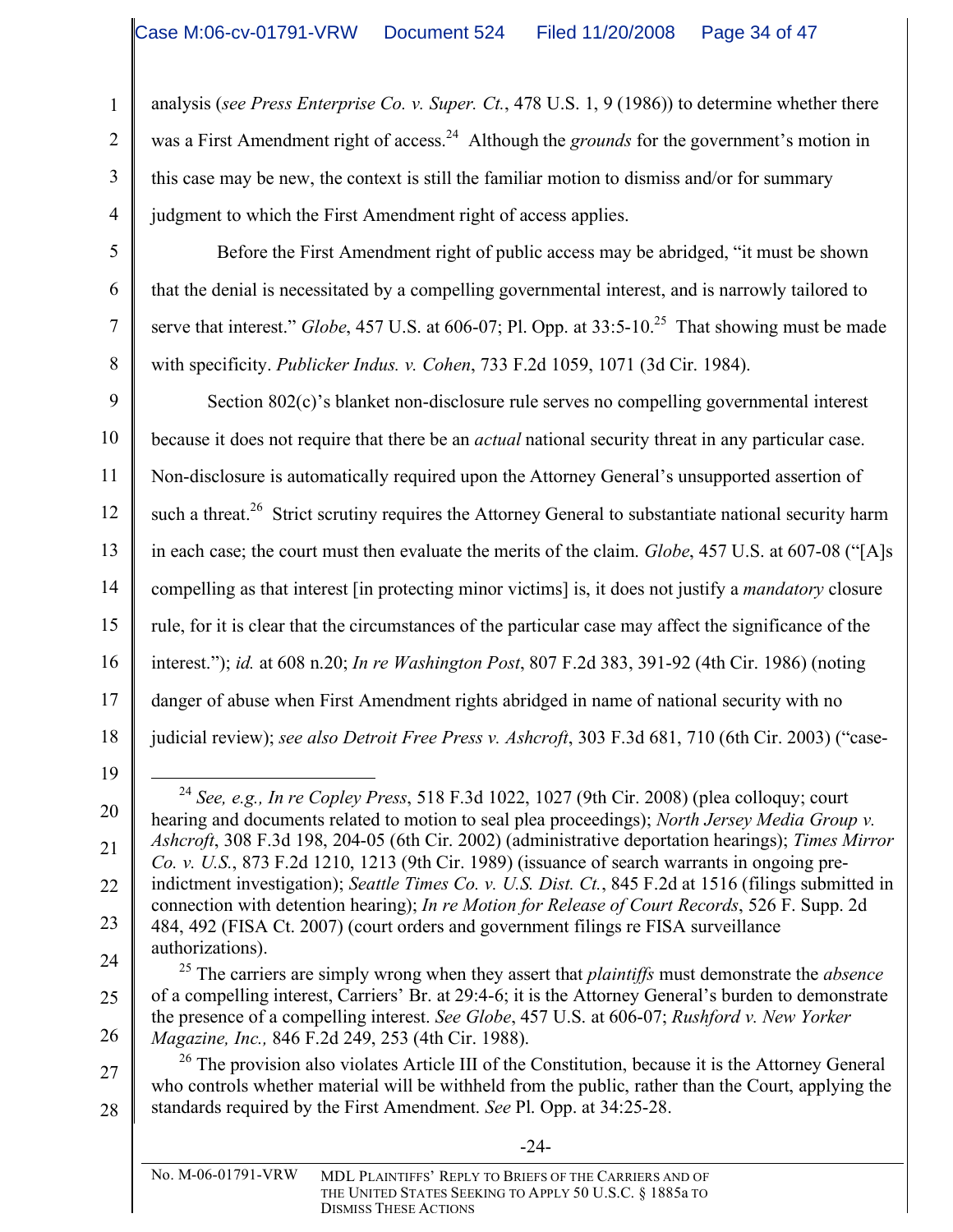analysis (*see Press Enterprise Co. v. Super. Ct.*, 478 U.S. 1, 9 (1986)) to determine whether there was a First Amendment right of access.[24] Although the *grounds* for the government's motion in this case may be new, the context is still the familiar motion to dismiss and/or for summary judgment to which the First Amendment right of access applies.

Before the First Amendment right of public access may be abridged, "it must be shown that the denial is necessitated by a compelling governmental interest, and is narrowly tailored to serve that interest." *Globe*, 457 U.S. at 606-07; Pl. Opp. at 33:5-10.[25] That showing must be made with specificity. *Publicker Indus. v. Cohen*, 733 F.2d 1059, 1071 (3d Cir. 1984).

Section 802(c)'s blanket non-disclosure rule serves no compelling governmental interest because it does not require that there be an *actual* national security threat in any particular case. Non-disclosure is automatically required upon the Attorney General's unsupported assertion of such a threat.[26] Strict scrutiny requires the Attorney General to substantiate national security harm in each case; the court must then evaluate the merits of the claim. *Globe*, 457 U.S. at 607-08 ("[A]s compelling as that interest [in protecting minor victims] is, it does not justify a *mandatory* closure rule, for it is clear that the circumstances of the particular case may affect the significance of the interest."); *id.* at 608 n.20; *In re Washington Post*, 807 F.2d 383, 391-92 (4th Cir. 1986) (noting danger of abuse when First Amendment rights abridged in name of national security with no judicial review); *see also Detroit Free Press v. Ashcroft*, 303 F.3d 681, 710 (6th Cir. 2003) ("case-

---

[24] *See, e.g., In re Copley Press*, 518 F.3d 1022, 1027 (9th Cir. 2008) (plea colloquy; court hearing and documents related to motion to seal plea proceedings); *North Jersey Media Group v. Ashcroft*, 308 F.3d 198, 204-05 (6th Cir. 2002) (administrative deportation hearings); *Times Mirror Co. v. U.S.*, 873 F.2d 1210, 1213 (9th Cir. 1989) (issuance of search warrants in ongoing pre-indictment investigation); *Seattle Times Co. v. U.S. Dist. Ct.*, 845 F.2d at 1516 (filings submitted in connection with detention hearing); *In re Motion for Release of Court Records*, 526 F. Supp. 2d 484, 492 (FISA Ct. 2007) (court orders and government filings re FISA surveillance authorizations).

[25] The carriers are simply wrong when they assert that *plaintiffs* must demonstrate the *absence* of a compelling interest, Carriers' Br. at 29:4-6; it is the Attorney General's burden to demonstrate the presence of a compelling interest. *See Globe*, 457 U.S. at 606-07; *Rushford v. New Yorker Magazine, Inc.,* 846 F.2d 249, 253 (4th Cir. 1988).

[26] The provision also violates Article III of the Constitution, because it is the Attorney General who controls whether material will be withheld from the public, rather than the Court, applying the standards required by the First Amendment. *See* Pl. Opp. at 34:25-28.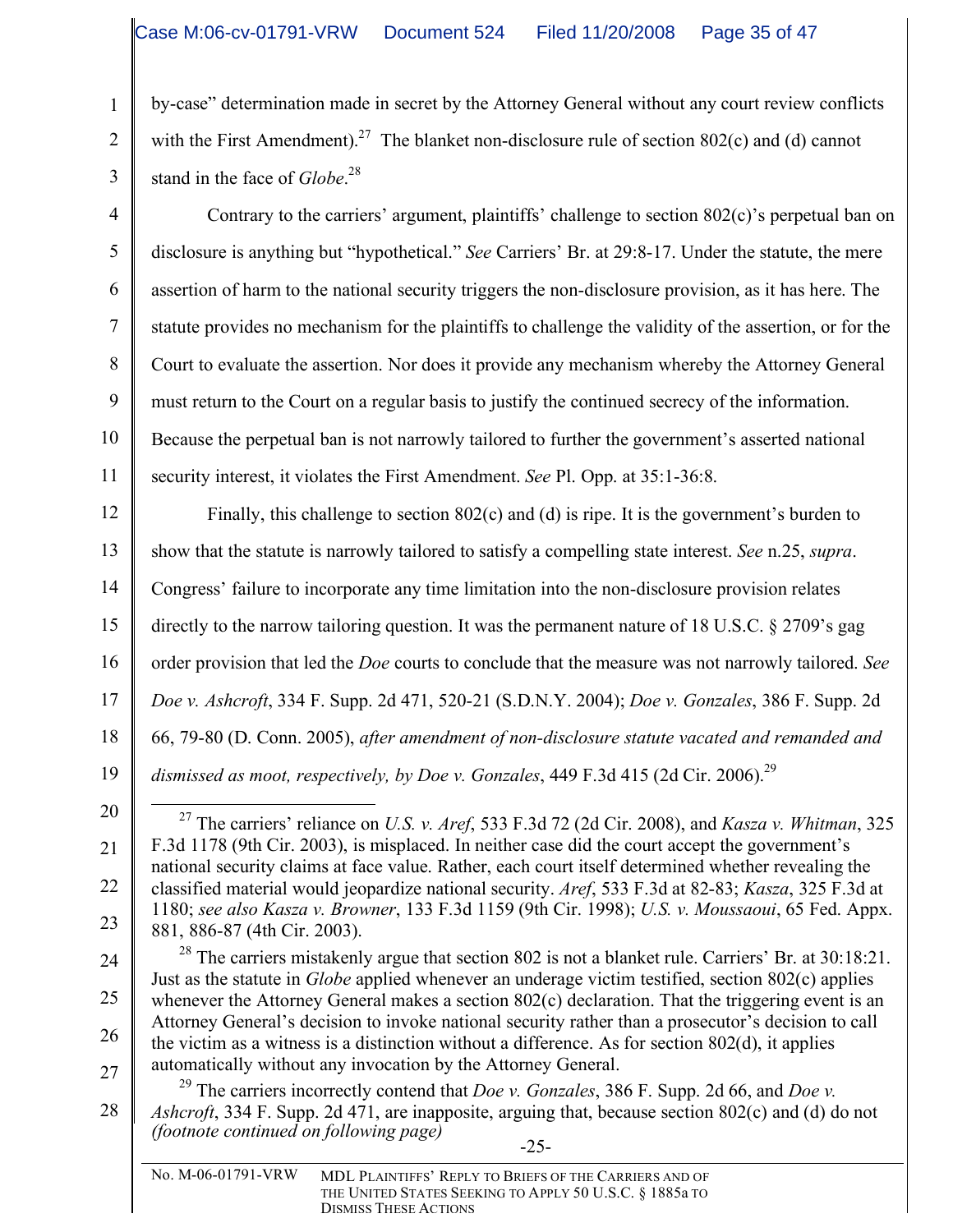by-case" determination made in secret by the Attorney General without any court review conflicts with the First Amendment).[27] The blanket non-disclosure rule of section 802(c) and (d) cannot stand in the face of *Globe*.[28]

Contrary to the carriers' argument, plaintiffs' challenge to section 802(c)'s perpetual ban on disclosure is anything but "hypothetical." *See* Carriers' Br. at 29:8-17. Under the statute, the mere assertion of harm to the national security triggers the non-disclosure provision, as it has here. The statute provides no mechanism for the plaintiffs to challenge the validity of the assertion, or for the Court to evaluate the assertion. Nor does it provide any mechanism whereby the Attorney General must return to the Court on a regular basis to justify the continued secrecy of the information. Because the perpetual ban is not narrowly tailored to further the government's asserted national security interest, it violates the First Amendment. *See* Pl. Opp. at 35:1-36:8.

Finally, this challenge to section 802(c) and (d) is ripe. It is the government's burden to show that the statute is narrowly tailored to satisfy a compelling state interest. *See* n.25, *supra*. Congress' failure to incorporate any time limitation into the non-disclosure provision relates directly to the narrow tailoring question. It was the permanent nature of 18 U.S.C. § 2709's gag order provision that led the *Doe* courts to conclude that the measure was not narrowly tailored. *See Doe v. Ashcroft*, 334 F. Supp. 2d 471, 520-21 (S.D.N.Y. 2004); *Doe v. Gonzales*, 386 F. Supp. 2d 66, 79-80 (D. Conn. 2005), *after amendment of non-disclosure statute vacated and remanded and dismissed as moot, respectively, by Doe v. Gonzales*, 449 F.3d 415 (2d Cir. 2006).[29]

---

[27] The carriers' reliance on *U.S. v. Aref*, 533 F.3d 72 (2d Cir. 2008), and *Kasza v. Whitman*, 325 F.3d 1178 (9th Cir. 2003), is misplaced. In neither case did the court accept the government's national security claims at face value. Rather, each court itself determined whether revealing the classified material would jeopardize national security. *Aref*, 533 F.3d at 82-83; *Kasza*, 325 F.3d at 1180; *see also Kasza v. Browner*, 133 F.3d 1159 (9th Cir. 1998); *U.S. v. Moussaoui*, 65 Fed. Appx. 881, 886-87 (4th Cir. 2003).

[28] The carriers mistakenly argue that section 802 is not a blanket rule. Carriers' Br. at 30:18:21. Just as the statute in *Globe* applied whenever an underage victim testified, section 802(c) applies whenever the Attorney General makes a section 802(c) declaration. That the triggering event is an Attorney General's decision to invoke national security rather than a prosecutor's decision to call the victim as a witness is a distinction without a difference. As for section 802(d), it applies automatically without any invocation by the Attorney General.

[29] The carriers incorrectly contend that *Doe v. Gonzales*, 386 F. Supp. 2d 66, and *Doe v. Ashcroft*, 334 F. Supp. 2d 471, are inapposite, arguing that, because section 802(c) and (d) do not *(footnote continued on following page)*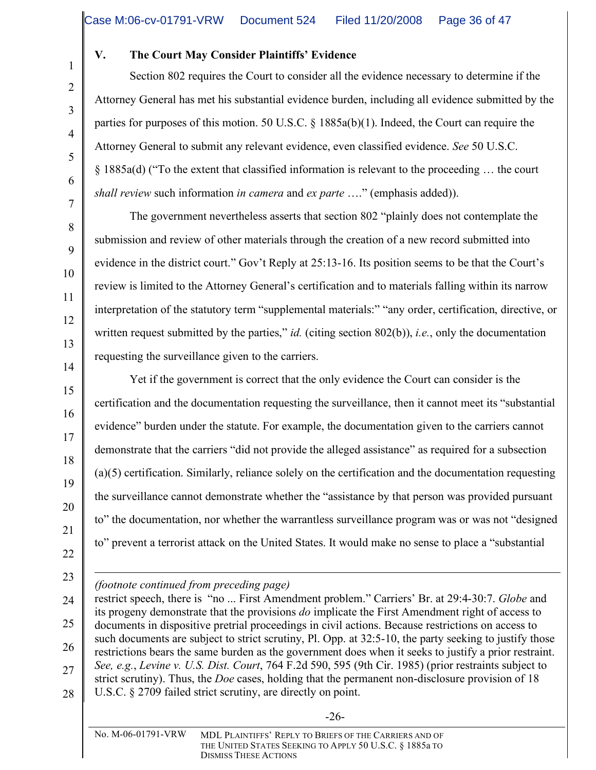## V. The Court May Consider Plaintiffs' Evidence

Section 802 requires the Court to consider all the evidence necessary to determine if the Attorney General has met his substantial evidence burden, including all evidence submitted by the parties for purposes of this motion. 50 U.S.C. § 1885a(b)(1). Indeed, the Court can require the Attorney General to submit any relevant evidence, even classified evidence. *See* 50 U.S.C. § 1885a(d) ("To the extent that classified information is relevant to the proceeding … the court *shall review* such information *in camera* and *ex parte* …." (emphasis added)).

The government nevertheless asserts that section 802 "plainly does not contemplate the submission and review of other materials through the creation of a new record submitted into evidence in the district court." Gov't Reply at 25:13-16. Its position seems to be that the Court's review is limited to the Attorney General's certification and to materials falling within its narrow interpretation of the statutory term "supplemental materials:" "any order, certification, directive, or written request submitted by the parties," *id.* (citing section 802(b)), *i.e.*, only the documentation requesting the surveillance given to the carriers.

Yet if the government is correct that the only evidence the Court can consider is the certification and the documentation requesting the surveillance, then it cannot meet its "substantial evidence" burden under the statute. For example, the documentation given to the carriers cannot demonstrate that the carriers "did not provide the alleged assistance" as required for a subsection (a)(5) certification. Similarly, reliance solely on the certification and the documentation requesting the surveillance cannot demonstrate whether the "assistance by that person was provided pursuant to" the documentation, nor whether the warrantless surveillance program was or was not "designed to" prevent a terrorist attack on the United States. It would make no sense to place a "substantial

---

*(footnote continued from preceding page)*

restrict speech, there is "no ... First Amendment problem." Carriers' Br. at 29:4-30:7. *Globe* and its progeny demonstrate that the provisions *do* implicate the First Amendment right of access to documents in dispositive pretrial proceedings in civil actions. Because restrictions on access to such documents are subject to strict scrutiny, Pl. Opp. at 32:5-10, the party seeking to justify those restrictions bears the same burden as the government does when it seeks to justify a prior restraint. *See, e.g.*, *Levine v. U.S. Dist. Court*, 764 F.2d 590, 595 (9th Cir. 1985) (prior restraints subject to strict scrutiny). Thus, the *Doe* cases, holding that the permanent non-disclosure provision of 18 U.S.C. § 2709 failed strict scrutiny, are directly on point.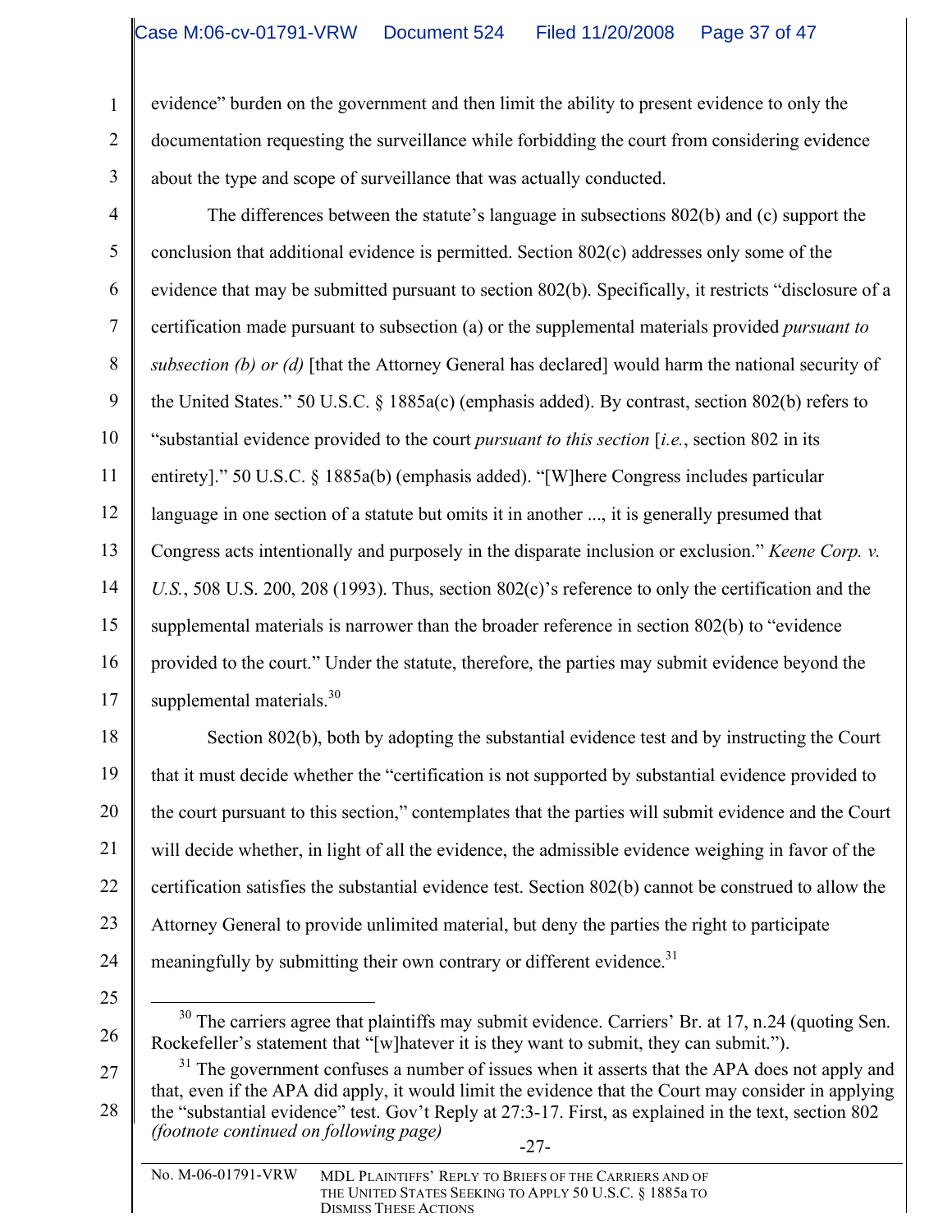evidence" burden on the government and then limit the ability to present evidence to only the documentation requesting the surveillance while forbidding the court from considering evidence about the type and scope of surveillance that was actually conducted.

The differences between the statute's language in subsections 802(b) and (c) support the conclusion that additional evidence is permitted. Section 802(c) addresses only some of the evidence that may be submitted pursuant to section 802(b). Specifically, it restricts "disclosure of a certification made pursuant to subsection (a) or the supplemental materials provided *pursuant to subsection (b) or (d)* [that the Attorney General has declared] would harm the national security of the United States." 50 U.S.C. § 1885a(c) (emphasis added). By contrast, section 802(b) refers to "substantial evidence provided to the court *pursuant to this section* [*i.e.*, section 802 in its entirety]." 50 U.S.C. § 1885a(b) (emphasis added). "[W]here Congress includes particular language in one section of a statute but omits it in another ..., it is generally presumed that Congress acts intentionally and purposely in the disparate inclusion or exclusion." *Keene Corp. v. U.S.*, 508 U.S. 200, 208 (1993). Thus, section 802(c)'s reference to only the certification and the supplemental materials is narrower than the broader reference in section 802(b) to "evidence provided to the court." Under the statute, therefore, the parties may submit evidence beyond the supplemental materials.[30]

Section 802(b), both by adopting the substantial evidence test and by instructing the Court that it must decide whether the "certification is not supported by substantial evidence provided to the court pursuant to this section," contemplates that the parties will submit evidence and the Court will decide whether, in light of all the evidence, the admissible evidence weighing in favor of the certification satisfies the substantial evidence test. Section 802(b) cannot be construed to allow the Attorney General to provide unlimited material, but deny the parties the right to participate meaningfully by submitting their own contrary or different evidence.[31]

---

[30] The carriers agree that plaintiffs may submit evidence. Carriers' Br. at 17, n.24 (quoting Sen. Rockefeller's statement that "[w]hatever it is they want to submit, they can submit.").

[31] The government confuses a number of issues when it asserts that the APA does not apply and that, even if the APA did apply, it would limit the evidence that the Court may consider in applying the "substantial evidence" test. Gov't Reply at 27:3-17. First, as explained in the text, section 802 *(footnote continued on following page)*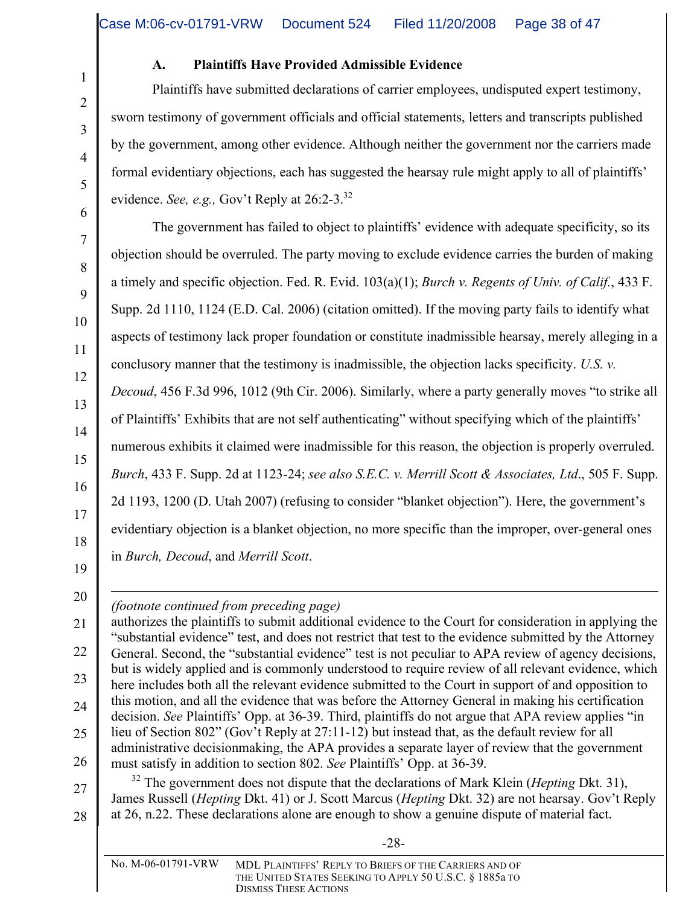### A. Plaintiffs Have Provided Admissible Evidence

Plaintiffs have submitted declarations of carrier employees, undisputed expert testimony, sworn testimony of government officials and official statements, letters and transcripts published by the government, among other evidence. Although neither the government nor the carriers made formal evidentiary objections, each has suggested the hearsay rule might apply to all of plaintiffs' evidence. *See, e.g.,* Gov't Reply at 26:2-3.[32]

The government has failed to object to plaintiffs' evidence with adequate specificity, so its objection should be overruled. The party moving to exclude evidence carries the burden of making a timely and specific objection. Fed. R. Evid. 103(a)(1); *Burch v. Regents of Univ. of Calif.*, 433 F. Supp. 2d 1110, 1124 (E.D. Cal. 2006) (citation omitted). If the moving party fails to identify what aspects of testimony lack proper foundation or constitute inadmissible hearsay, merely alleging in a conclusory manner that the testimony is inadmissible, the objection lacks specificity. *U.S. v. Decoud*, 456 F.3d 996, 1012 (9th Cir. 2006). Similarly, where a party generally moves "to strike all of Plaintiffs' Exhibits that are not self authenticating" without specifying which of the plaintiffs' numerous exhibits it claimed were inadmissible for this reason, the objection is properly overruled. *Burch*, 433 F. Supp. 2d at 1123-24; *see also S.E.C. v. Merrill Scott & Associates, Ltd*., 505 F. Supp. 2d 1193, 1200 (D. Utah 2007) (refusing to consider "blanket objection"). Here, the government's evidentiary objection is a blanket objection, no more specific than the improper, over-general ones in *Burch, Decoud*, and *Merrill Scott*.

---

*(footnote continued from preceding page)*
authorizes the plaintiffs to submit additional evidence to the Court for consideration in applying the "substantial evidence" test, and does not restrict that test to the evidence submitted by the Attorney General. Second, the "substantial evidence" test is not peculiar to APA review of agency decisions, but is widely applied and is commonly understood to require review of all relevant evidence, which here includes both all the relevant evidence submitted to the Court in support of and opposition to this motion, and all the evidence that was before the Attorney General in making his certification decision. *See* Plaintiffs' Opp. at 36-39. Third, plaintiffs do not argue that APA review applies "in lieu of Section 802" (Gov't Reply at 27:11-12) but instead that, as the default review for all administrative decisionmaking, the APA provides a separate layer of review that the government must satisfy in addition to section 802. *See* Plaintiffs' Opp. at 36-39.

[32] The government does not dispute that the declarations of Mark Klein (*Hepting* Dkt. 31), James Russell (*Hepting* Dkt. 41) or J. Scott Marcus (*Hepting* Dkt. 32) are not hearsay. Gov't Reply at 26, n.22. These declarations alone are enough to show a genuine dispute of material fact.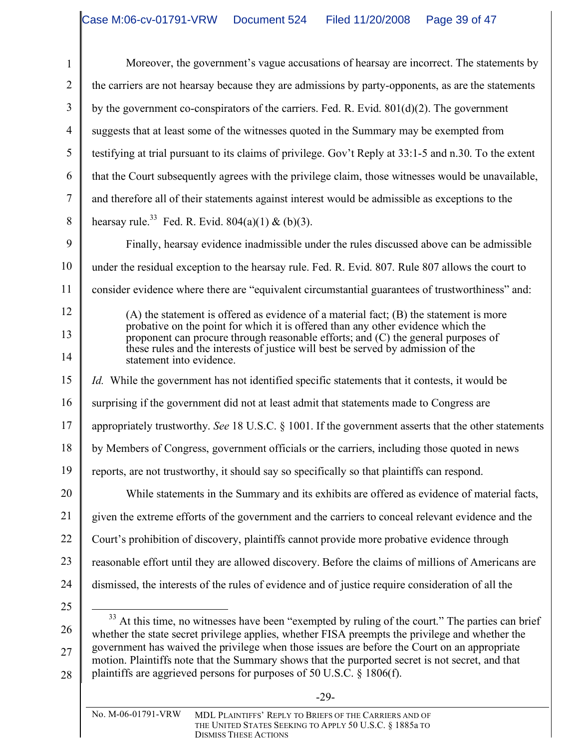Moreover, the government's vague accusations of hearsay are incorrect. The statements by the carriers are not hearsay because they are admissions by party-opponents, as are the statements by the government co-conspirators of the carriers. Fed. R. Evid. 801(d)(2). The government suggests that at least some of the witnesses quoted in the Summary may be exempted from testifying at trial pursuant to its claims of privilege. Gov't Reply at 33:1-5 and n.30. To the extent that the Court subsequently agrees with the privilege claim, those witnesses would be unavailable, and therefore all of their statements against interest would be admissible as exceptions to the hearsay rule.[33] Fed. R. Evid. 804(a)(1) & (b)(3).

Finally, hearsay evidence inadmissible under the rules discussed above can be admissible under the residual exception to the hearsay rule. Fed. R. Evid. 807. Rule 807 allows the court to consider evidence where there are "equivalent circumstantial guarantees of trustworthiness" and:

> (A) the statement is offered as evidence of a material fact; (B) the statement is more probative on the point for which it is offered than any other evidence which the proponent can procure through reasonable efforts; and (C) the general purposes of these rules and the interests of justice will best be served by admission of the statement into evidence.

*Id.* While the government has not identified specific statements that it contests, it would be surprising if the government did not at least admit that statements made to Congress are appropriately trustworthy. *See* 18 U.S.C. § 1001. If the government asserts that the other statements by Members of Congress, government officials or the carriers, including those quoted in news reports, are not trustworthy, it should say so specifically so that plaintiffs can respond.

While statements in the Summary and its exhibits are offered as evidence of material facts, given the extreme efforts of the government and the carriers to conceal relevant evidence and the Court's prohibition of discovery, plaintiffs cannot provide more probative evidence through reasonable effort until they are allowed discovery. Before the claims of millions of Americans are dismissed, the interests of the rules of evidence and of justice require consideration of all the

---

[33] At this time, no witnesses have been "exempted by ruling of the court." The parties can brief whether the state secret privilege applies, whether FISA preempts the privilege and whether the government has waived the privilege when those issues are before the Court on an appropriate motion. Plaintiffs note that the Summary shows that the purported secret is not secret, and that plaintiffs are aggrieved persons for purposes of 50 U.S.C. § 1806(f).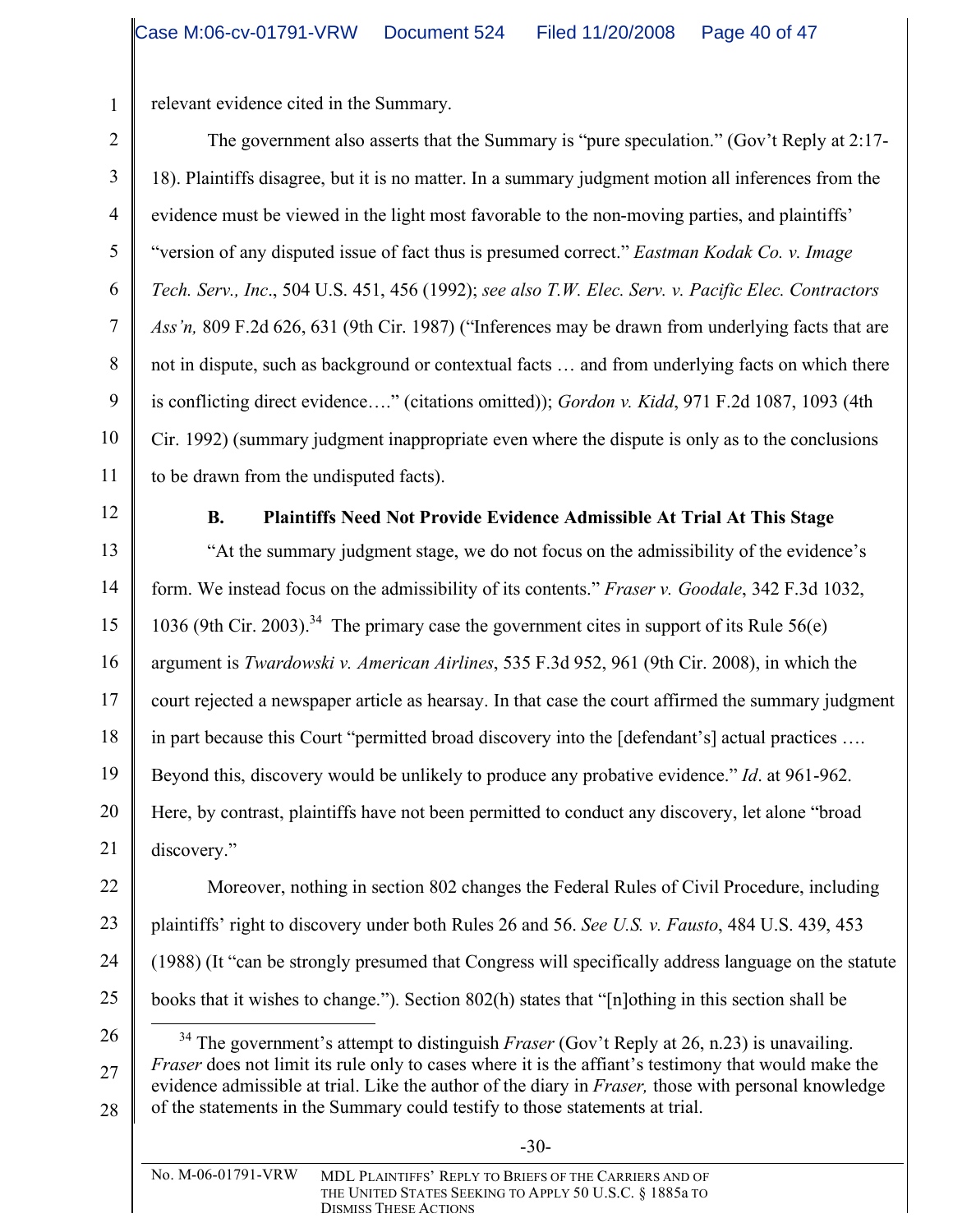relevant evidence cited in the Summary.

The government also asserts that the Summary is "pure speculation." (Gov't Reply at 2:17-18). Plaintiffs disagree, but it is no matter. In a summary judgment motion all inferences from the evidence must be viewed in the light most favorable to the non-moving parties, and plaintiffs' "version of any disputed issue of fact thus is presumed correct." *Eastman Kodak Co. v. Image Tech. Serv., Inc*., 504 U.S. 451, 456 (1992); *see also T.W. Elec. Serv. v. Pacific Elec. Contractors Ass'n,* 809 F.2d 626, 631 (9th Cir. 1987) ("Inferences may be drawn from underlying facts that are not in dispute, such as background or contextual facts … and from underlying facts on which there is conflicting direct evidence…." (citations omitted)); *Gordon v. Kidd*, 971 F.2d 1087, 1093 (4th Cir. 1992) (summary judgment inappropriate even where the dispute is only as to the conclusions to be drawn from the undisputed facts).

### B. Plaintiffs Need Not Provide Evidence Admissible At Trial At This Stage

"At the summary judgment stage, we do not focus on the admissibility of the evidence's form. We instead focus on the admissibility of its contents." *Fraser v. Goodale*, 342 F.3d 1032, 1036 (9th Cir. 2003).[34] The primary case the government cites in support of its Rule 56(e) argument is *Twardowski v. American Airlines*, 535 F.3d 952, 961 (9th Cir. 2008), in which the court rejected a newspaper article as hearsay. In that case the court affirmed the summary judgment in part because this Court "permitted broad discovery into the [defendant's] actual practices …. Beyond this, discovery would be unlikely to produce any probative evidence." *Id*. at 961-962. Here, by contrast, plaintiffs have not been permitted to conduct any discovery, let alone "broad discovery."

Moreover, nothing in section 802 changes the Federal Rules of Civil Procedure, including plaintiffs' right to discovery under both Rules 26 and 56. *See U.S. v. Fausto*, 484 U.S. 439, 453 (1988) (It "can be strongly presumed that Congress will specifically address language on the statute books that it wishes to change."). Section 802(h) states that "[n]othing in this section shall be

[34] The government's attempt to distinguish *Fraser* (Gov't Reply at 26, n.23) is unavailing. *Fraser* does not limit its rule only to cases where it is the affiant's testimony that would make the evidence admissible at trial. Like the author of the diary in *Fraser,* those with personal knowledge of the statements in the Summary could testify to those statements at trial.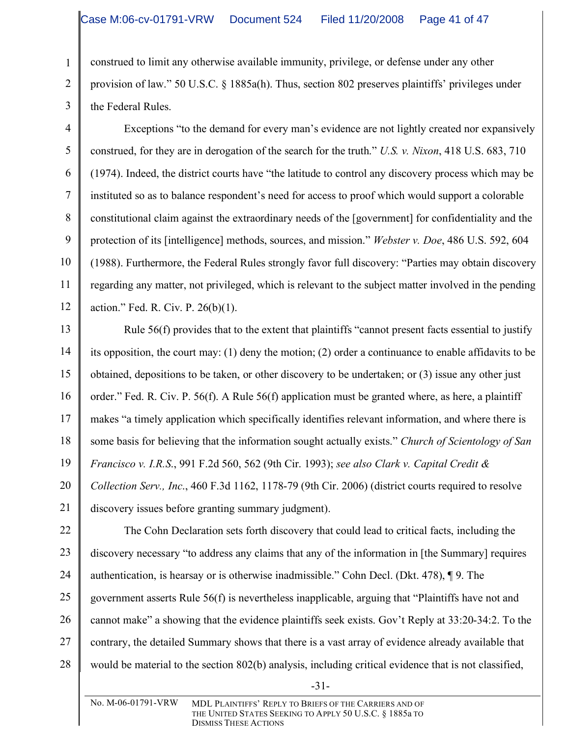construed to limit any otherwise available immunity, privilege, or defense under any other provision of law." 50 U.S.C. § 1885a(h). Thus, section 802 preserves plaintiffs' privileges under the Federal Rules.

Exceptions "to the demand for every man's evidence are not lightly created nor expansively construed, for they are in derogation of the search for the truth." *U.S. v. Nixon*, 418 U.S. 683, 710 (1974). Indeed, the district courts have "the latitude to control any discovery process which may be instituted so as to balance respondent's need for access to proof which would support a colorable constitutional claim against the extraordinary needs of the [government] for confidentiality and the protection of its [intelligence] methods, sources, and mission." *Webster v. Doe*, 486 U.S. 592, 604 (1988). Furthermore, the Federal Rules strongly favor full discovery: "Parties may obtain discovery regarding any matter, not privileged, which is relevant to the subject matter involved in the pending action." Fed. R. Civ. P. 26(b)(1).

Rule 56(f) provides that to the extent that plaintiffs "cannot present facts essential to justify its opposition, the court may: (1) deny the motion; (2) order a continuance to enable affidavits to be obtained, depositions to be taken, or other discovery to be undertaken; or (3) issue any other just order." Fed. R. Civ. P. 56(f). A Rule 56(f) application must be granted where, as here, a plaintiff makes "a timely application which specifically identifies relevant information, and where there is some basis for believing that the information sought actually exists." *Church of Scientology of San Francisco v. I.R.S.*, 991 F.2d 560, 562 (9th Cir. 1993); *see also Clark v. Capital Credit & Collection Serv., Inc.*, 460 F.3d 1162, 1178-79 (9th Cir. 2006) (district courts required to resolve discovery issues before granting summary judgment).

The Cohn Declaration sets forth discovery that could lead to critical facts, including the discovery necessary "to address any claims that any of the information in [the Summary] requires authentication, is hearsay or is otherwise inadmissible." Cohn Decl. (Dkt. 478), ¶ 9. The government asserts Rule 56(f) is nevertheless inapplicable, arguing that "Plaintiffs have not and cannot make" a showing that the evidence plaintiffs seek exists. Gov't Reply at 33:20-34:2. To the contrary, the detailed Summary shows that there is a vast array of evidence already available that would be material to the section 802(b) analysis, including critical evidence that is not classified,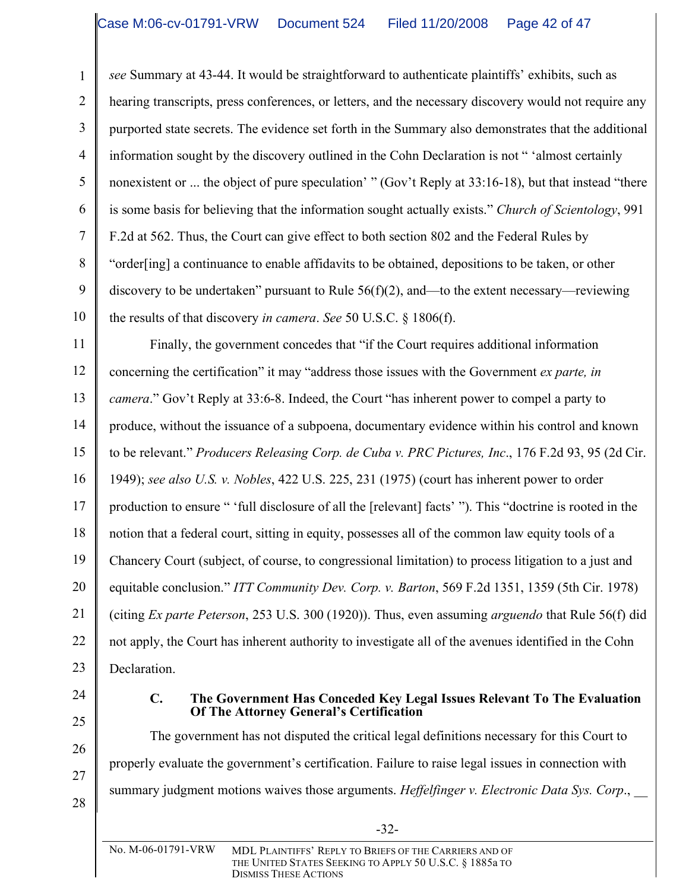*see* Summary at 43-44. It would be straightforward to authenticate plaintiffs' exhibits, such as hearing transcripts, press conferences, or letters, and the necessary discovery would not require any purported state secrets. The evidence set forth in the Summary also demonstrates that the additional information sought by the discovery outlined in the Cohn Declaration is not " 'almost certainly nonexistent or ... the object of pure speculation' " (Gov't Reply at 33:16-18), but that instead "there is some basis for believing that the information sought actually exists." *Church of Scientology*, 991 F.2d at 562. Thus, the Court can give effect to both section 802 and the Federal Rules by "order[ing] a continuance to enable affidavits to be obtained, depositions to be taken, or other discovery to be undertaken" pursuant to Rule 56(f)(2), and—to the extent necessary—reviewing the results of that discovery *in camera*. *See* 50 U.S.C. § 1806(f).

Finally, the government concedes that "if the Court requires additional information concerning the certification" it may "address those issues with the Government *ex parte, in camera*." Gov't Reply at 33:6-8. Indeed, the Court "has inherent power to compel a party to produce, without the issuance of a subpoena, documentary evidence within his control and known to be relevant." *Producers Releasing Corp. de Cuba v. PRC Pictures, Inc*., 176 F.2d 93, 95 (2d Cir. 1949); *see also U.S. v. Nobles*, 422 U.S. 225, 231 (1975) (court has inherent power to order production to ensure " 'full disclosure of all the [relevant] facts' "). This "doctrine is rooted in the notion that a federal court, sitting in equity, possesses all of the common law equity tools of a Chancery Court (subject, of course, to congressional limitation) to process litigation to a just and equitable conclusion." *ITT Community Dev. Corp. v. Barton*, 569 F.2d 1351, 1359 (5th Cir. 1978) (citing *Ex parte Peterson*, 253 U.S. 300 (1920)). Thus, even assuming *arguendo* that Rule 56(f) did not apply, the Court has inherent authority to investigate all of the avenues identified in the Cohn Declaration.

### C. The Government Has Conceded Key Legal Issues Relevant To The Evaluation Of The Attorney General's Certification

The government has not disputed the critical legal definitions necessary for this Court to properly evaluate the government's certification. Failure to raise legal issues in connection with summary judgment motions waives those arguments. *Heffelfinger v. Electronic Data Sys. Corp*., \_\_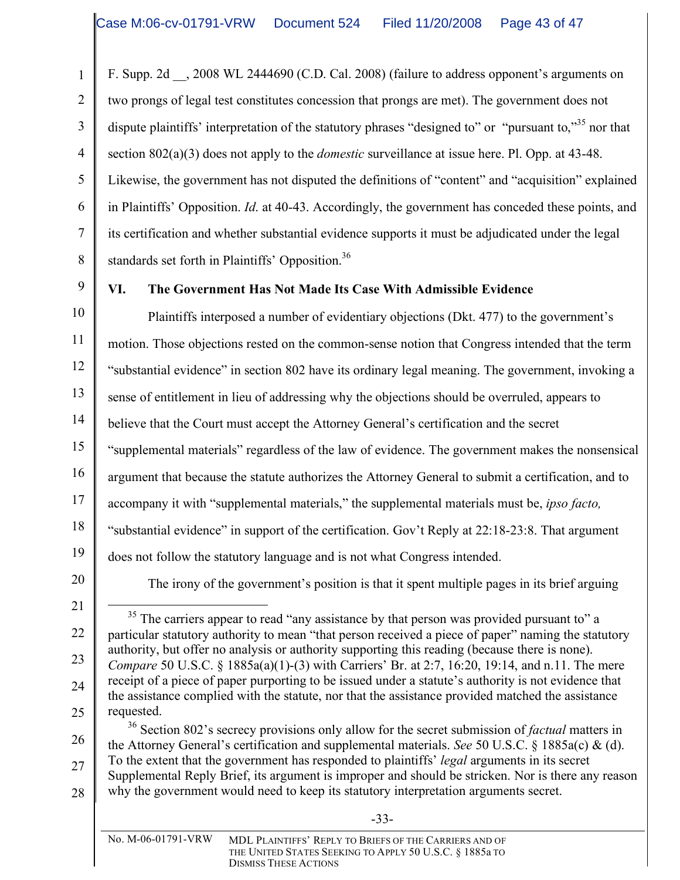F. Supp. 2d __, 2008 WL 2444690 (C.D. Cal. 2008) (failure to address opponent's arguments on two prongs of legal test constitutes concession that prongs are met). The government does not dispute plaintiffs' interpretation of the statutory phrases "designed to" or "pursuant to,"[35] nor that section 802(a)(3) does not apply to the *domestic* surveillance at issue here. Pl. Opp. at 43-48. Likewise, the government has not disputed the definitions of "content" and "acquisition" explained in Plaintiffs' Opposition. *Id.* at 40-43. Accordingly, the government has conceded these points, and its certification and whether substantial evidence supports it must be adjudicated under the legal standards set forth in Plaintiffs' Opposition.[36]

## VI. The Government Has Not Made Its Case With Admissible Evidence

Plaintiffs interposed a number of evidentiary objections (Dkt. 477) to the government's motion. Those objections rested on the common-sense notion that Congress intended that the term "substantial evidence" in section 802 have its ordinary legal meaning. The government, invoking a sense of entitlement in lieu of addressing why the objections should be overruled, appears to believe that the Court must accept the Attorney General's certification and the secret "supplemental materials" regardless of the law of evidence. The government makes the nonsensical argument that because the statute authorizes the Attorney General to submit a certification, and to accompany it with "supplemental materials," the supplemental materials must be, *ipso facto,* "substantial evidence" in support of the certification. Gov't Reply at 22:18-23:8. That argument does not follow the statutory language and is not what Congress intended.

The irony of the government's position is that it spent multiple pages in its brief arguing

---

[35] The carriers appear to read "any assistance by that person was provided pursuant to" a particular statutory authority to mean "that person received a piece of paper" naming the statutory authority, but offer no analysis or authority supporting this reading (because there is none). *Compare* 50 U.S.C. § 1885a(a)(1)-(3) with Carriers' Br. at 2:7, 16:20, 19:14, and n.11. The mere receipt of a piece of paper purporting to be issued under a statute's authority is not evidence that the assistance complied with the statute, nor that the assistance provided matched the assistance requested.

[36] Section 802's secrecy provisions only allow for the secret submission of *factual* matters in the Attorney General's certification and supplemental materials. *See* 50 U.S.C. § 1885a(c) & (d). To the extent that the government has responded to plaintiffs' *legal* arguments in its secret Supplemental Reply Brief, its argument is improper and should be stricken. Nor is there any reason why the government would need to keep its statutory interpretation arguments secret.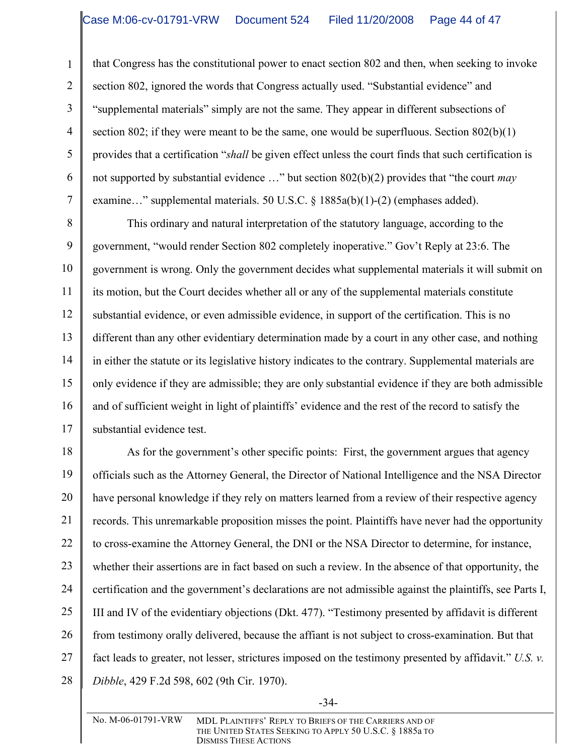that Congress has the constitutional power to enact section 802 and then, when seeking to invoke section 802, ignored the words that Congress actually used. "Substantial evidence" and "supplemental materials" simply are not the same. They appear in different subsections of section 802; if they were meant to be the same, one would be superfluous. Section 802(b)(1) provides that a certification "*shall* be given effect unless the court finds that such certification is not supported by substantial evidence …" but section 802(b)(2) provides that "the court *may* examine…" supplemental materials. 50 U.S.C. § 1885a(b)(1)-(2) (emphases added).

This ordinary and natural interpretation of the statutory language, according to the government, "would render Section 802 completely inoperative." Gov't Reply at 23:6. The government is wrong. Only the government decides what supplemental materials it will submit on its motion, but the Court decides whether all or any of the supplemental materials constitute substantial evidence, or even admissible evidence, in support of the certification. This is no different than any other evidentiary determination made by a court in any other case, and nothing in either the statute or its legislative history indicates to the contrary. Supplemental materials are only evidence if they are admissible; they are only substantial evidence if they are both admissible and of sufficient weight in light of plaintiffs' evidence and the rest of the record to satisfy the substantial evidence test.

As for the government's other specific points: First, the government argues that agency officials such as the Attorney General, the Director of National Intelligence and the NSA Director have personal knowledge if they rely on matters learned from a review of their respective agency records. This unremarkable proposition misses the point. Plaintiffs have never had the opportunity to cross-examine the Attorney General, the DNI or the NSA Director to determine, for instance, whether their assertions are in fact based on such a review. In the absence of that opportunity, the certification and the government's declarations are not admissible against the plaintiffs, see Parts I, III and IV of the evidentiary objections (Dkt. 477). "Testimony presented by affidavit is different from testimony orally delivered, because the affiant is not subject to cross-examination. But that fact leads to greater, not lesser, strictures imposed on the testimony presented by affidavit." *U.S. v. Dibble*, 429 F.2d 598, 602 (9th Cir. 1970).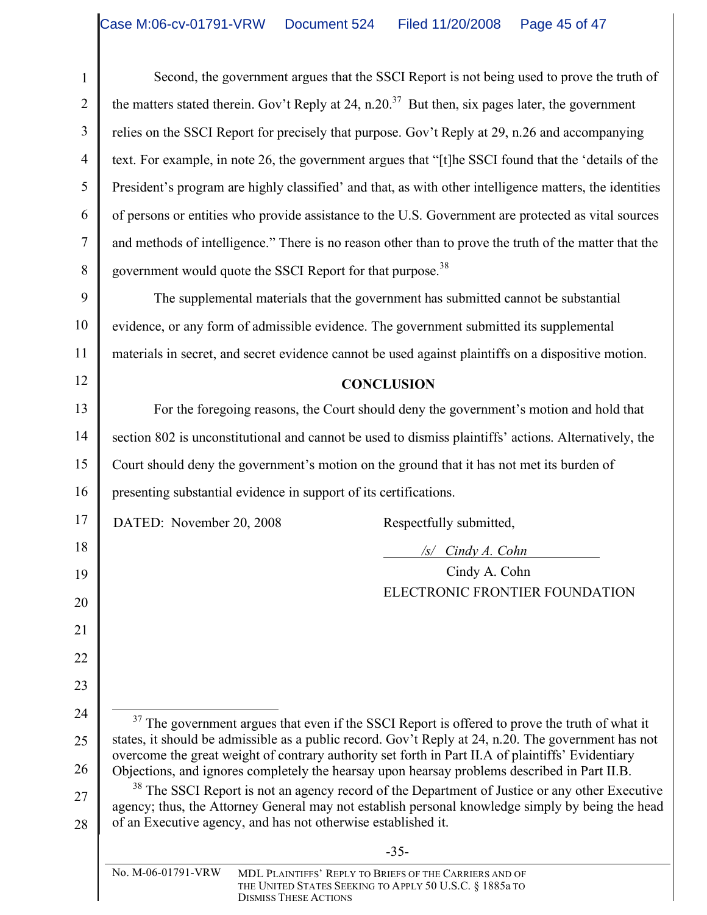Second, the government argues that the SSCI Report is not being used to prove the truth of the matters stated therein. Gov't Reply at 24, n.20.[37] But then, six pages later, the government relies on the SSCI Report for precisely that purpose. Gov't Reply at 29, n.26 and accompanying text. For example, in note 26, the government argues that "[t]he SSCI found that the 'details of the President's program are highly classified' and that, as with other intelligence matters, the identities of persons or entities who provide assistance to the U.S. Government are protected as vital sources and methods of intelligence." There is no reason other than to prove the truth of the matter that the government would quote the SSCI Report for that purpose.[38]

The supplemental materials that the government has submitted cannot be substantial evidence, or any form of admissible evidence. The government submitted its supplemental materials in secret, and secret evidence cannot be used against plaintiffs on a dispositive motion.

## CONCLUSION

For the foregoing reasons, the Court should deny the government's motion and hold that section 802 is unconstitutional and cannot be used to dismiss plaintiffs' actions. Alternatively, the Court should deny the government's motion on the ground that it has not met its burden of presenting substantial evidence in support of its certifications.

DATED: November 20, 2008

Respectfully submitted,

*/s/ Cindy A. Cohn*

Cindy A. Cohn
ELECTRONIC FRONTIER FOUNDATION

---

[37] The government argues that even if the SSCI Report is offered to prove the truth of what it states, it should be admissible as a public record. Gov't Reply at 24, n.20. The government has not overcome the great weight of contrary authority set forth in Part II.A of plaintiffs' Evidentiary Objections, and ignores completely the hearsay upon hearsay problems described in Part II.B.

[38] The SSCI Report is not an agency record of the Department of Justice or any other Executive agency; thus, the Attorney General may not establish personal knowledge simply by being the head of an Executive agency, and has not otherwise established it.

No. M-06-01791-VRW MDL PLAINTIFFS' REPLY TO BRIEFS OF THE CARRIERS AND OF THE UNITED STATES SEEKING TO APPLY 50 U.S.C. § 1885a TO DISMISS THESE ACTIONS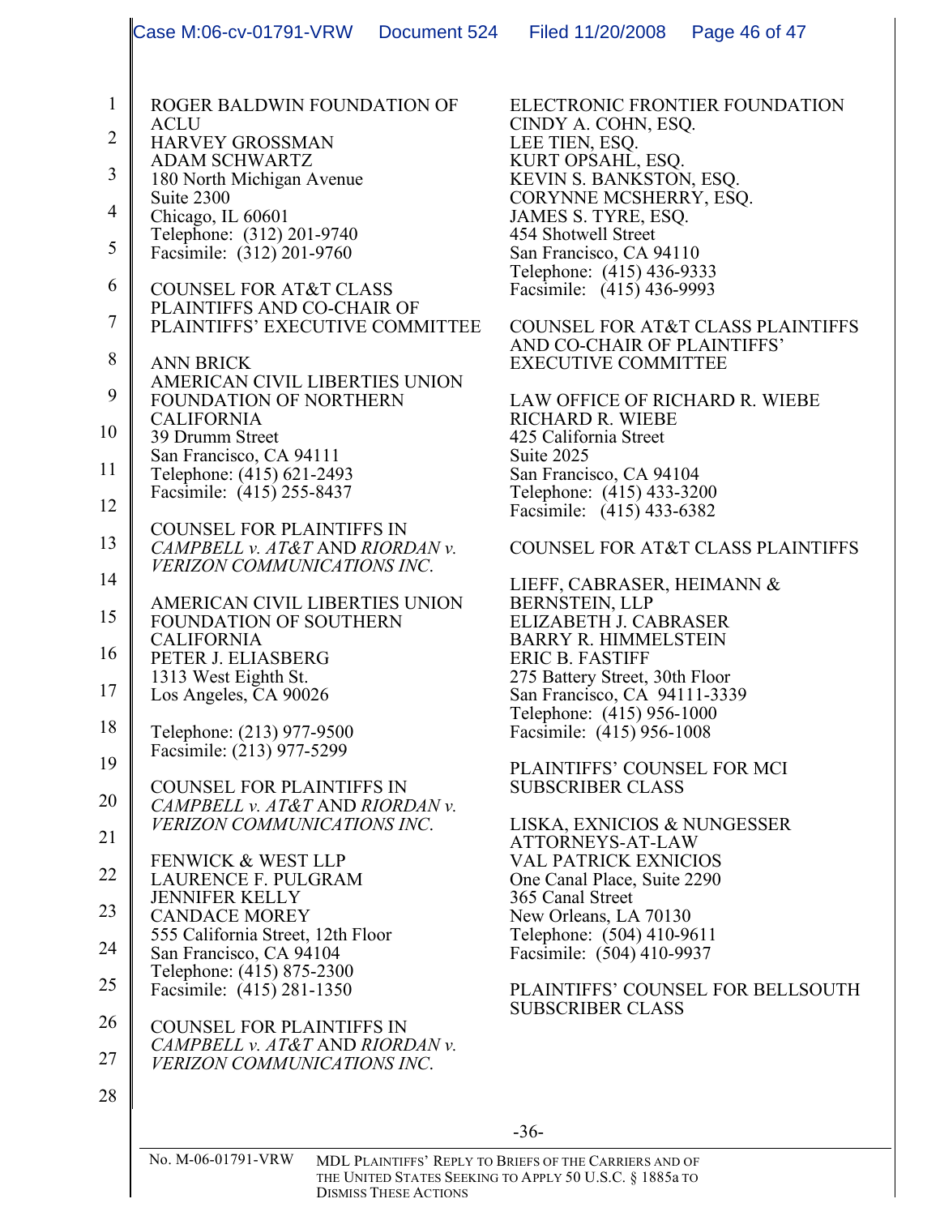ROGER BALDWIN FOUNDATION OF ACLU
HARVEY GROSSMAN
ADAM SCHWARTZ
180 North Michigan Avenue
Suite 2300
Chicago, IL 60601
Telephone: (312) 201-9740
Facsimile: (312) 201-9760

COUNSEL FOR AT&T CLASS PLAINTIFFS AND CO-CHAIR OF PLAINTIFFS' EXECUTIVE COMMITTEE

ANN BRICK
AMERICAN CIVIL LIBERTIES UNION FOUNDATION OF NORTHERN CALIFORNIA
39 Drumm Street
San Francisco, CA 94111
Telephone: (415) 621-2493
Facsimile: (415) 255-8437

COUNSEL FOR PLAINTIFFS IN *CAMPBELL v. AT&T* AND *RIORDAN v. VERIZON COMMUNICATIONS INC.*

AMERICAN CIVIL LIBERTIES UNION FOUNDATION OF SOUTHERN CALIFORNIA
PETER J. ELIASBERG
1313 West Eighth St.
Los Angeles, CA 90026

Telephone: (213) 977-9500
Facsimile: (213) 977-5299

COUNSEL FOR PLAINTIFFS IN *CAMPBELL v. AT&T* AND *RIORDAN v. VERIZON COMMUNICATIONS INC.*

FENWICK & WEST LLP
LAURENCE F. PULGRAM
JENNIFER KELLY
CANDACE MOREY
555 California Street, 12th Floor
San Francisco, CA 94104
Telephone: (415) 875-2300
Facsimile: (415) 281-1350

COUNSEL FOR PLAINTIFFS IN *CAMPBELL v. AT&T* AND *RIORDAN v. VERIZON COMMUNICATIONS INC.*

ELECTRONIC FRONTIER FOUNDATION
CINDY A. COHN, ESQ.
LEE TIEN, ESQ.
KURT OPSAHL, ESQ.
KEVIN S. BANKSTON, ESQ.
CORYNNE MCSHERRY, ESQ.
JAMES S. TYRE, ESQ.
454 Shotwell Street
San Francisco, CA 94110
Telephone: (415) 436-9333
Facsimile: (415) 436-9993

COUNSEL FOR AT&T CLASS PLAINTIFFS AND CO-CHAIR OF PLAINTIFFS' EXECUTIVE COMMITTEE

LAW OFFICE OF RICHARD R. WIEBE
RICHARD R. WIEBE
425 California Street
Suite 2025
San Francisco, CA 94104
Telephone: (415) 433-3200
Facsimile: (415) 433-6382

COUNSEL FOR AT&T CLASS PLAINTIFFS

LIEFF, CABRASER, HEIMANN & BERNSTEIN, LLP
ELIZABETH J. CABRASER
BARRY R. HIMMELSTEIN
ERIC B. FASTIFF
275 Battery Street, 30th Floor
San Francisco, CA 94111-3339
Telephone: (415) 956-1000
Facsimile: (415) 956-1008

PLAINTIFFS' COUNSEL FOR MCI SUBSCRIBER CLASS

LISKA, EXNICIOS & NUNGESSER ATTORNEYS-AT-LAW
VAL PATRICK EXNICIOS
One Canal Place, Suite 2290
365 Canal Street
New Orleans, LA 70130
Telephone: (504) 410-9611
Facsimile: (504) 410-9937

PLAINTIFFS' COUNSEL FOR BELLSOUTH SUBSCRIBER CLASS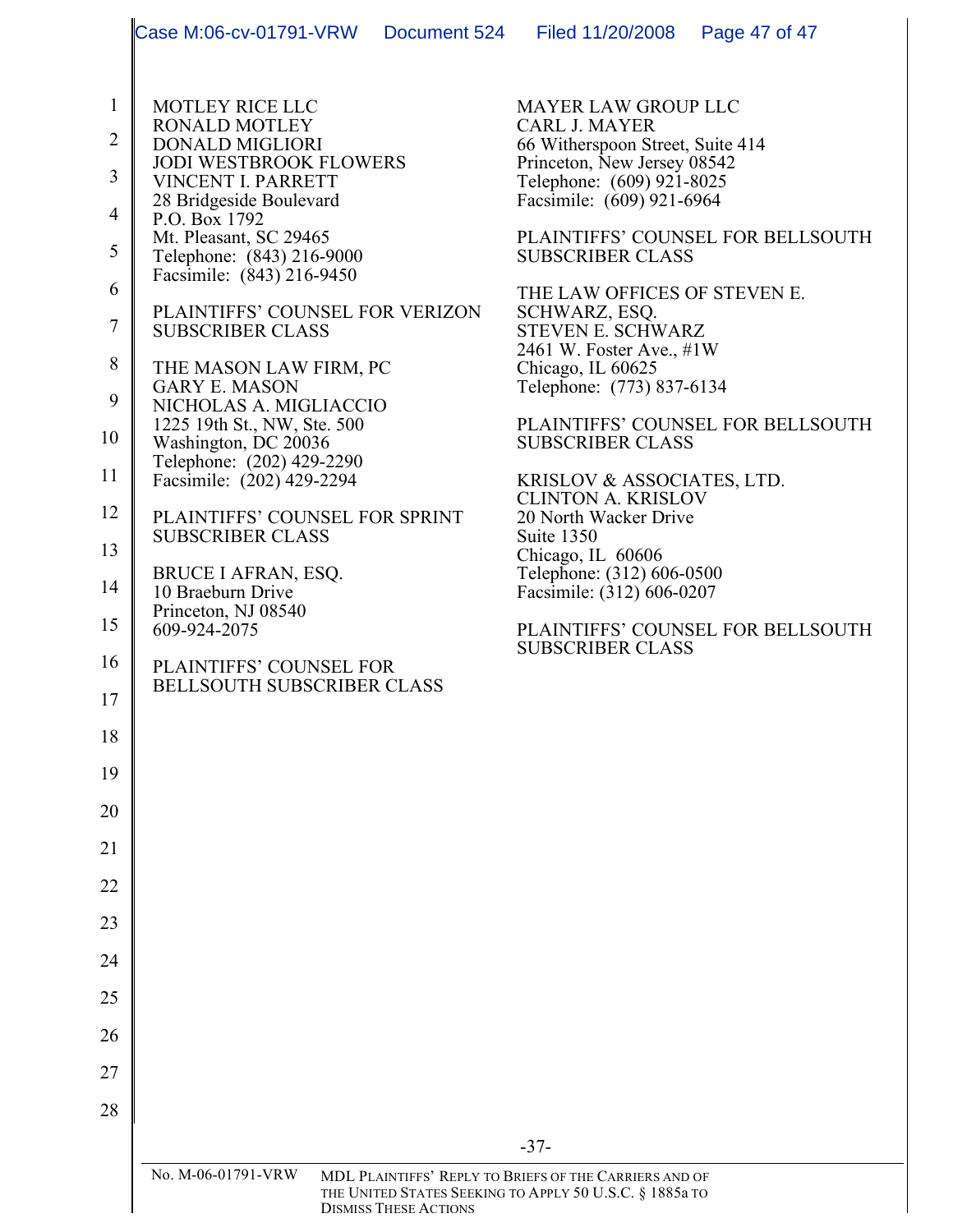MOTLEY RICE LLC
RONALD MOTLEY
DONALD MIGLIORI
JODI WESTBROOK FLOWERS
VINCENT I. PARRETT
28 Bridgeside Boulevard
P.O. Box 1792
Mt. Pleasant, SC 29465
Telephone: (843) 216-9000
Facsimile: (843) 216-9450

PLAINTIFFS' COUNSEL FOR VERIZON SUBSCRIBER CLASS

THE MASON LAW FIRM, PC
GARY E. MASON
NICHOLAS A. MIGLIACCIO
1225 19th St., NW, Ste. 500
Washington, DC 20036
Telephone: (202) 429-2290
Facsimile: (202) 429-2294

PLAINTIFFS' COUNSEL FOR SPRINT SUBSCRIBER CLASS

BRUCE I AFRAN, ESQ.
10 Braeburn Drive
Princeton, NJ 08540
609-924-2075

PLAINTIFFS' COUNSEL FOR BELLSOUTH SUBSCRIBER CLASS

MAYER LAW GROUP LLC
CARL J. MAYER
66 Witherspoon Street, Suite 414
Princeton, New Jersey 08542
Telephone: (609) 921-8025
Facsimile: (609) 921-6964

PLAINTIFFS' COUNSEL FOR BELLSOUTH SUBSCRIBER CLASS

THE LAW OFFICES OF STEVEN E. SCHWARZ, ESQ.
STEVEN E. SCHWARZ
2461 W. Foster Ave., #1W
Chicago, IL 60625
Telephone: (773) 837-6134

PLAINTIFFS' COUNSEL FOR BELLSOUTH SUBSCRIBER CLASS

KRISLOV & ASSOCIATES, LTD.
CLINTON A. KRISLOV
20 North Wacker Drive
Suite 1350
Chicago, IL 60606
Telephone: (312) 606-0500
Facsimile: (312) 606-0207

PLAINTIFFS' COUNSEL FOR BELLSOUTH SUBSCRIBER CLASS

No. M-06-01791-VRW MDL PLAINTIFFS' REPLY TO BRIEFS OF THE CARRIERS AND OF THE UNITED STATES SEEKING TO APPLY 50 U.S.C. § 1885a TO DISMISS THESE ACTIONS